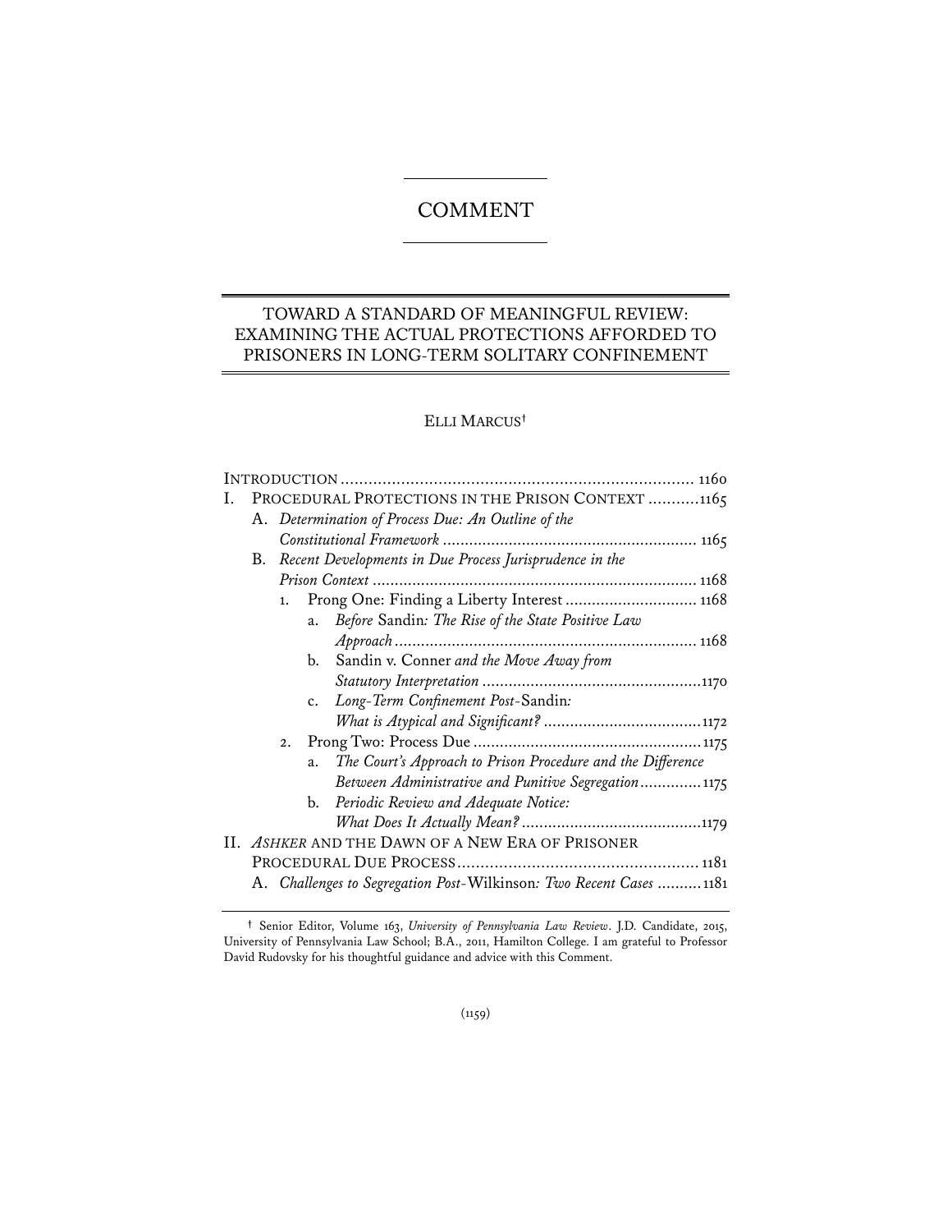# COMMENT

## TOWARD A STANDARD OF MEANINGFUL REVIEW: EXAMINING THE ACTUAL PROTECTIONS AFFORDED TO PRISONERS IN LONG-TERM SOLITARY CONFINEMENT

ELLI MARCUS[†]

INTRODUCTION .......... 1160

I. PROCEDURAL PROTECTIONS IN THE PRISON CONTEXT .......... 1165
   - A. *Determination of Process Due: An Outline of the Constitutional Framework* .......... 1165
   - B. *Recent Developments in Due Process Jurisprudence in the Prison Context* .......... 1168
     1. Prong One: Finding a Liberty Interest .......... 1168
        - a. *Before* Sandin*: The Rise of the State Positive Law Approach* .......... 1168
        - b. Sandin v. Conner *and the Move Away from Statutory Interpretation* .......... 1170
        - c. *Long-Term Confinement Post-*Sandin*: What is Atypical and Significant?* .......... 1172
     2. Prong Two: Process Due .......... 1175
        - a. *The Court's Approach to Prison Procedure and the Difference Between Administrative and Punitive Segregation* .......... 1175
        - b. *Periodic Review and Adequate Notice: What Does It Actually Mean?* .......... 1179

II. *ASHKER* AND THE DAWN OF A NEW ERA OF PRISONER PROCEDURAL DUE PROCESS .......... 1181
   - A. *Challenges to Segregation Post-*Wilkinson*: Two Recent Cases* .......... 1181

† Senior Editor, Volume 163, *University of Pennsylvania Law Review*. J.D. Candidate, 2015, University of Pennsylvania Law School; B.A., 2011, Hamilton College. I am grateful to Professor David Rudovsky for his thoughtful guidance and advice with this Comment.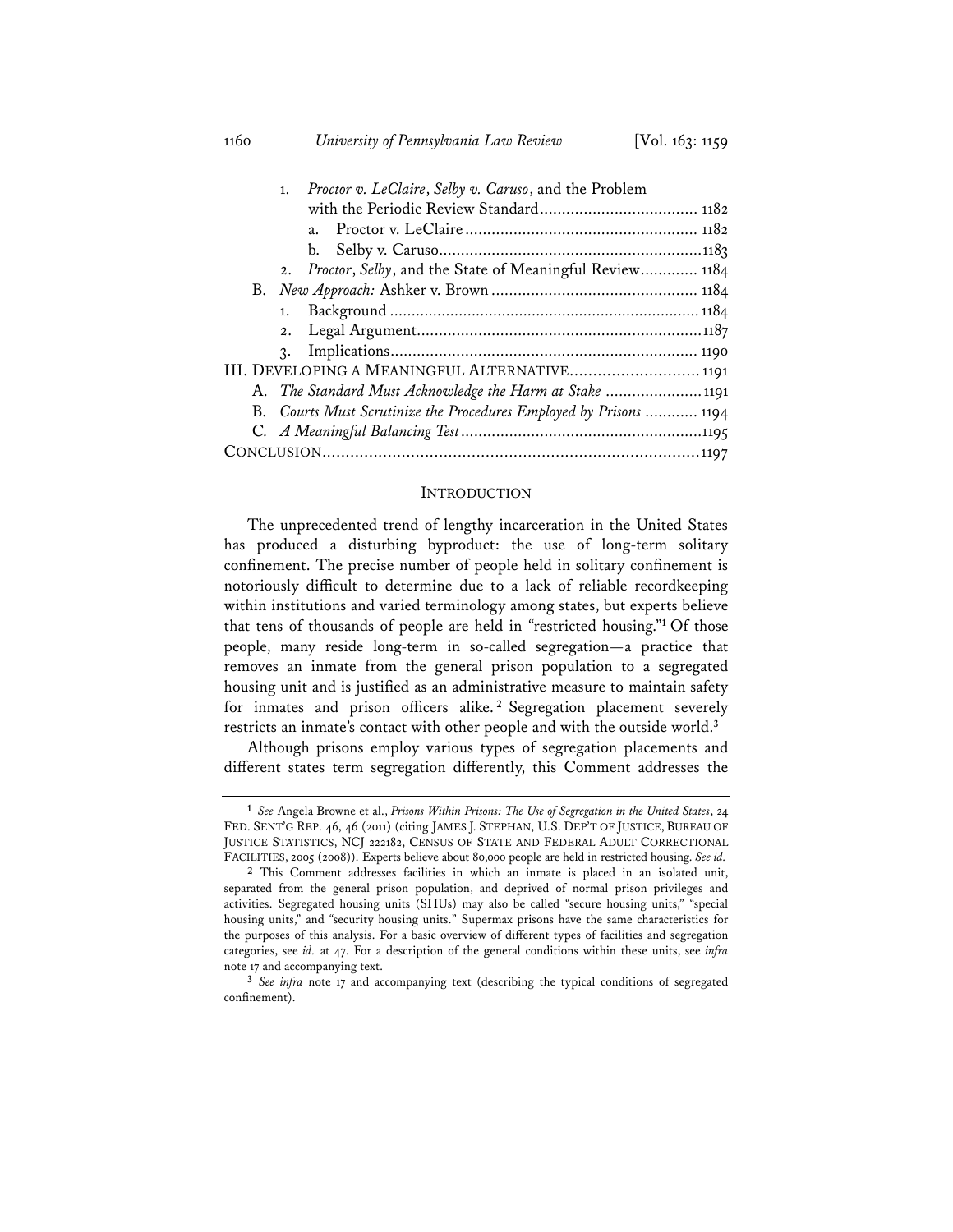1. *Proctor v. LeClaire*, *Selby v. Caruso*, and the Problem with the Periodic Review Standard .................................... 1182
   a. Proctor v. LeClaire ..................................................... 1182
   b. Selby v. Caruso ........................................................... 1183
2. *Proctor*, *Selby*, and the State of Meaningful Review ............. 1184

B. *New Approach:* Ashker v. Brown ............................................... 1184
   1. Background ....................................................................... 1184
   2. Legal Argument ................................................................. 1187
   3. Implications ...................................................................... 1190

III. DEVELOPING A MEANINGFUL ALTERNATIVE ............................. 1191
   A. *The Standard Must Acknowledge the Harm at Stake* ...................... 1191
   B. *Courts Must Scrutinize the Procedures Employed by Prisons* ............ 1194
   C. *A Meaningful Balancing Test* ...................................................... 1195

CONCLUSION ................................................................................... 1197

## INTRODUCTION

The unprecedented trend of lengthy incarceration in the United States has produced a disturbing byproduct: the use of long-term solitary confinement. The precise number of people held in solitary confinement is notoriously difficult to determine due to a lack of reliable recordkeeping within institutions and varied terminology among states, but experts believe that tens of thousands of people are held in "restricted housing."[1] Of those people, many reside long-term in so-called segregation—a practice that removes an inmate from the general prison population to a segregated housing unit and is justified as an administrative measure to maintain safety for inmates and prison officers alike.[2] Segregation placement severely restricts an inmate's contact with other people and with the outside world.[3]

Although prisons employ various types of segregation placements and different states term segregation differently, this Comment addresses the

---

[1] *See* Angela Browne et al., *Prisons Within Prisons: The Use of Segregation in the United States*, 24 FED. SENT'G REP. 46, 46 (2011) (citing JAMES J. STEPHAN, U.S. DEP'T OF JUSTICE, BUREAU OF JUSTICE STATISTICS, NCJ 222182, CENSUS OF STATE AND FEDERAL ADULT CORRECTIONAL FACILITIES, 2005 (2008)). Experts believe about 80,000 people are held in restricted housing. *See id.*

[2] This Comment addresses facilities in which an inmate is placed in an isolated unit, separated from the general prison population, and deprived of normal prison privileges and activities. Segregated housing units (SHUs) may also be called "secure housing units," "special housing units," and "security housing units." Supermax prisons have the same characteristics for the purposes of this analysis. For a basic overview of different types of facilities and segregation categories, see *id.* at 47. For a description of the general conditions within these units, see *infra* note 17 and accompanying text.

[3] *See infra* note 17 and accompanying text (describing the typical conditions of segregated confinement).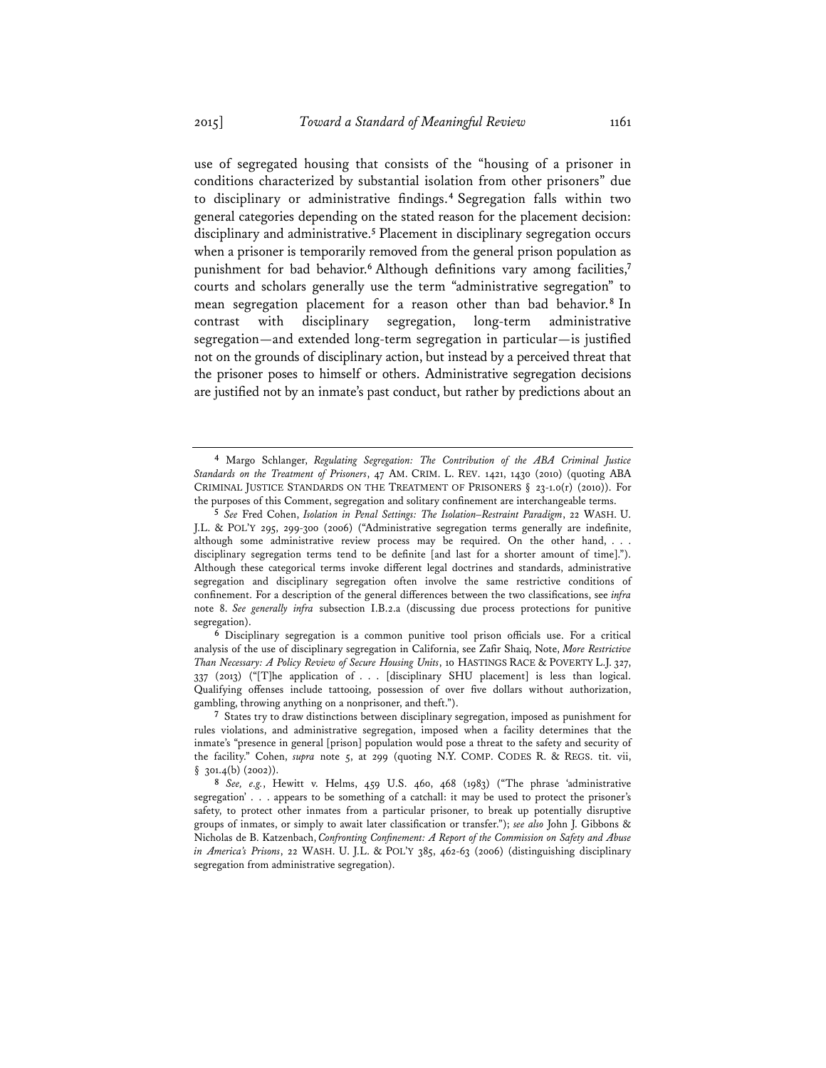use of segregated housing that consists of the "housing of a prisoner in conditions characterized by substantial isolation from other prisoners" due to disciplinary or administrative findings.[4] Segregation falls within two general categories depending on the stated reason for the placement decision: disciplinary and administrative.[5] Placement in disciplinary segregation occurs when a prisoner is temporarily removed from the general prison population as punishment for bad behavior.[6] Although definitions vary among facilities,[7] courts and scholars generally use the term "administrative segregation" to mean segregation placement for a reason other than bad behavior.[8] In contrast with disciplinary segregation, long-term administrative segregation—and extended long-term segregation in particular—is justified not on the grounds of disciplinary action, but instead by a perceived threat that the prisoner poses to himself or others. Administrative segregation decisions are justified not by an inmate's past conduct, but rather by predictions about an

---

[4] Margo Schlanger, *Regulating Segregation: The Contribution of the ABA Criminal Justice Standards on the Treatment of Prisoners*, 47 AM. CRIM. L. REV. 1421, 1430 (2010) (quoting ABA CRIMINAL JUSTICE STANDARDS ON THE TREATMENT OF PRISONERS § 23-1.0(r) (2010)). For the purposes of this Comment, segregation and solitary confinement are interchangeable terms.

[5] *See* Fred Cohen, *Isolation in Penal Settings: The Isolation–Restraint Paradigm*, 22 WASH. U. J.L. & POL'Y 295, 299-300 (2006) ("Administrative segregation terms generally are indefinite, although some administrative review process may be required. On the other hand, . . . disciplinary segregation terms tend to be definite [and last for a shorter amount of time]."). Although these categorical terms invoke different legal doctrines and standards, administrative segregation and disciplinary segregation often involve the same restrictive conditions of confinement. For a description of the general differences between the two classifications, see *infra* note 8. *See generally infra* subsection I.B.2.a (discussing due process protections for punitive segregation).

[6] Disciplinary segregation is a common punitive tool prison officials use. For a critical analysis of the use of disciplinary segregation in California, see Zafir Shaiq, Note, *More Restrictive Than Necessary: A Policy Review of Secure Housing Units*, 10 HASTINGS RACE & POVERTY L.J. 327, 337 (2013) ("[T]he application of . . . [disciplinary SHU placement] is less than logical. Qualifying offenses include tattooing, possession of over five dollars without authorization, gambling, throwing anything on a nonprisoner, and theft.").

[7] States try to draw distinctions between disciplinary segregation, imposed as punishment for rules violations, and administrative segregation, imposed when a facility determines that the inmate's "presence in general [prison] population would pose a threat to the safety and security of the facility." Cohen, *supra* note 5, at 299 (quoting N.Y. COMP. CODES R. & REGS. tit. vii, § 301.4(b) (2002)).

[8] *See, e.g.*, Hewitt v. Helms, 459 U.S. 460, 468 (1983) ("The phrase 'administrative segregation' . . . appears to be something of a catchall: it may be used to protect the prisoner's safety, to protect other inmates from a particular prisoner, to break up potentially disruptive groups of inmates, or simply to await later classification or transfer."); *see also* John J. Gibbons & Nicholas de B. Katzenbach, *Confronting Confinement: A Report of the Commission on Safety and Abuse in America's Prisons*, 22 WASH. U. J.L. & POL'Y 385, 462-63 (2006) (distinguishing disciplinary segregation from administrative segregation).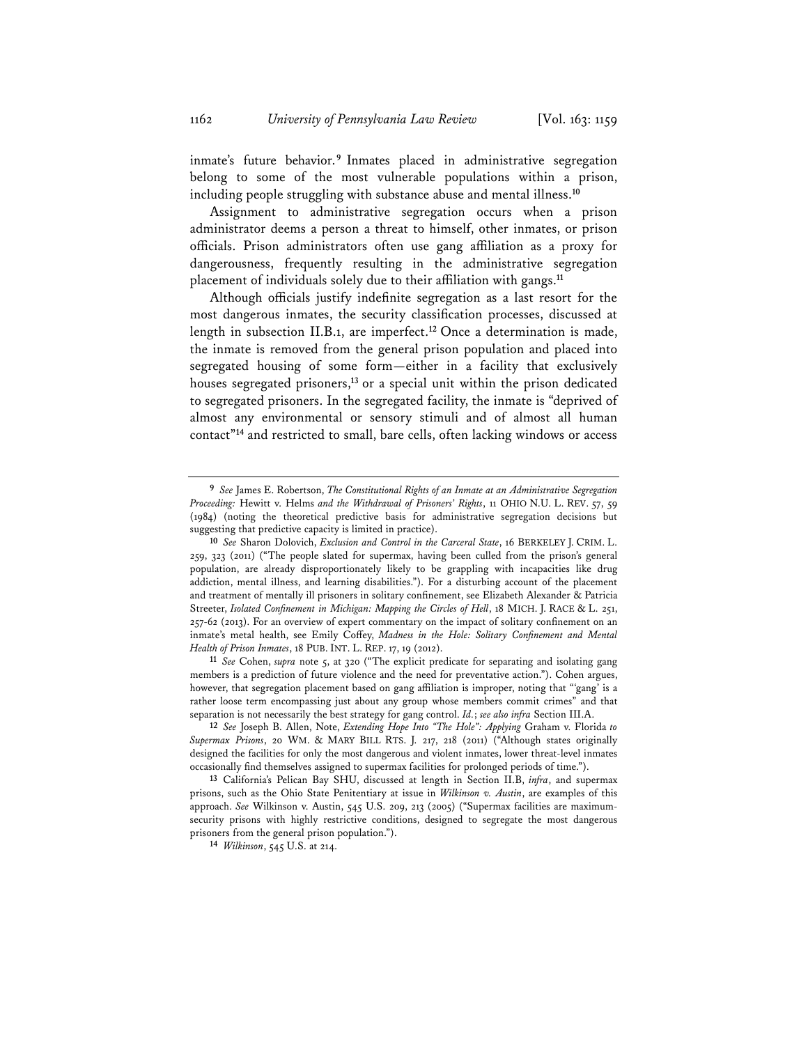inmate's future behavior.[9] Inmates placed in administrative segregation belong to some of the most vulnerable populations within a prison, including people struggling with substance abuse and mental illness.[10]

Assignment to administrative segregation occurs when a prison administrator deems a person a threat to himself, other inmates, or prison officials. Prison administrators often use gang affiliation as a proxy for dangerousness, frequently resulting in the administrative segregation placement of individuals solely due to their affiliation with gangs.[11]

Although officials justify indefinite segregation as a last resort for the most dangerous inmates, the security classification processes, discussed at length in subsection II.B.1, are imperfect.[12] Once a determination is made, the inmate is removed from the general prison population and placed into segregated housing of some form—either in a facility that exclusively houses segregated prisoners,[13] or a special unit within the prison dedicated to segregated prisoners. In the segregated facility, the inmate is "deprived of almost any environmental or sensory stimuli and of almost all human contact"[14] and restricted to small, bare cells, often lacking windows or access

---

[9] *See* James E. Robertson, *The Constitutional Rights of an Inmate at an Administrative Segregation Proceeding:* Hewitt v. Helms *and the Withdrawal of Prisoners' Rights*, 11 OHIO N.U. L. REV. 57, 59 (1984) (noting the theoretical predictive basis for administrative segregation decisions but suggesting that predictive capacity is limited in practice).

[10] *See* Sharon Dolovich, *Exclusion and Control in the Carceral State*, 16 BERKELEY J. CRIM. L. 259, 323 (2011) ("The people slated for supermax, having been culled from the prison's general population, are already disproportionately likely to be grappling with incapacities like drug addiction, mental illness, and learning disabilities."). For a disturbing account of the placement and treatment of mentally ill prisoners in solitary confinement, see Elizabeth Alexander & Patricia Streeter, *Isolated Confinement in Michigan: Mapping the Circles of Hell*, 18 MICH. J. RACE & L. 251, 257-62 (2013). For an overview of expert commentary on the impact of solitary confinement on an inmate's metal health, see Emily Coffey, *Madness in the Hole: Solitary Confinement and Mental Health of Prison Inmates*, 18 PUB. INT. L. REP. 17, 19 (2012).

[11] *See* Cohen, *supra* note 5, at 320 ("The explicit predicate for separating and isolating gang members is a prediction of future violence and the need for preventative action."). Cohen argues, however, that segregation placement based on gang affiliation is improper, noting that "'gang' is a rather loose term encompassing just about any group whose members commit crimes" and that separation is not necessarily the best strategy for gang control. *Id.*; *see also infra* Section III.A.

[12] *See* Joseph B. Allen, Note, *Extending Hope Into "The Hole": Applying* Graham v. Florida *to Supermax Prisons*, 20 WM. & MARY BILL RTS. J. 217, 218 (2011) ("Although states originally designed the facilities for only the most dangerous and violent inmates, lower threat-level inmates occasionally find themselves assigned to supermax facilities for prolonged periods of time.").

[13] California's Pelican Bay SHU, discussed at length in Section II.B, *infra*, and supermax prisons, such as the Ohio State Penitentiary at issue in *Wilkinson v. Austin*, are examples of this approach. *See* Wilkinson v. Austin, 545 U.S. 209, 213 (2005) ("Supermax facilities are maximum-security prisons with highly restrictive conditions, designed to segregate the most dangerous prisoners from the general prison population.").

[14] *Wilkinson*, 545 U.S. at 214.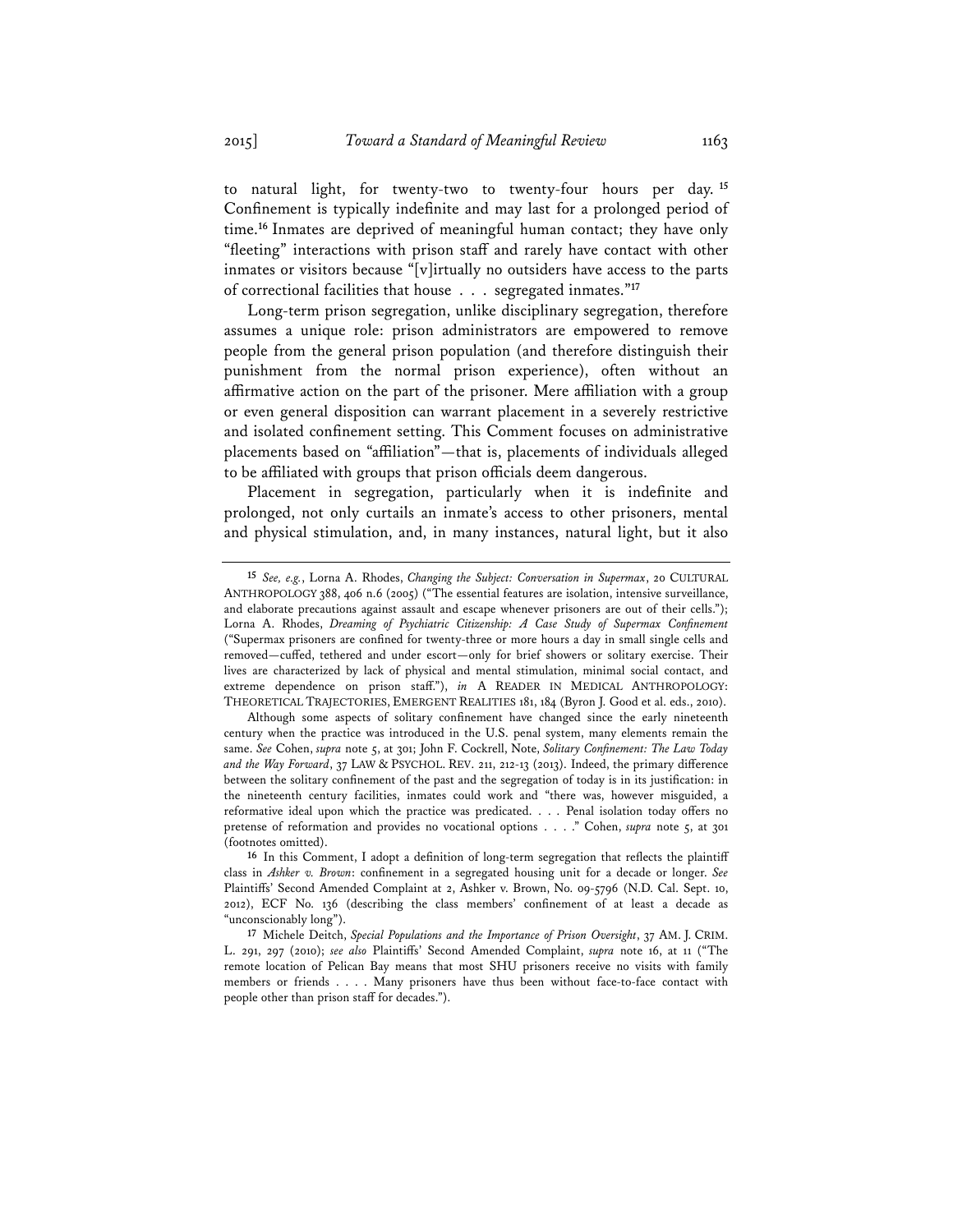to natural light, for twenty-two to twenty-four hours per day.[15] Confinement is typically indefinite and may last for a prolonged period of time.[16] Inmates are deprived of meaningful human contact; they have only "fleeting" interactions with prison staff and rarely have contact with other inmates or visitors because "[v]irtually no outsiders have access to the parts of correctional facilities that house . . . segregated inmates."[17]

Long-term prison segregation, unlike disciplinary segregation, therefore assumes a unique role: prison administrators are empowered to remove people from the general prison population (and therefore distinguish their punishment from the normal prison experience), often without an affirmative action on the part of the prisoner. Mere affiliation with a group or even general disposition can warrant placement in a severely restrictive and isolated confinement setting. This Comment focuses on administrative placements based on "affiliation"—that is, placements of individuals alleged to be affiliated with groups that prison officials deem dangerous.

Placement in segregation, particularly when it is indefinite and prolonged, not only curtails an inmate's access to other prisoners, mental and physical stimulation, and, in many instances, natural light, but it also

---

[15] *See, e.g.*, Lorna A. Rhodes, *Changing the Subject: Conversation in Supermax*, 20 CULTURAL ANTHROPOLOGY 388, 406 n.6 (2005) ("The essential features are isolation, intensive surveillance, and elaborate precautions against assault and escape whenever prisoners are out of their cells."); Lorna A. Rhodes, *Dreaming of Psychiatric Citizenship: A Case Study of Supermax Confinement* ("Supermax prisoners are confined for twenty-three or more hours a day in small single cells and removed—cuffed, tethered and under escort—only for brief showers or solitary exercise. Their lives are characterized by lack of physical and mental stimulation, minimal social contact, and extreme dependence on prison staff."), *in* A READER IN MEDICAL ANTHROPOLOGY: THEORETICAL TRAJECTORIES, EMERGENT REALITIES 181, 184 (Byron J. Good et al. eds., 2010).

Although some aspects of solitary confinement have changed since the early nineteenth century when the practice was introduced in the U.S. penal system, many elements remain the same. *See* Cohen, *supra* note 5, at 301; John F. Cockrell, Note, *Solitary Confinement: The Law Today and the Way Forward*, 37 LAW & PSYCHOL. REV. 211, 212-13 (2013). Indeed, the primary difference between the solitary confinement of the past and the segregation of today is in its justification: in the nineteenth century facilities, inmates could work and "there was, however misguided, a reformative ideal upon which the practice was predicated. . . . Penal isolation today offers no pretense of reformation and provides no vocational options . . . ." Cohen, *supra* note 5, at 301 (footnotes omitted).

[16] In this Comment, I adopt a definition of long-term segregation that reflects the plaintiff class in *Ashker v. Brown*: confinement in a segregated housing unit for a decade or longer. *See* Plaintiffs' Second Amended Complaint at 2, Ashker v. Brown, No. 09-5796 (N.D. Cal. Sept. 10, 2012), ECF No. 136 (describing the class members' confinement of at least a decade as "unconscionably long").

[17] Michele Deitch, *Special Populations and the Importance of Prison Oversight*, 37 AM. J. CRIM. L. 291, 297 (2010); *see also* Plaintiffs' Second Amended Complaint, *supra* note 16, at 11 ("The remote location of Pelican Bay means that most SHU prisoners receive no visits with family members or friends . . . . Many prisoners have thus been without face-to-face contact with people other than prison staff for decades.").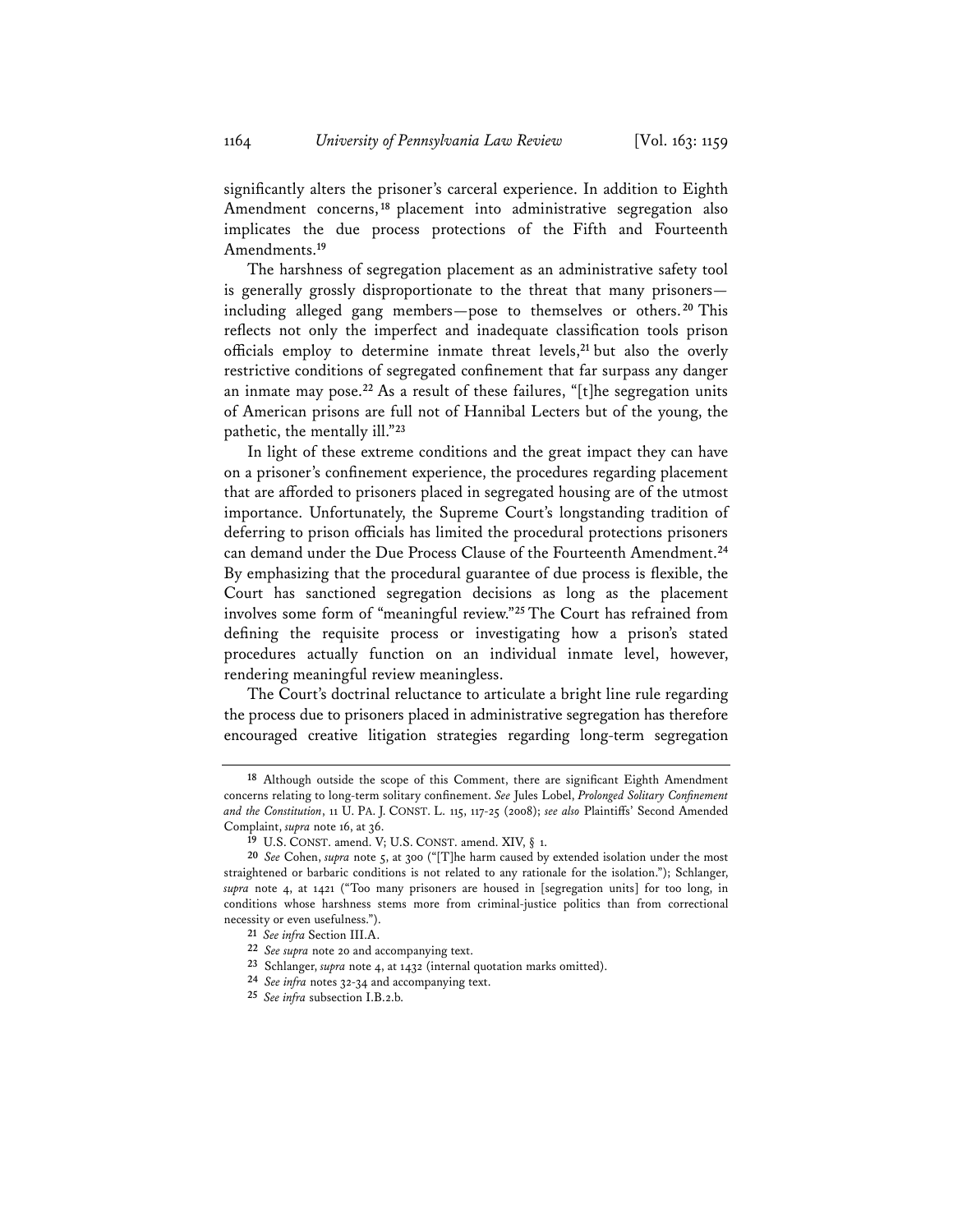significantly alters the prisoner's carceral experience. In addition to Eighth Amendment concerns,[18] placement into administrative segregation also implicates the due process protections of the Fifth and Fourteenth Amendments.[19]

The harshness of segregation placement as an administrative safety tool is generally grossly disproportionate to the threat that many prisoners—including alleged gang members—pose to themselves or others.[20] This reflects not only the imperfect and inadequate classification tools prison officials employ to determine inmate threat levels,[21] but also the overly restrictive conditions of segregated confinement that far surpass any danger an inmate may pose.[22] As a result of these failures, "[t]he segregation units of American prisons are full not of Hannibal Lecters but of the young, the pathetic, the mentally ill."[23]

In light of these extreme conditions and the great impact they can have on a prisoner's confinement experience, the procedures regarding placement that are afforded to prisoners placed in segregated housing are of the utmost importance. Unfortunately, the Supreme Court's longstanding tradition of deferring to prison officials has limited the procedural protections prisoners can demand under the Due Process Clause of the Fourteenth Amendment.[24] By emphasizing that the procedural guarantee of due process is flexible, the Court has sanctioned segregation decisions as long as the placement involves some form of "meaningful review."[25] The Court has refrained from defining the requisite process or investigating how a prison's stated procedures actually function on an individual inmate level, however, rendering meaningful review meaningless.

The Court's doctrinal reluctance to articulate a bright line rule regarding the process due to prisoners placed in administrative segregation has therefore encouraged creative litigation strategies regarding long-term segregation

---

[18] Although outside the scope of this Comment, there are significant Eighth Amendment concerns relating to long-term solitary confinement. *See* Jules Lobel, *Prolonged Solitary Confinement and the Constitution*, 11 U. PA. J. CONST. L. 115, 117-25 (2008); *see also* Plaintiffs' Second Amended Complaint, *supra* note 16, at 36.

[19] U.S. CONST. amend. V; U.S. CONST. amend. XIV, § 1.

[20] *See* Cohen, *supra* note 5, at 300 ("[T]he harm caused by extended isolation under the most straightened or barbaric conditions is not related to any rationale for the isolation."); Schlanger, *supra* note 4, at 1421 ("Too many prisoners are housed in [segregation units] for too long, in conditions whose harshness stems more from criminal-justice politics than from correctional necessity or even usefulness.").

[21] *See infra* Section III.A.

[22] *See supra* note 20 and accompanying text.

[23] Schlanger, *supra* note 4, at 1432 (internal quotation marks omitted).

[24] *See infra* notes 32-34 and accompanying text.

[25] *See infra* subsection I.B.2.b.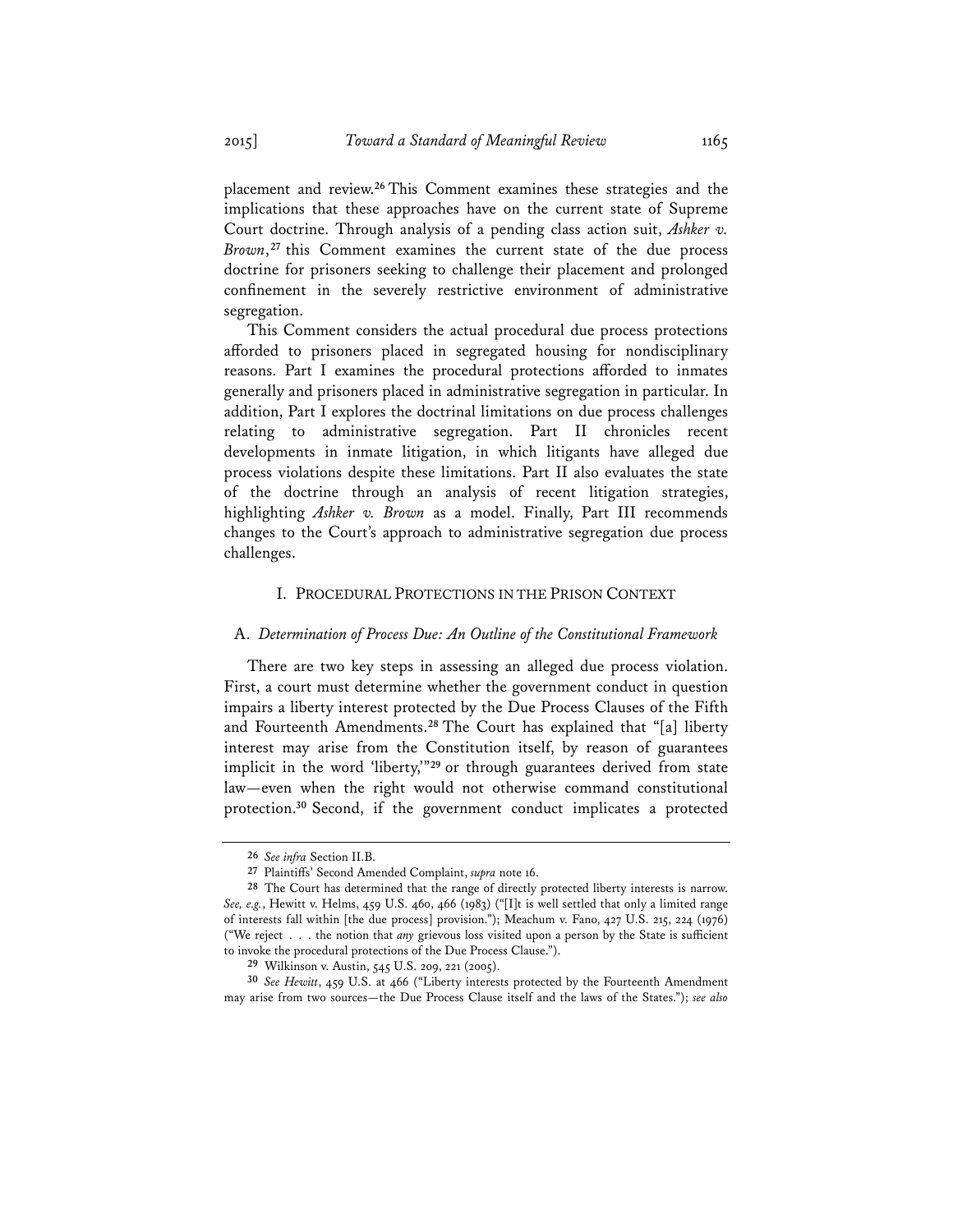placement and review.[26] This Comment examines these strategies and the implications that these approaches have on the current state of Supreme Court doctrine. Through analysis of a pending class action suit, *Ashker v. Brown*,[27] this Comment examines the current state of the due process doctrine for prisoners seeking to challenge their placement and prolonged confinement in the severely restrictive environment of administrative segregation.

This Comment considers the actual procedural due process protections afforded to prisoners placed in segregated housing for nondisciplinary reasons. Part I examines the procedural protections afforded to inmates generally and prisoners placed in administrative segregation in particular. In addition, Part I explores the doctrinal limitations on due process challenges relating to administrative segregation. Part II chronicles recent developments in inmate litigation, in which litigants have alleged due process violations despite these limitations. Part II also evaluates the state of the doctrine through an analysis of recent litigation strategies, highlighting *Ashker v. Brown* as a model. Finally, Part III recommends changes to the Court's approach to administrative segregation due process challenges.

## I. PROCEDURAL PROTECTIONS IN THE PRISON CONTEXT

### A. *Determination of Process Due: An Outline of the Constitutional Framework*

There are two key steps in assessing an alleged due process violation. First, a court must determine whether the government conduct in question impairs a liberty interest protected by the Due Process Clauses of the Fifth and Fourteenth Amendments.[28] The Court has explained that "[a] liberty interest may arise from the Constitution itself, by reason of guarantees implicit in the word 'liberty,'"[29] or through guarantees derived from state law—even when the right would not otherwise command constitutional protection.[30] Second, if the government conduct implicates a protected

---

[26] *See infra* Section II.B.

[27] Plaintiffs' Second Amended Complaint, *supra* note 16.

[28] The Court has determined that the range of directly protected liberty interests is narrow. *See, e.g.*, Hewitt v. Helms, 459 U.S. 460, 466 (1983) ("[I]t is well settled that only a limited range of interests fall within [the due process] provision."); Meachum v. Fano, 427 U.S. 215, 224 (1976) ("We reject . . . the notion that *any* grievous loss visited upon a person by the State is sufficient to invoke the procedural protections of the Due Process Clause.").

[29] Wilkinson v. Austin, 545 U.S. 209, 221 (2005).

[30] *See Hewitt*, 459 U.S. at 466 ("Liberty interests protected by the Fourteenth Amendment may arise from two sources—the Due Process Clause itself and the laws of the States."); *see also*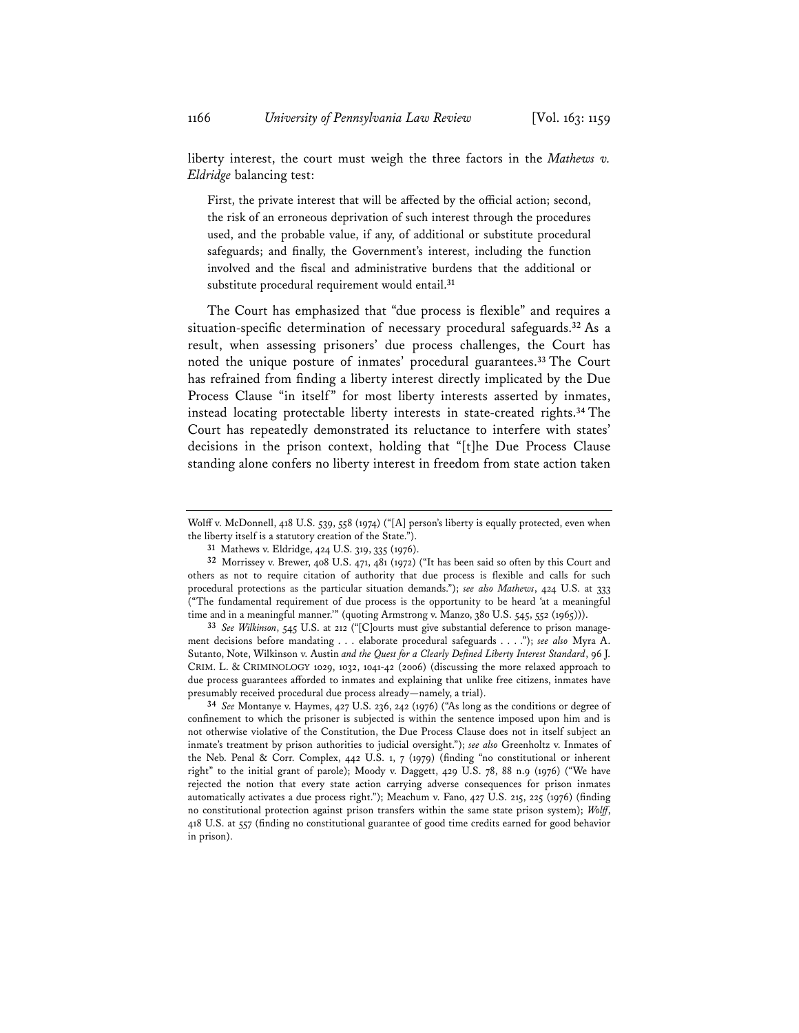liberty interest, the court must weigh the three factors in the *Mathews v. Eldridge* balancing test:

> First, the private interest that will be affected by the official action; second, the risk of an erroneous deprivation of such interest through the procedures used, and the probable value, if any, of additional or substitute procedural safeguards; and finally, the Government's interest, including the function involved and the fiscal and administrative burdens that the additional or substitute procedural requirement would entail.[31]

The Court has emphasized that "due process is flexible" and requires a situation-specific determination of necessary procedural safeguards.[32] As a result, when assessing prisoners' due process challenges, the Court has noted the unique posture of inmates' procedural guarantees.[33] The Court has refrained from finding a liberty interest directly implicated by the Due Process Clause "in itself" for most liberty interests asserted by inmates, instead locating protectable liberty interests in state-created rights.[34] The Court has repeatedly demonstrated its reluctance to interfere with states' decisions in the prison context, holding that "[t]he Due Process Clause standing alone confers no liberty interest in freedom from state action taken

---

Wolff v. McDonnell, 418 U.S. 539, 558 (1974) ("[A] person's liberty is equally protected, even when the liberty itself is a statutory creation of the State.").

[31] Mathews v. Eldridge, 424 U.S. 319, 335 (1976).

[32] Morrissey v. Brewer, 408 U.S. 471, 481 (1972) ("It has been said so often by this Court and others as not to require citation of authority that due process is flexible and calls for such procedural protections as the particular situation demands."); *see also Mathews*, 424 U.S. at 333 ("The fundamental requirement of due process is the opportunity to be heard 'at a meaningful time and in a meaningful manner.'" (quoting Armstrong v. Manzo, 380 U.S. 545, 552 (1965))).

[33] *See Wilkinson*, 545 U.S. at 212 ("[C]ourts must give substantial deference to prison management decisions before mandating . . . elaborate procedural safeguards . . . ."); *see also* Myra A. Sutanto, Note, Wilkinson v. Austin *and the Quest for a Clearly Defined Liberty Interest Standard*, 96 J. CRIM. L. & CRIMINOLOGY 1029, 1032, 1041-42 (2006) (discussing the more relaxed approach to due process guarantees afforded to inmates and explaining that unlike free citizens, inmates have presumably received procedural due process already—namely, a trial).

[34] *See* Montanye v. Haymes, 427 U.S. 236, 242 (1976) ("As long as the conditions or degree of confinement to which the prisoner is subjected is within the sentence imposed upon him and is not otherwise violative of the Constitution, the Due Process Clause does not in itself subject an inmate's treatment by prison authorities to judicial oversight."); *see also* Greenholtz v. Inmates of the Neb. Penal & Corr. Complex, 442 U.S. 1, 7 (1979) (finding "no constitutional or inherent right" to the initial grant of parole); Moody v. Daggett, 429 U.S. 78, 88 n.9 (1976) ("We have rejected the notion that every state action carrying adverse consequences for prison inmates automatically activates a due process right."); Meachum v. Fano, 427 U.S. 215, 225 (1976) (finding no constitutional protection against prison transfers within the same state prison system); *Wolff*, 418 U.S. at 557 (finding no constitutional guarantee of good time credits earned for good behavior in prison).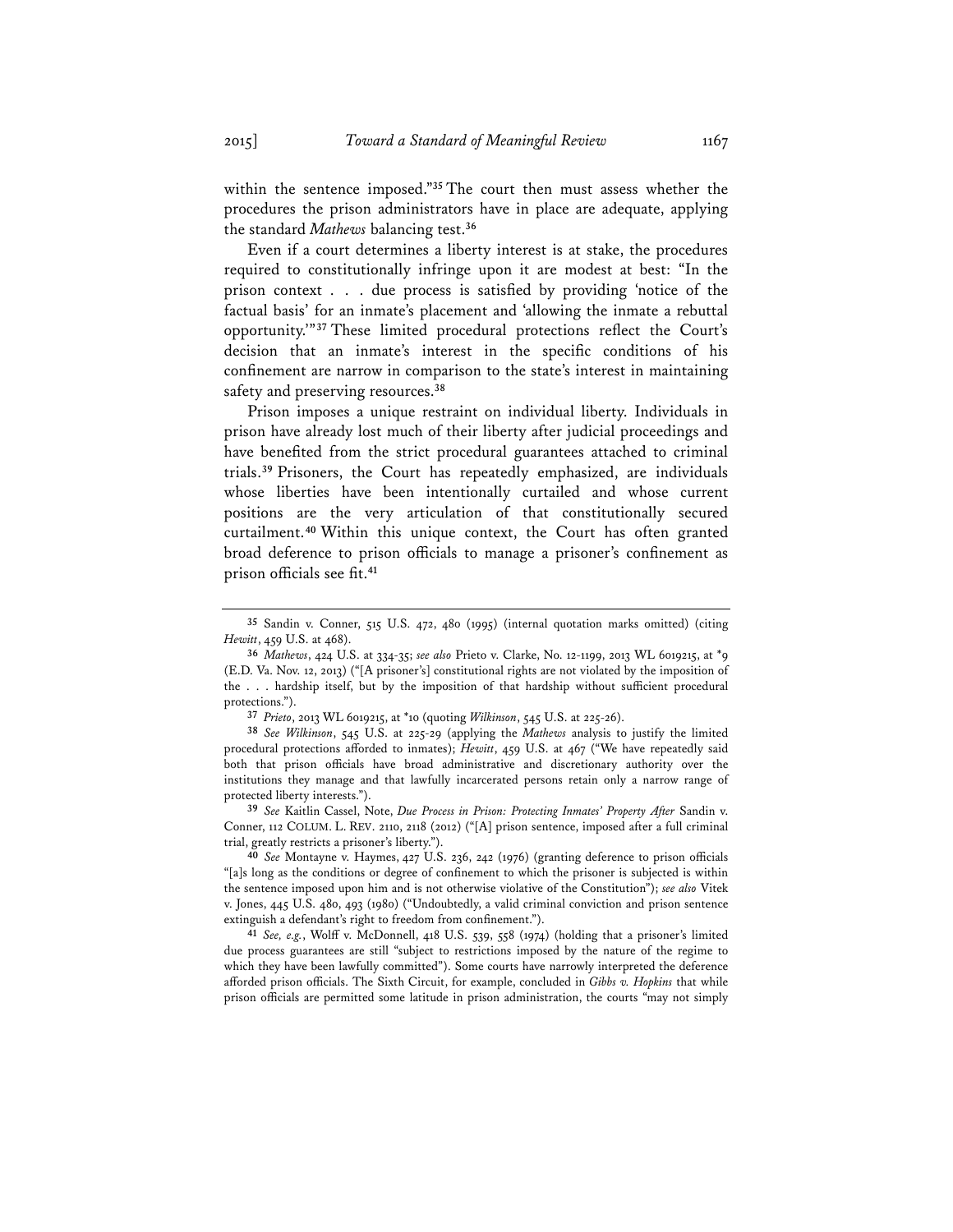within the sentence imposed."[35] The court then must assess whether the procedures the prison administrators have in place are adequate, applying the standard *Mathews* balancing test.[36]

Even if a court determines a liberty interest is at stake, the procedures required to constitutionally infringe upon it are modest at best: "In the prison context . . . due process is satisfied by providing 'notice of the factual basis' for an inmate's placement and 'allowing the inmate a rebuttal opportunity.'"[37] These limited procedural protections reflect the Court's decision that an inmate's interest in the specific conditions of his confinement are narrow in comparison to the state's interest in maintaining safety and preserving resources.[38]

Prison imposes a unique restraint on individual liberty. Individuals in prison have already lost much of their liberty after judicial proceedings and have benefited from the strict procedural guarantees attached to criminal trials.[39] Prisoners, the Court has repeatedly emphasized, are individuals whose liberties have been intentionally curtailed and whose current positions are the very articulation of that constitutionally secured curtailment.[40] Within this unique context, the Court has often granted broad deference to prison officials to manage a prisoner's confinement as prison officials see fit.[41]

---

35 Sandin v. Conner, 515 U.S. 472, 480 (1995) (internal quotation marks omitted) (citing *Hewitt*, 459 U.S. at 468).

36 *Mathews*, 424 U.S. at 334-35; *see also* Prieto v. Clarke, No. 12-1199, 2013 WL 6019215, at *9 (E.D. Va. Nov. 12, 2013) ("[A prisoner's] constitutional rights are not violated by the imposition of the . . . hardship itself, but by the imposition of that hardship without sufficient procedural protections.").

37 *Prieto*, 2013 WL 6019215, at *10 (quoting *Wilkinson*, 545 U.S. at 225-26).

38 *See Wilkinson*, 545 U.S. at 225-29 (applying the *Mathews* analysis to justify the limited procedural protections afforded to inmates); *Hewitt*, 459 U.S. at 467 ("We have repeatedly said both that prison officials have broad administrative and discretionary authority over the institutions they manage and that lawfully incarcerated persons retain only a narrow range of protected liberty interests.").

39 *See* Kaitlin Cassel, Note, *Due Process in Prison: Protecting Inmates' Property After* Sandin v. Conner, 112 COLUM. L. REV. 2110, 2118 (2012) ("[A] prison sentence, imposed after a full criminal trial, greatly restricts a prisoner's liberty.").

40 *See* Montayne v. Haymes, 427 U.S. 236, 242 (1976) (granting deference to prison officials "[a]s long as the conditions or degree of confinement to which the prisoner is subjected is within the sentence imposed upon him and is not otherwise violative of the Constitution"); *see also* Vitek v. Jones, 445 U.S. 480, 493 (1980) ("Undoubtedly, a valid criminal conviction and prison sentence extinguish a defendant's right to freedom from confinement.").

41 *See, e.g.*, Wolff v. McDonnell, 418 U.S. 539, 558 (1974) (holding that a prisoner's limited due process guarantees are still "subject to restrictions imposed by the nature of the regime to which they have been lawfully committed"). Some courts have narrowly interpreted the deference afforded prison officials. The Sixth Circuit, for example, concluded in *Gibbs v. Hopkins* that while prison officials are permitted some latitude in prison administration, the courts "may not simply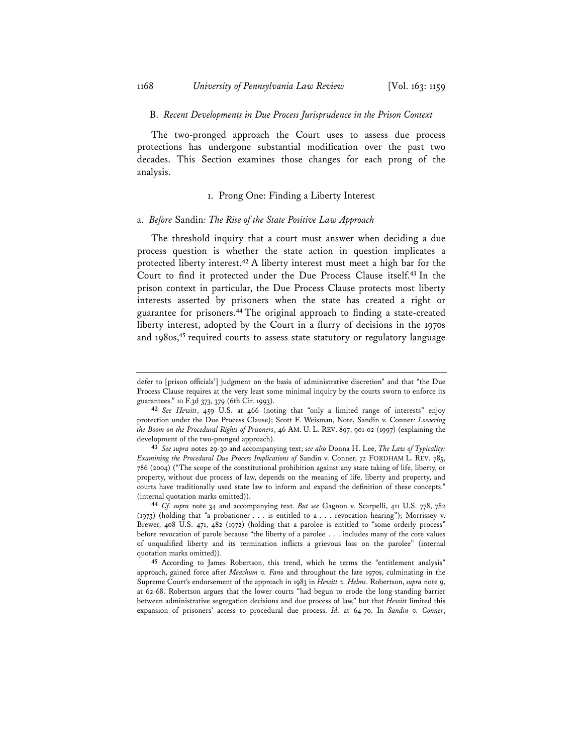### B. *Recent Developments in Due Process Jurisprudence in the Prison Context*

The two-pronged approach the Court uses to assess due process protections has undergone substantial modification over the past two decades. This Section examines those changes for each prong of the analysis.

#### 1. Prong One: Finding a Liberty Interest

##### a. *Before* Sandin*: The Rise of the State Positive Law Approach*

The threshold inquiry that a court must answer when deciding a due process question is whether the state action in question implicates a protected liberty interest.[42] A liberty interest must meet a high bar for the Court to find it protected under the Due Process Clause itself.[43] In the prison context in particular, the Due Process Clause protects most liberty interests asserted by prisoners when the state has created a right or guarantee for prisoners.[44] The original approach to finding a state-created liberty interest, adopted by the Court in a flurry of decisions in the 1970s and 1980s,[45] required courts to assess state statutory or regulatory language

---

defer to [prison officials'] judgment on the basis of administrative discretion" and that "the Due Process Clause requires at the very least some minimal inquiry by the courts sworn to enforce its guarantees." 10 F.3d 373, 379 (6th Cir. 1993).

[42] *See Hewitt*, 459 U.S. at 466 (noting that "only a limited range of interests" enjoy protection under the Due Process Clause); Scott F. Weisman, Note, Sandin v. Conner*: Lowering the Boom on the Procedural Rights of Prisoners*, 46 AM. U. L. REV. 897, 901-02 (1997) (explaining the development of the two-pronged approach).

[43] *See supra* notes 29-30 and accompanying text; *see also* Donna H. Lee, *The Law of Typicality: Examining the Procedural Due Process Implications of* Sandin v. Conner, 72 FORDHAM L. REV. 785, 786 (2004) ("The scope of the constitutional prohibition against any state taking of life, liberty, or property, without due process of law, depends on the meaning of life, liberty and property, and courts have traditionally used state law to inform and expand the definition of these concepts." (internal quotation marks omitted)).

[44] *Cf. supra* note 34 and accompanying text. *But see* Gagnon v. Scarpelli, 411 U.S. 778, 782 (1973) (holding that "a probationer . . . is entitled to a . . . revocation hearing"); Morrissey v. Brewer, 408 U.S. 471, 482 (1972) (holding that a parolee is entitled to "some orderly process" before revocation of parole because "the liberty of a parolee . . . includes many of the core values of unqualified liberty and its termination inflicts a grievous loss on the parolee" (internal quotation marks omitted)).

[45] According to James Robertson, this trend, which he terms the "entitlement analysis" approach, gained force after *Meachum v. Fano* and throughout the late 1970s, culminating in the Supreme Court's endorsement of the approach in 1983 in *Hewitt v. Helms*. Robertson, *supra* note 9, at 62-68. Robertson argues that the lower courts "had begun to erode the long-standing barrier between administrative segregation decisions and due process of law," but that *Hewitt* limited this expansion of prisoners' access to procedural due process. *Id.* at 64-70. In *Sandin v. Conner*,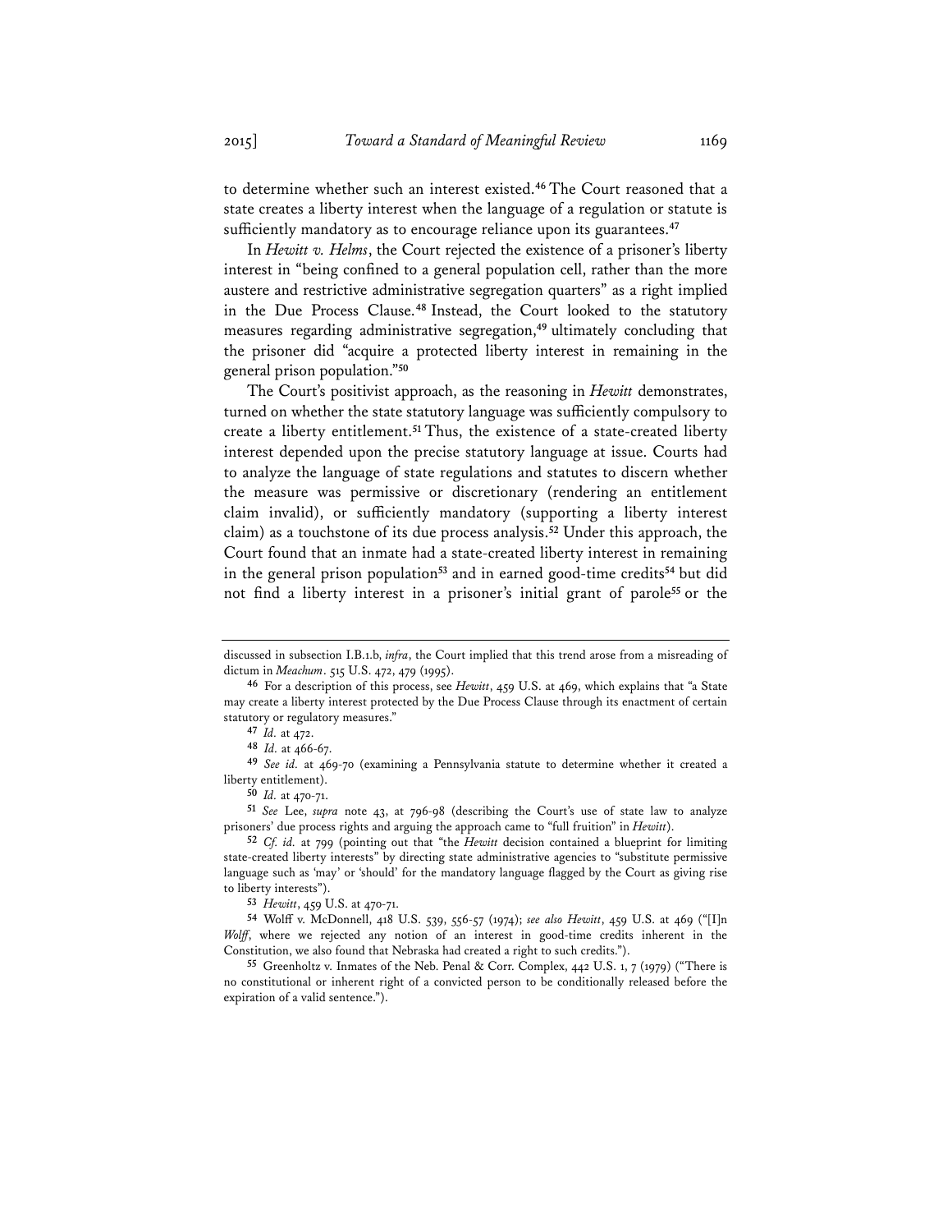to determine whether such an interest existed.[46] The Court reasoned that a state creates a liberty interest when the language of a regulation or statute is sufficiently mandatory as to encourage reliance upon its guarantees.[47]

In *Hewitt v. Helms*, the Court rejected the existence of a prisoner's liberty interest in "being confined to a general population cell, rather than the more austere and restrictive administrative segregation quarters" as a right implied in the Due Process Clause.[48] Instead, the Court looked to the statutory measures regarding administrative segregation,[49] ultimately concluding that the prisoner did "acquire a protected liberty interest in remaining in the general prison population."[50]

The Court's positivist approach, as the reasoning in *Hewitt* demonstrates, turned on whether the state statutory language was sufficiently compulsory to create a liberty entitlement.[51] Thus, the existence of a state-created liberty interest depended upon the precise statutory language at issue. Courts had to analyze the language of state regulations and statutes to discern whether the measure was permissive or discretionary (rendering an entitlement claim invalid), or sufficiently mandatory (supporting a liberty interest claim) as a touchstone of its due process analysis.[52] Under this approach, the Court found that an inmate had a state-created liberty interest in remaining in the general prison population[53] and in earned good-time credits[54] but did not find a liberty interest in a prisoner's initial grant of parole[55] or the

---

discussed in subsection I.B.1.b, *infra*, the Court implied that this trend arose from a misreading of dictum in *Meachum*. 515 U.S. 472, 479 (1995).

[46] For a description of this process, see *Hewitt*, 459 U.S. at 469, which explains that "a State may create a liberty interest protected by the Due Process Clause through its enactment of certain statutory or regulatory measures."

[47] *Id.* at 472.

[48] *Id.* at 466-67.

[49] *See id.* at 469-70 (examining a Pennsylvania statute to determine whether it created a liberty entitlement).

[50] *Id.* at 470-71.

[51] *See* Lee, *supra* note 43, at 796-98 (describing the Court's use of state law to analyze prisoners' due process rights and arguing the approach came to "full fruition" in *Hewitt*).

[52] *Cf. id.* at 799 (pointing out that "the *Hewitt* decision contained a blueprint for limiting state-created liberty interests" by directing state administrative agencies to "substitute permissive language such as 'may' or 'should' for the mandatory language flagged by the Court as giving rise to liberty interests").

[53] *Hewitt*, 459 U.S. at 470-71.

[54] Wolff v. McDonnell, 418 U.S. 539, 556-57 (1974); *see also Hewitt*, 459 U.S. at 469 ("[I]n *Wolff*, where we rejected any notion of an interest in good-time credits inherent in the Constitution, we also found that Nebraska had created a right to such credits.").

[55] Greenholtz v. Inmates of the Neb. Penal & Corr. Complex, 442 U.S. 1, 7 (1979) ("There is no constitutional or inherent right of a convicted person to be conditionally released before the expiration of a valid sentence.").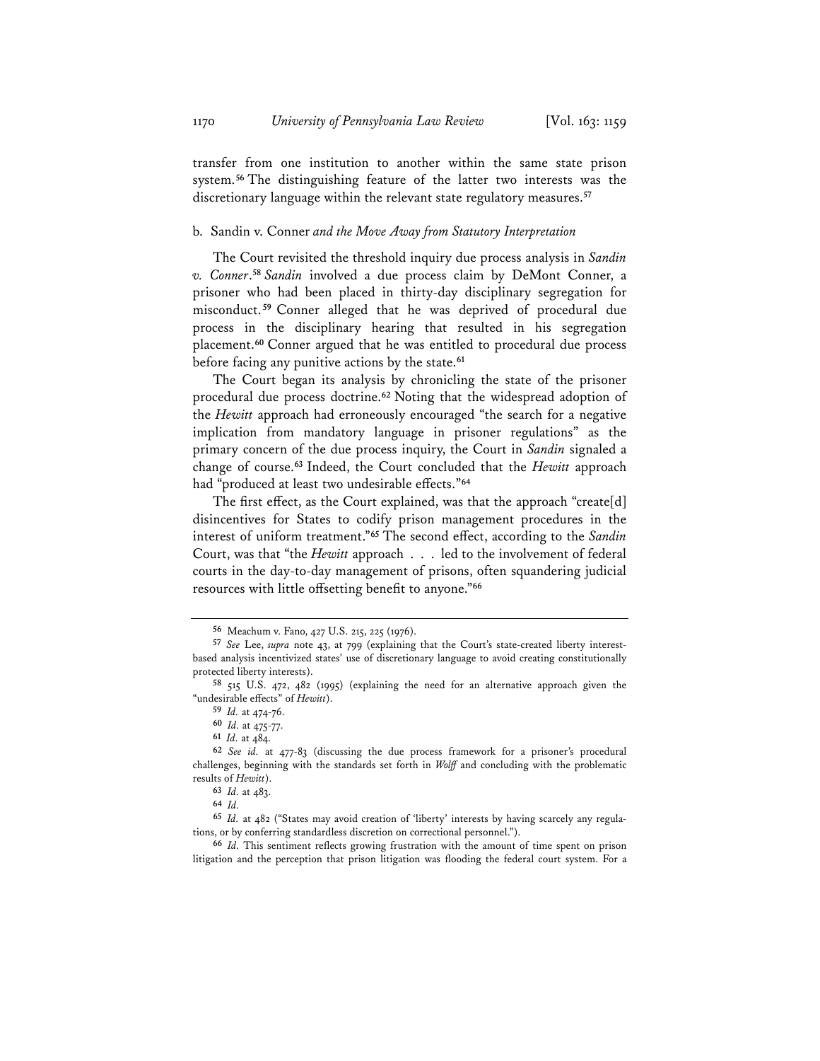transfer from one institution to another within the same state prison system.[56] The distinguishing feature of the latter two interests was the discretionary language within the relevant state regulatory measures.[57]

### b. Sandin v. Conner *and the Move Away from Statutory Interpretation*

The Court revisited the threshold inquiry due process analysis in *Sandin v. Conner*.[58] *Sandin* involved a due process claim by DeMont Conner, a prisoner who had been placed in thirty-day disciplinary segregation for misconduct.[59] Conner alleged that he was deprived of procedural due process in the disciplinary hearing that resulted in his segregation placement.[60] Conner argued that he was entitled to procedural due process before facing any punitive actions by the state.[61]

The Court began its analysis by chronicling the state of the prisoner procedural due process doctrine.[62] Noting that the widespread adoption of the *Hewitt* approach had erroneously encouraged "the search for a negative implication from mandatory language in prisoner regulations" as the primary concern of the due process inquiry, the Court in *Sandin* signaled a change of course.[63] Indeed, the Court concluded that the *Hewitt* approach had "produced at least two undesirable effects."[64]

The first effect, as the Court explained, was that the approach "create[d] disincentives for States to codify prison management procedures in the interest of uniform treatment."[65] The second effect, according to the *Sandin* Court, was that "the *Hewitt* approach . . . led to the involvement of federal courts in the day-to-day management of prisons, often squandering judicial resources with little offsetting benefit to anyone."[66]

---

[56] Meachum v. Fano, 427 U.S. 215, 225 (1976).

[57] *See* Lee, *supra* note 43, at 799 (explaining that the Court's state-created liberty interest-based analysis incentivized states' use of discretionary language to avoid creating constitutionally protected liberty interests).

[58] 515 U.S. 472, 482 (1995) (explaining the need for an alternative approach given the "undesirable effects" of *Hewitt*).

[59] *Id.* at 474-76.

[60] *Id.* at 475-77.

[61] *Id.* at 484.

[62] *See id.* at 477-83 (discussing the due process framework for a prisoner's procedural challenges, beginning with the standards set forth in *Wolff* and concluding with the problematic results of *Hewitt*).

[63] *Id.* at 483.

[64] *Id.*

[65] *Id.* at 482 ("States may avoid creation of 'liberty' interests by having scarcely any regulations, or by conferring standardless discretion on correctional personnel.").

[66] *Id.* This sentiment reflects growing frustration with the amount of time spent on prison litigation and the perception that prison litigation was flooding the federal court system. For a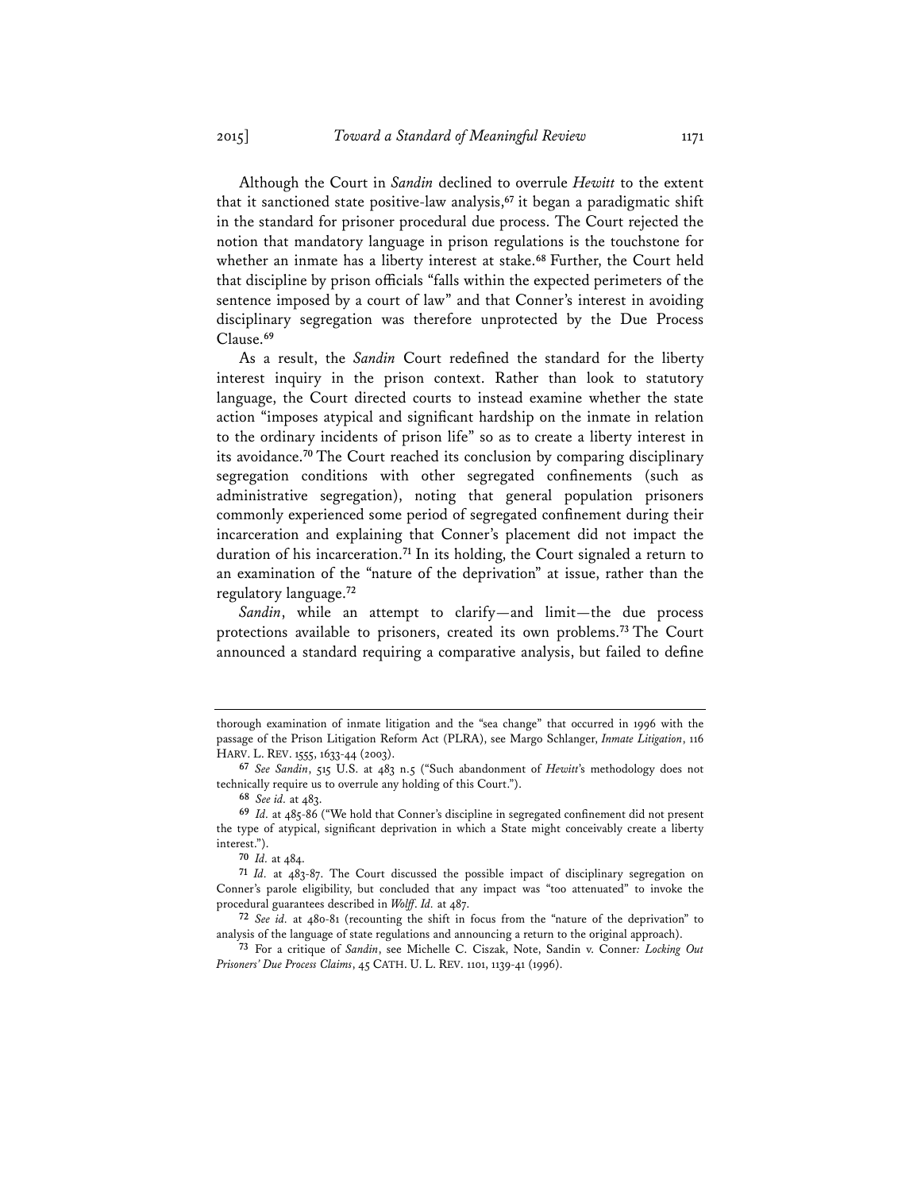Although the Court in *Sandin* declined to overrule *Hewitt* to the extent that it sanctioned state positive-law analysis,[67] it began a paradigmatic shift in the standard for prisoner procedural due process. The Court rejected the notion that mandatory language in prison regulations is the touchstone for whether an inmate has a liberty interest at stake.[68] Further, the Court held that discipline by prison officials "falls within the expected perimeters of the sentence imposed by a court of law" and that Conner's interest in avoiding disciplinary segregation was therefore unprotected by the Due Process Clause.[69]

As a result, the *Sandin* Court redefined the standard for the liberty interest inquiry in the prison context. Rather than look to statutory language, the Court directed courts to instead examine whether the state action "imposes atypical and significant hardship on the inmate in relation to the ordinary incidents of prison life" so as to create a liberty interest in its avoidance.[70] The Court reached its conclusion by comparing disciplinary segregation conditions with other segregated confinements (such as administrative segregation), noting that general population prisoners commonly experienced some period of segregated confinement during their incarceration and explaining that Conner's placement did not impact the duration of his incarceration.[71] In its holding, the Court signaled a return to an examination of the "nature of the deprivation" at issue, rather than the regulatory language.[72]

*Sandin*, while an attempt to clarify—and limit—the due process protections available to prisoners, created its own problems.[73] The Court announced a standard requiring a comparative analysis, but failed to define

---

thorough examination of inmate litigation and the "sea change" that occurred in 1996 with the passage of the Prison Litigation Reform Act (PLRA), see Margo Schlanger, *Inmate Litigation*, 116 HARV. L. REV. 1555, 1633-44 (2003).

[67] *See Sandin*, 515 U.S. at 483 n.5 ("Such abandonment of *Hewitt*'s methodology does not technically require us to overrule any holding of this Court.").

[68] *See id.* at 483.

[69] *Id.* at 485-86 ("We hold that Conner's discipline in segregated confinement did not present the type of atypical, significant deprivation in which a State might conceivably create a liberty interest.").

[70] *Id.* at 484.

[71] *Id.* at 483-87. The Court discussed the possible impact of disciplinary segregation on Conner's parole eligibility, but concluded that any impact was "too attenuated" to invoke the procedural guarantees described in *Wolff*. *Id.* at 487.

[72] *See id.* at 480-81 (recounting the shift in focus from the "nature of the deprivation" to analysis of the language of state regulations and announcing a return to the original approach).

[73] For a critique of *Sandin*, see Michelle C. Ciszak, Note, Sandin v. Conner*: Locking Out Prisoners' Due Process Claims*, 45 CATH. U. L. REV. 1101, 1139-41 (1996).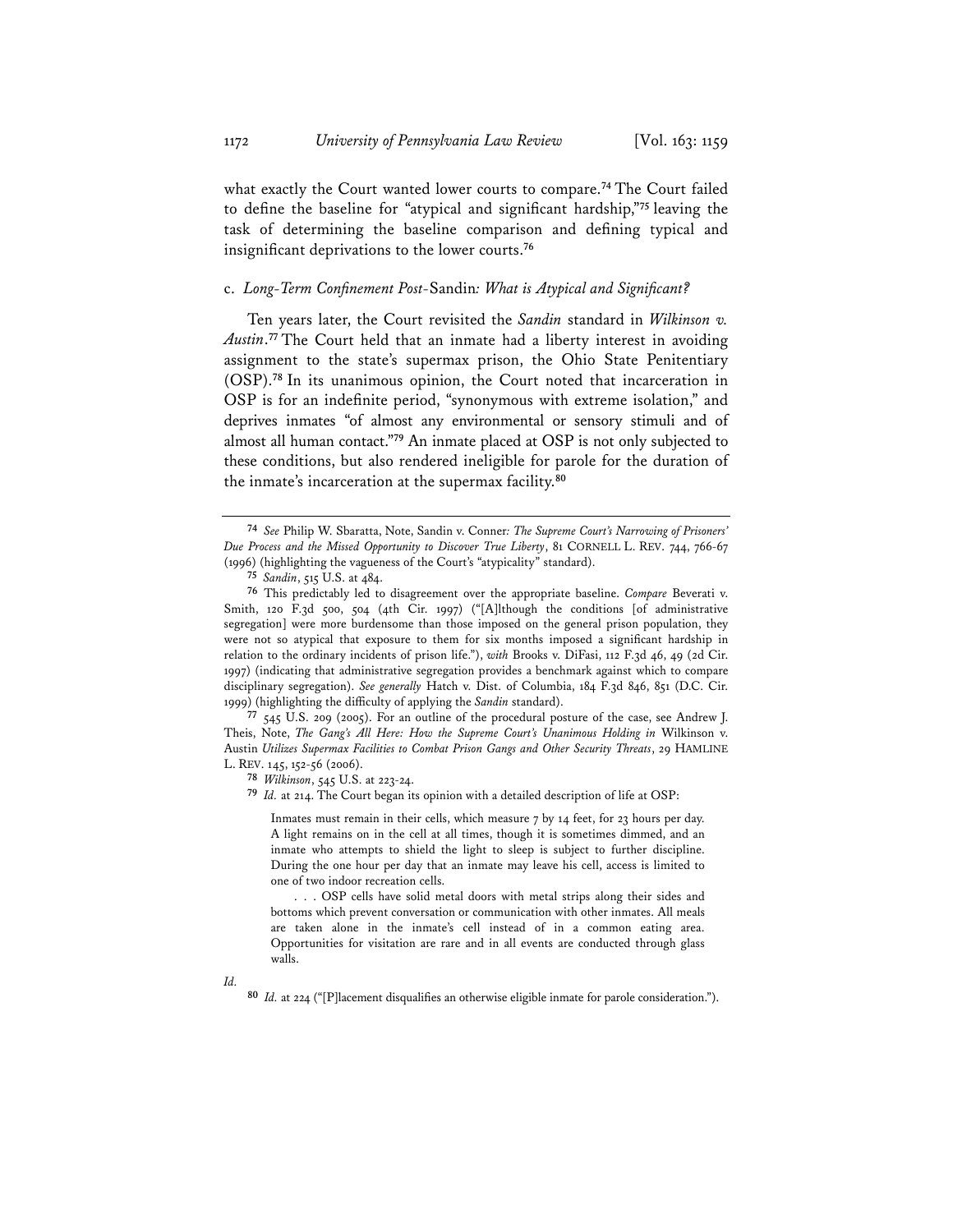what exactly the Court wanted lower courts to compare.[74] The Court failed to define the baseline for "atypical and significant hardship,"[75] leaving the task of determining the baseline comparison and defining typical and insignificant deprivations to the lower courts.[76]

#### c. *Long-Term Confinement Post-*Sandin*: What is Atypical and Significant?*

Ten years later, the Court revisited the *Sandin* standard in *Wilkinson v. Austin*.[77] The Court held that an inmate had a liberty interest in avoiding assignment to the state's supermax prison, the Ohio State Penitentiary (OSP).[78] In its unanimous opinion, the Court noted that incarceration in OSP is for an indefinite period, "synonymous with extreme isolation," and deprives inmates "of almost any environmental or sensory stimuli and of almost all human contact."[79] An inmate placed at OSP is not only subjected to these conditions, but also rendered ineligible for parole for the duration of the inmate's incarceration at the supermax facility.[80]

---

[74] *See* Philip W. Sbaratta, Note, Sandin v. Conner*: The Supreme Court's Narrowing of Prisoners' Due Process and the Missed Opportunity to Discover True Liberty*, 81 CORNELL L. REV. 744, 766-67 (1996) (highlighting the vagueness of the Court's "atypicality" standard).

[75] *Sandin*, 515 U.S. at 484.

[76] This predictably led to disagreement over the appropriate baseline. *Compare* Beverati v. Smith, 120 F.3d 500, 504 (4th Cir. 1997) ("[A]lthough the conditions [of administrative segregation] were more burdensome than those imposed on the general prison population, they were not so atypical that exposure to them for six months imposed a significant hardship in relation to the ordinary incidents of prison life."), *with* Brooks v. DiFasi, 112 F.3d 46, 49 (2d Cir. 1997) (indicating that administrative segregation provides a benchmark against which to compare disciplinary segregation). *See generally* Hatch v. Dist. of Columbia, 184 F.3d 846, 851 (D.C. Cir. 1999) (highlighting the difficulty of applying the *Sandin* standard).

[77] 545 U.S. 209 (2005). For an outline of the procedural posture of the case, see Andrew J. Theis, Note, *The Gang's All Here: How the Supreme Court's Unanimous Holding in* Wilkinson v. Austin *Utilizes Supermax Facilities to Combat Prison Gangs and Other Security Threats*, 29 HAMLINE L. REV. 145, 152-56 (2006).

[78] *Wilkinson*, 545 U.S. at 223-24.

[79] *Id.* at 214. The Court began its opinion with a detailed description of life at OSP:

> Inmates must remain in their cells, which measure 7 by 14 feet, for 23 hours per day. A light remains on in the cell at all times, though it is sometimes dimmed, and an inmate who attempts to shield the light to sleep is subject to further discipline. During the one hour per day that an inmate may leave his cell, access is limited to one of two indoor recreation cells.
>
> . . . OSP cells have solid metal doors with metal strips along their sides and bottoms which prevent conversation or communication with other inmates. All meals are taken alone in the inmate's cell instead of in a common eating area. Opportunities for visitation are rare and in all events are conducted through glass walls.

*Id.*

[80] *Id.* at 224 ("[P]lacement disqualifies an otherwise eligible inmate for parole consideration.").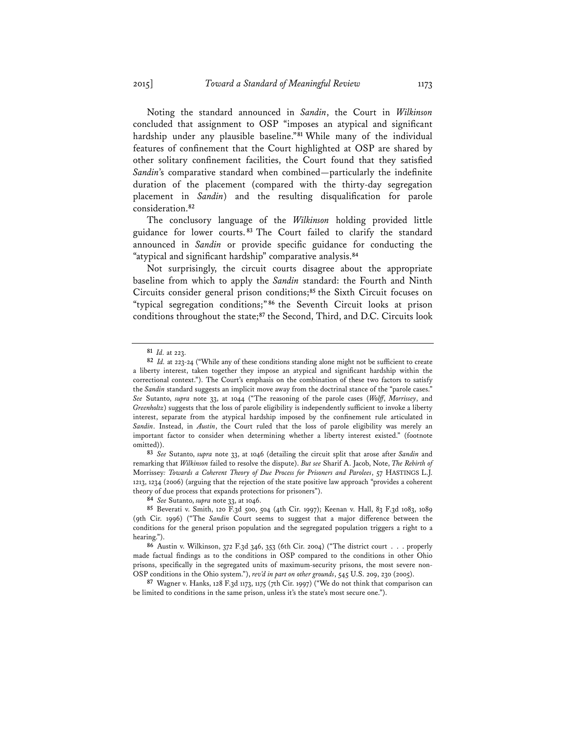Noting the standard announced in *Sandin*, the Court in *Wilkinson* concluded that assignment to OSP "imposes an atypical and significant hardship under any plausible baseline."[81] While many of the individual features of confinement that the Court highlighted at OSP are shared by other solitary confinement facilities, the Court found that they satisfied *Sandin*'s comparative standard when combined—particularly the indefinite duration of the placement (compared with the thirty-day segregation placement in *Sandin*) and the resulting disqualification for parole consideration.[82]

The conclusory language of the *Wilkinson* holding provided little guidance for lower courts.[83] The Court failed to clarify the standard announced in *Sandin* or provide specific guidance for conducting the "atypical and significant hardship" comparative analysis.[84]

Not surprisingly, the circuit courts disagree about the appropriate baseline from which to apply the *Sandin* standard: the Fourth and Ninth Circuits consider general prison conditions;[85] the Sixth Circuit focuses on "typical segregation conditions;"[86] the Seventh Circuit looks at prison conditions throughout the state;[87] the Second, Third, and D.C. Circuits look

---

[81] *Id.* at 223.

[82] *Id.* at 223-24 ("While any of these conditions standing alone might not be sufficient to create a liberty interest, taken together they impose an atypical and significant hardship within the correctional context."). The Court's emphasis on the combination of these two factors to satisfy the *Sandin* standard suggests an implicit move away from the doctrinal stance of the "parole cases." *See* Sutanto, *supra* note 33, at 1044 ("The reasoning of the parole cases (*Wolff*, *Morrissey*, and *Greenholtz*) suggests that the loss of parole eligibility is independently sufficient to invoke a liberty interest, separate from the atypical hardship imposed by the confinement rule articulated in *Sandin*. Instead, in *Austin*, the Court ruled that the loss of parole eligibility was merely an important factor to consider when determining whether a liberty interest existed." (footnote omitted)).

[83] *See* Sutanto, *supra* note 33, at 1046 (detailing the circuit split that arose after *Sandin* and remarking that *Wilkinson* failed to resolve the dispute). *But see* Sharif A. Jacob, Note, *The Rebirth of* Morrissey*: Towards a Coherent Theory of Due Process for Prisoners and Parolees*, 57 HASTINGS L.J. 1213, 1234 (2006) (arguing that the rejection of the state positive law approach "provides a coherent theory of due process that expands protections for prisoners").

[84] *See* Sutanto, *supra* note 33, at 1046.

[85] Beverati v. Smith, 120 F.3d 500, 504 (4th Cir. 1997); Keenan v. Hall, 83 F.3d 1083, 1089 (9th Cir. 1996) ("The *Sandin* Court seems to suggest that a major difference between the conditions for the general prison population and the segregated population triggers a right to a hearing.").

[86] Austin v. Wilkinson, 372 F.3d 346, 353 (6th Cir. 2004) ("The district court . . . properly made factual findings as to the conditions in OSP compared to the conditions in other Ohio prisons, specifically in the segregated units of maximum-security prisons, the most severe non-OSP conditions in the Ohio system."), *rev'd in part on other grounds*, 545 U.S. 209, 230 (2005).

[87] Wagner v. Hanks, 128 F.3d 1173, 1175 (7th Cir. 1997) ("We do not think that comparison can be limited to conditions in the same prison, unless it's the state's most secure one.").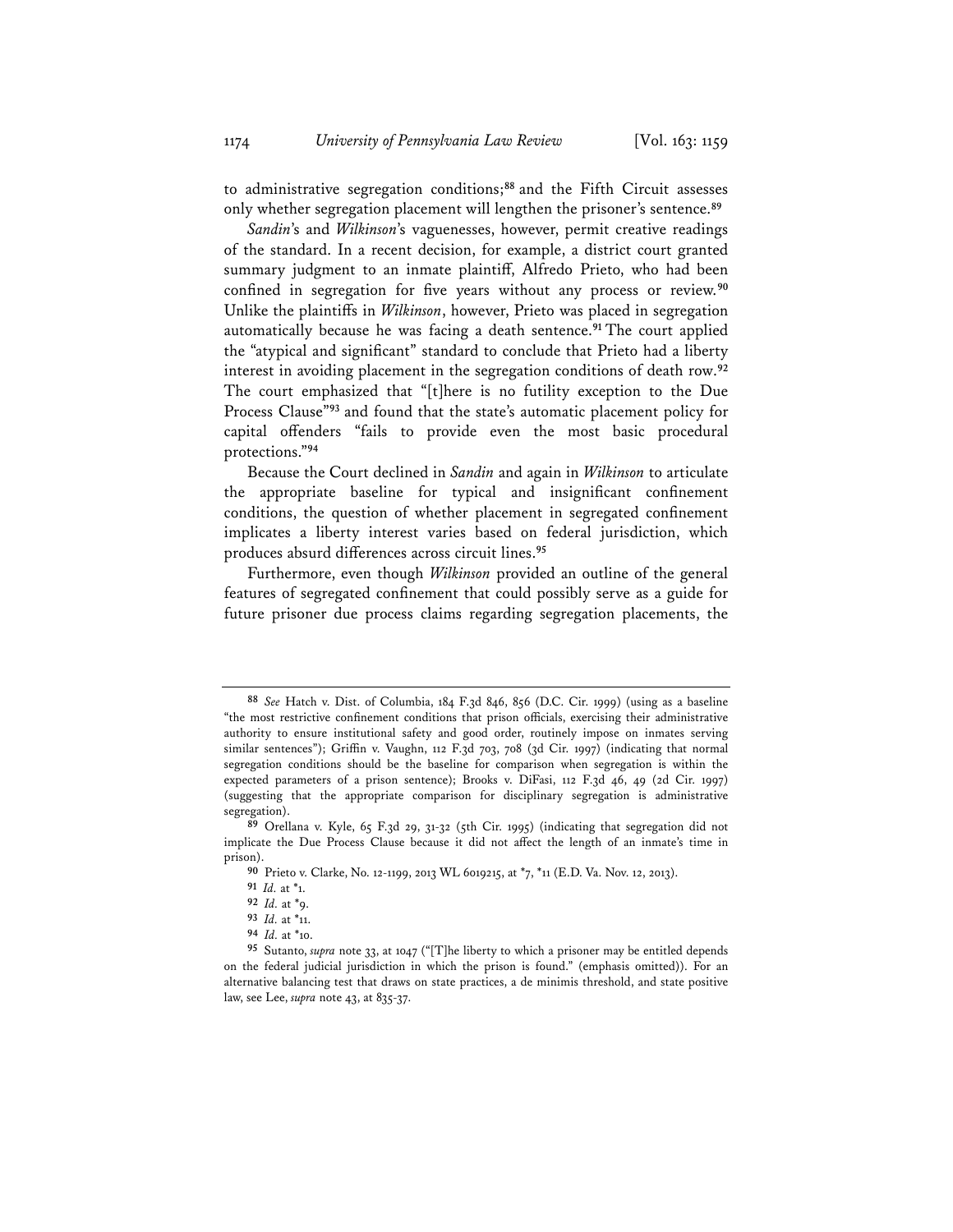to administrative segregation conditions;[88] and the Fifth Circuit assesses only whether segregation placement will lengthen the prisoner's sentence.[89]

*Sandin*'s and *Wilkinson*'s vaguenesses, however, permit creative readings of the standard. In a recent decision, for example, a district court granted summary judgment to an inmate plaintiff, Alfredo Prieto, who had been confined in segregation for five years without any process or review.[90] Unlike the plaintiffs in *Wilkinson*, however, Prieto was placed in segregation automatically because he was facing a death sentence.[91] The court applied the "atypical and significant" standard to conclude that Prieto had a liberty interest in avoiding placement in the segregation conditions of death row.[92] The court emphasized that "[t]here is no futility exception to the Due Process Clause"[93] and found that the state's automatic placement policy for capital offenders "fails to provide even the most basic procedural protections."[94]

Because the Court declined in *Sandin* and again in *Wilkinson* to articulate the appropriate baseline for typical and insignificant confinement conditions, the question of whether placement in segregated confinement implicates a liberty interest varies based on federal jurisdiction, which produces absurd differences across circuit lines.[95]

Furthermore, even though *Wilkinson* provided an outline of the general features of segregated confinement that could possibly serve as a guide for future prisoner due process claims regarding segregation placements, the

---

[88] *See* Hatch v. Dist. of Columbia, 184 F.3d 846, 856 (D.C. Cir. 1999) (using as a baseline "the most restrictive confinement conditions that prison officials, exercising their administrative authority to ensure institutional safety and good order, routinely impose on inmates serving similar sentences"); Griffin v. Vaughn, 112 F.3d 703, 708 (3d Cir. 1997) (indicating that normal segregation conditions should be the baseline for comparison when segregation is within the expected parameters of a prison sentence); Brooks v. DiFasi, 112 F.3d 46, 49 (2d Cir. 1997) (suggesting that the appropriate comparison for disciplinary segregation is administrative segregation).

[89] Orellana v. Kyle, 65 F.3d 29, 31-32 (5th Cir. 1995) (indicating that segregation did not implicate the Due Process Clause because it did not affect the length of an inmate's time in prison).

[90] Prieto v. Clarke, No. 12-1199, 2013 WL 6019215, at *7, *11 (E.D. Va. Nov. 12, 2013).

[91] *Id.* at *1.

[92] *Id.* at *9.

[93] *Id.* at *11.

[94] *Id.* at *10.

[95] Sutanto, *supra* note 33, at 1047 ("[T]he liberty to which a prisoner may be entitled depends on the federal judicial jurisdiction in which the prison is found." (emphasis omitted)). For an alternative balancing test that draws on state practices, a de minimis threshold, and state positive law, see Lee, *supra* note 43, at 835-37.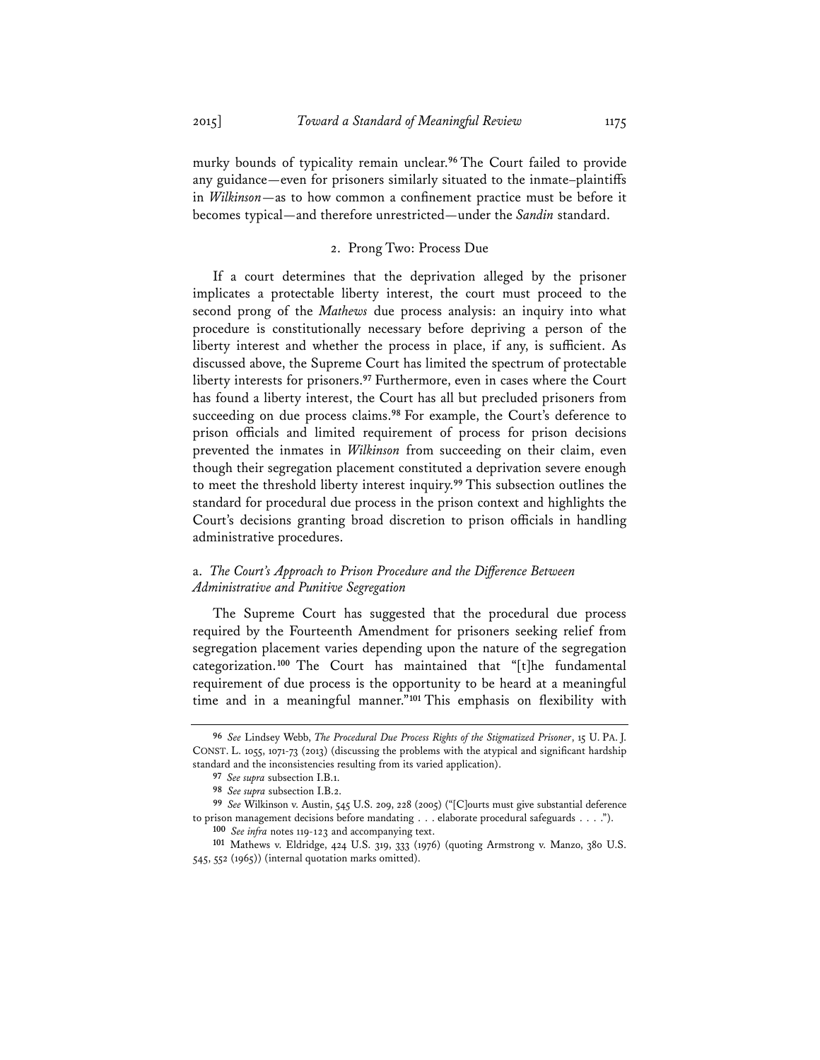murky bounds of typicality remain unclear.[96] The Court failed to provide any guidance—even for prisoners similarly situated to the inmate–plaintiffs in *Wilkinson*—as to how common a confinement practice must be before it becomes typical—and therefore unrestricted—under the *Sandin* standard.

### 2. Prong Two: Process Due

If a court determines that the deprivation alleged by the prisoner implicates a protectable liberty interest, the court must proceed to the second prong of the *Mathews* due process analysis: an inquiry into what procedure is constitutionally necessary before depriving a person of the liberty interest and whether the process in place, if any, is sufficient. As discussed above, the Supreme Court has limited the spectrum of protectable liberty interests for prisoners.[97] Furthermore, even in cases where the Court has found a liberty interest, the Court has all but precluded prisoners from succeeding on due process claims.[98] For example, the Court's deference to prison officials and limited requirement of process for prison decisions prevented the inmates in *Wilkinson* from succeeding on their claim, even though their segregation placement constituted a deprivation severe enough to meet the threshold liberty interest inquiry.[99] This subsection outlines the standard for procedural due process in the prison context and highlights the Court's decisions granting broad discretion to prison officials in handling administrative procedures.

#### a. *The Court's Approach to Prison Procedure and the Difference Between Administrative and Punitive Segregation*

The Supreme Court has suggested that the procedural due process required by the Fourteenth Amendment for prisoners seeking relief from segregation placement varies depending upon the nature of the segregation categorization.[100] The Court has maintained that "[t]he fundamental requirement of due process is the opportunity to be heard at a meaningful time and in a meaningful manner."[101] This emphasis on flexibility with

---

[96] *See* Lindsey Webb, *The Procedural Due Process Rights of the Stigmatized Prisoner*, 15 U. PA. J. CONST. L. 1055, 1071-73 (2013) (discussing the problems with the atypical and significant hardship standard and the inconsistencies resulting from its varied application).

[97] *See supra* subsection I.B.1.

[98] *See supra* subsection I.B.2.

[99] *See* Wilkinson v. Austin, 545 U.S. 209, 228 (2005) ("[C]ourts must give substantial deference to prison management decisions before mandating . . . elaborate procedural safeguards . . . .").

[100] *See infra* notes 119-123 and accompanying text.

[101] Mathews v. Eldridge, 424 U.S. 319, 333 (1976) (quoting Armstrong v. Manzo, 380 U.S. 545, 552 (1965)) (internal quotation marks omitted).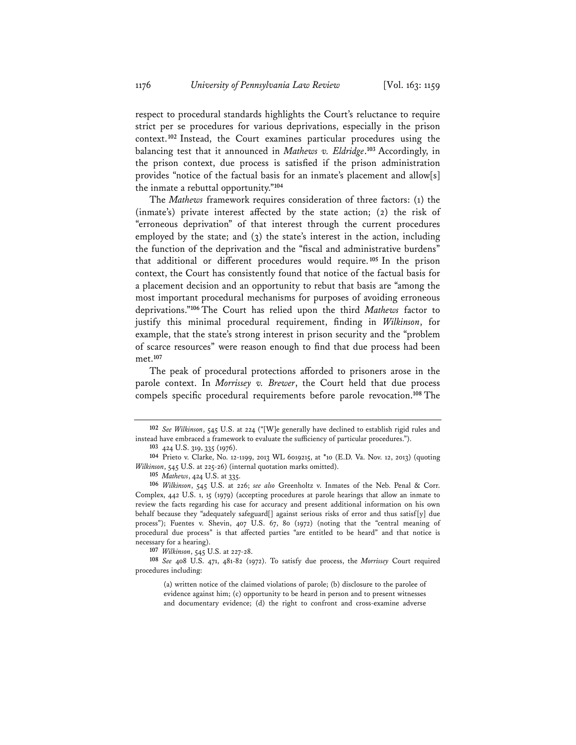respect to procedural standards highlights the Court's reluctance to require strict per se procedures for various deprivations, especially in the prison context.[102] Instead, the Court examines particular procedures using the balancing test that it announced in *Mathews v. Eldridge*.[103] Accordingly, in the prison context, due process is satisfied if the prison administration provides "notice of the factual basis for an inmate's placement and allow[s] the inmate a rebuttal opportunity."[104]

The *Mathews* framework requires consideration of three factors: (1) the (inmate's) private interest affected by the state action; (2) the risk of "erroneous deprivation" of that interest through the current procedures employed by the state; and (3) the state's interest in the action, including the function of the deprivation and the "fiscal and administrative burdens" that additional or different procedures would require.[105] In the prison context, the Court has consistently found that notice of the factual basis for a placement decision and an opportunity to rebut that basis are "among the most important procedural mechanisms for purposes of avoiding erroneous deprivations."[106] The Court has relied upon the third *Mathews* factor to justify this minimal procedural requirement, finding in *Wilkinson*, for example, that the state's strong interest in prison security and the "problem of scarce resources" were reason enough to find that due process had been met.[107]

The peak of procedural protections afforded to prisoners arose in the parole context. In *Morrissey v. Brewer*, the Court held that due process compels specific procedural requirements before parole revocation.[108] The

---

[102] *See Wilkinson*, 545 U.S. at 224 ("[W]e generally have declined to establish rigid rules and instead have embraced a framework to evaluate the sufficiency of particular procedures.").

[103] 424 U.S. 319, 335 (1976).

[104] Prieto v. Clarke, No. 12-1199, 2013 WL 6019215, at *10 (E.D. Va. Nov. 12, 2013) (quoting *Wilkinson*, 545 U.S. at 225-26) (internal quotation marks omitted).

[105] *Mathews*, 424 U.S. at 335.

[106] *Wilkinson*, 545 U.S. at 226; *see also* Greenholtz v. Inmates of the Neb. Penal & Corr. Complex, 442 U.S. 1, 15 (1979) (accepting procedures at parole hearings that allow an inmate to review the facts regarding his case for accuracy and present additional information on his own behalf because they "adequately safeguard[] against serious risks of error and thus satisf[y] due process"); Fuentes v. Shevin, 407 U.S. 67, 80 (1972) (noting that the "central meaning of procedural due process" is that affected parties "are entitled to be heard" and that notice is necessary for a hearing).

[107] *Wilkinson*, 545 U.S. at 227-28.

[108] *See* 408 U.S. 471, 481-82 (1972). To satisfy due process, the *Morrissey* Court required procedures including:

> (a) written notice of the claimed violations of parole; (b) disclosure to the parolee of evidence against him; (c) opportunity to be heard in person and to present witnesses and documentary evidence; (d) the right to confront and cross-examine adverse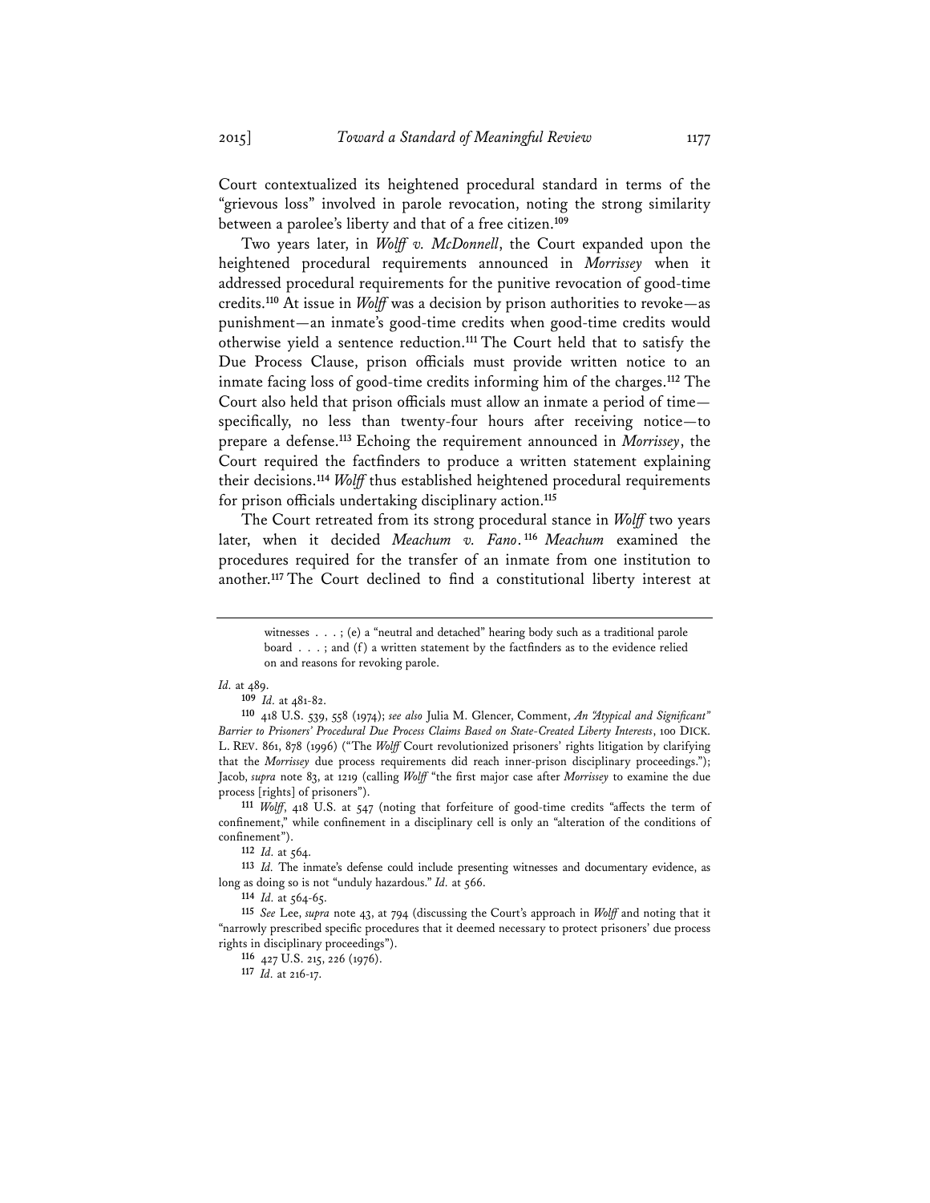Court contextualized its heightened procedural standard in terms of the "grievous loss" involved in parole revocation, noting the strong similarity between a parolee's liberty and that of a free citizen.[109]

Two years later, in *Wolff v. McDonnell*, the Court expanded upon the heightened procedural requirements announced in *Morrissey* when it addressed procedural requirements for the punitive revocation of good-time credits.[110] At issue in *Wolff* was a decision by prison authorities to revoke—as punishment—an inmate's good-time credits when good-time credits would otherwise yield a sentence reduction.[111] The Court held that to satisfy the Due Process Clause, prison officials must provide written notice to an inmate facing loss of good-time credits informing him of the charges.[112] The Court also held that prison officials must allow an inmate a period of time—specifically, no less than twenty-four hours after receiving notice—to prepare a defense.[113] Echoing the requirement announced in *Morrissey*, the Court required the factfinders to produce a written statement explaining their decisions.[114] *Wolff* thus established heightened procedural requirements for prison officials undertaking disciplinary action.[115]

The Court retreated from its strong procedural stance in *Wolff* two years later, when it decided *Meachum v. Fano*.[116] *Meachum* examined the procedures required for the transfer of an inmate from one institution to another.[117] The Court declined to find a constitutional liberty interest at

---

> witnesses . . . ; (e) a "neutral and detached" hearing body such as a traditional parole board . . . ; and (f) a written statement by the factfinders as to the evidence relied on and reasons for revoking parole.

*Id.* at 489.

[109] *Id.* at 481-82.

[110] 418 U.S. 539, 558 (1974); *see also* Julia M. Glencer, Comment, *An "Atypical and Significant" Barrier to Prisoners' Procedural Due Process Claims Based on State-Created Liberty Interests*, 100 DICK. L. REV. 861, 878 (1996) ("The *Wolff* Court revolutionized prisoners' rights litigation by clarifying that the *Morrissey* due process requirements did reach inner-prison disciplinary proceedings."); Jacob, *supra* note 83, at 1219 (calling *Wolff* "the first major case after *Morrissey* to examine the due process [rights] of prisoners").

[111] *Wolff*, 418 U.S. at 547 (noting that forfeiture of good-time credits "affects the term of confinement," while confinement in a disciplinary cell is only an "alteration of the conditions of confinement").

[112] *Id.* at 564.

[113] *Id.* The inmate's defense could include presenting witnesses and documentary evidence, as long as doing so is not "unduly hazardous." *Id.* at 566.

[114] *Id.* at 564-65.

[115] *See* Lee, *supra* note 43, at 794 (discussing the Court's approach in *Wolff* and noting that it "narrowly prescribed specific procedures that it deemed necessary to protect prisoners' due process rights in disciplinary proceedings").

[116] 427 U.S. 215, 226 (1976).

[117] *Id.* at 216-17.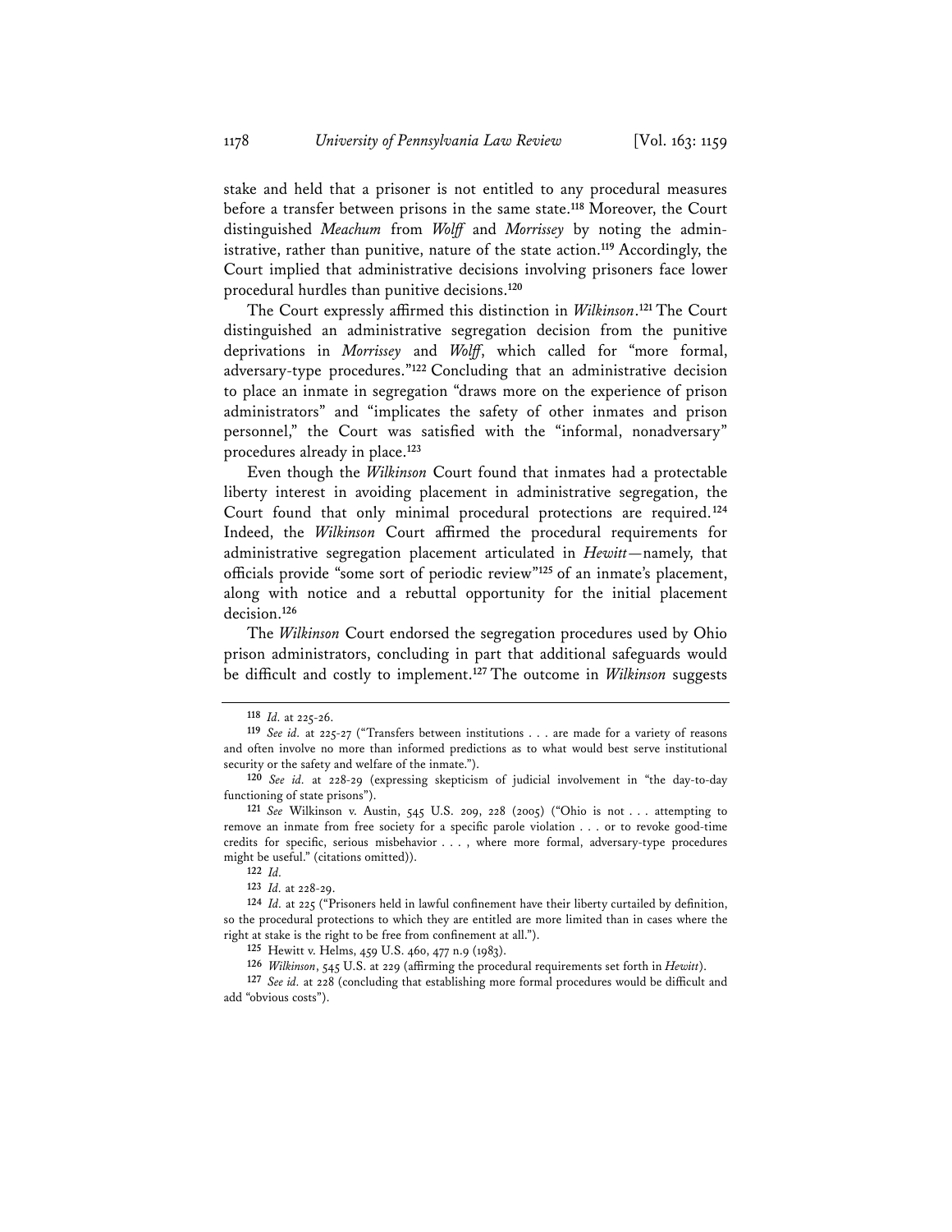stake and held that a prisoner is not entitled to any procedural measures before a transfer between prisons in the same state.[118] Moreover, the Court distinguished *Meachum* from *Wolff* and *Morrissey* by noting the administrative, rather than punitive, nature of the state action.[119] Accordingly, the Court implied that administrative decisions involving prisoners face lower procedural hurdles than punitive decisions.[120]

The Court expressly affirmed this distinction in *Wilkinson*.[121] The Court distinguished an administrative segregation decision from the punitive deprivations in *Morrissey* and *Wolff*, which called for "more formal, adversary-type procedures."[122] Concluding that an administrative decision to place an inmate in segregation "draws more on the experience of prison administrators" and "implicates the safety of other inmates and prison personnel," the Court was satisfied with the "informal, nonadversary" procedures already in place.[123]

Even though the *Wilkinson* Court found that inmates had a protectable liberty interest in avoiding placement in administrative segregation, the Court found that only minimal procedural protections are required.[124] Indeed, the *Wilkinson* Court affirmed the procedural requirements for administrative segregation placement articulated in *Hewitt*—namely, that officials provide "some sort of periodic review"[125] of an inmate's placement, along with notice and a rebuttal opportunity for the initial placement decision.[126]

The *Wilkinson* Court endorsed the segregation procedures used by Ohio prison administrators, concluding in part that additional safeguards would be difficult and costly to implement.[127] The outcome in *Wilkinson* suggests

---

[118] *Id.* at 225-26.

[119] *See id.* at 225-27 ("Transfers between institutions . . . are made for a variety of reasons and often involve no more than informed predictions as to what would best serve institutional security or the safety and welfare of the inmate.").

[120] *See id.* at 228-29 (expressing skepticism of judicial involvement in "the day-to-day functioning of state prisons").

[121] *See* Wilkinson v. Austin, 545 U.S. 209, 228 (2005) ("Ohio is not . . . attempting to remove an inmate from free society for a specific parole violation . . . or to revoke good-time credits for specific, serious misbehavior . . . , where more formal, adversary-type procedures might be useful." (citations omitted)).

[122] *Id.*

[123] *Id.* at 228-29.

[124] *Id.* at 225 ("Prisoners held in lawful confinement have their liberty curtailed by definition, so the procedural protections to which they are entitled are more limited than in cases where the right at stake is the right to be free from confinement at all.").

[125] Hewitt v. Helms, 459 U.S. 460, 477 n.9 (1983).

[126] *Wilkinson*, 545 U.S. at 229 (affirming the procedural requirements set forth in *Hewitt*).

[127] *See id.* at 228 (concluding that establishing more formal procedures would be difficult and add "obvious costs").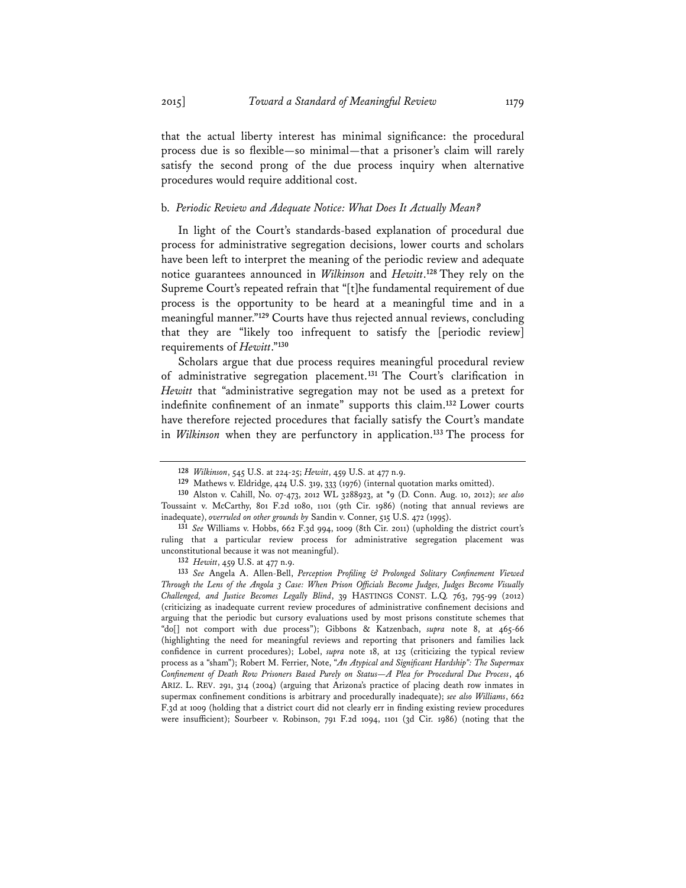that the actual liberty interest has minimal significance: the procedural process due is so flexible—so minimal—that a prisoner's claim will rarely satisfy the second prong of the due process inquiry when alternative procedures would require additional cost.

### b. *Periodic Review and Adequate Notice: What Does It Actually Mean?*

In light of the Court's standards-based explanation of procedural due process for administrative segregation decisions, lower courts and scholars have been left to interpret the meaning of the periodic review and adequate notice guarantees announced in *Wilkinson* and *Hewitt*.[128] They rely on the Supreme Court's repeated refrain that "[t]he fundamental requirement of due process is the opportunity to be heard at a meaningful time and in a meaningful manner."[129] Courts have thus rejected annual reviews, concluding that they are "likely too infrequent to satisfy the [periodic review] requirements of *Hewitt*."[130]

Scholars argue that due process requires meaningful procedural review of administrative segregation placement.[131] The Court's clarification in *Hewitt* that "administrative segregation may not be used as a pretext for indefinite confinement of an inmate" supports this claim.[132] Lower courts have therefore rejected procedures that facially satisfy the Court's mandate in *Wilkinson* when they are perfunctory in application.[133] The process for

---

[128] *Wilkinson*, 545 U.S. at 224-25; *Hewitt*, 459 U.S. at 477 n.9.

[129] Mathews v. Eldridge, 424 U.S. 319, 333 (1976) (internal quotation marks omitted).

[130] Alston v. Cahill, No. 07-473, 2012 WL 3288923, at *9 (D. Conn. Aug. 10, 2012); *see also* Toussaint v. McCarthy, 801 F.2d 1080, 1101 (9th Cir. 1986) (noting that annual reviews are inadequate), *overruled on other grounds by* Sandin v. Conner, 515 U.S. 472 (1995).

[131] *See* Williams v. Hobbs, 662 F.3d 994, 1009 (8th Cir. 2011) (upholding the district court's ruling that a particular review process for administrative segregation placement was unconstitutional because it was not meaningful).

[132] *Hewitt*, 459 U.S. at 477 n.9.

[133] *See* Angela A. Allen-Bell, *Perception Profiling & Prolonged Solitary Confinement Viewed Through the Lens of the Angola 3 Case: When Prison Officials Become Judges, Judges Become Visually Challenged, and Justice Becomes Legally Blind*, 39 HASTINGS CONST. L.Q. 763, 795-99 (2012) (criticizing as inadequate current review procedures of administrative confinement decisions and arguing that the periodic but cursory evaluations used by most prisons constitute schemes that "do[] not comport with due process"); Gibbons & Katzenbach, *supra* note 8, at 465-66 (highlighting the need for meaningful reviews and reporting that prisoners and families lack confidence in current procedures); Lobel, *supra* note 18, at 125 (criticizing the typical review process as a "sham"); Robert M. Ferrier, Note, "*An Atypical and Significant Hardship": The Supermax Confinement of Death Row Prisoners Based Purely on Status—A Plea for Procedural Due Process*, 46 ARIZ. L. REV. 291, 314 (2004) (arguing that Arizona's practice of placing death row inmates in supermax confinement conditions is arbitrary and procedurally inadequate); *see also Williams*, 662 F.3d at 1009 (holding that a district court did not clearly err in finding existing review procedures were insufficient); Sourbeer v. Robinson, 791 F.2d 1094, 1101 (3d Cir. 1986) (noting that the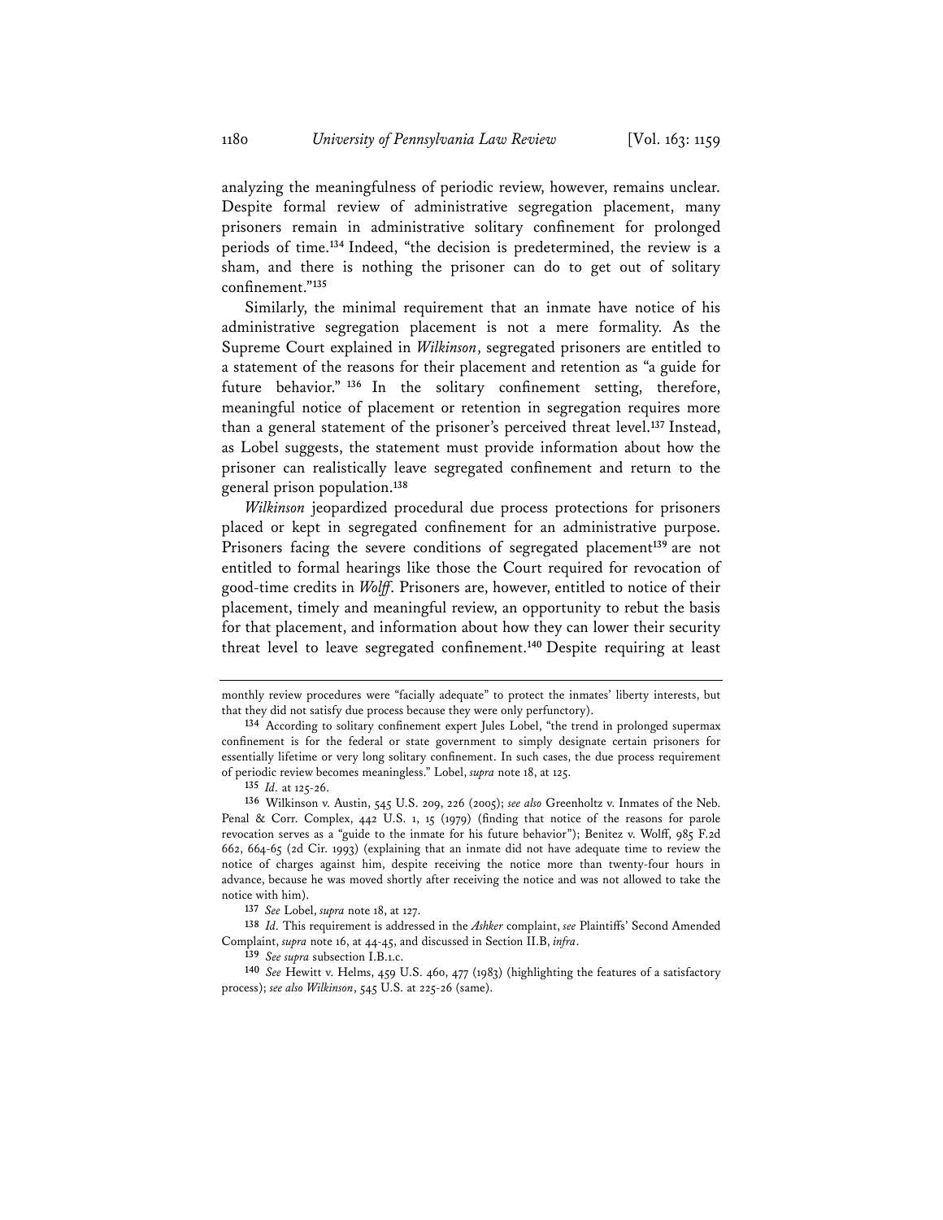analyzing the meaningfulness of periodic review, however, remains unclear. Despite formal review of administrative segregation placement, many prisoners remain in administrative solitary confinement for prolonged periods of time.[134] Indeed, "the decision is predetermined, the review is a sham, and there is nothing the prisoner can do to get out of solitary confinement."[135]

Similarly, the minimal requirement that an inmate have notice of his administrative segregation placement is not a mere formality. As the Supreme Court explained in *Wilkinson*, segregated prisoners are entitled to a statement of the reasons for their placement and retention as "a guide for future behavior."[136] In the solitary confinement setting, therefore, meaningful notice of placement or retention in segregation requires more than a general statement of the prisoner's perceived threat level.[137] Instead, as Lobel suggests, the statement must provide information about how the prisoner can realistically leave segregated confinement and return to the general prison population.[138]

*Wilkinson* jeopardized procedural due process protections for prisoners placed or kept in segregated confinement for an administrative purpose. Prisoners facing the severe conditions of segregated placement[139] are not entitled to formal hearings like those the Court required for revocation of good-time credits in *Wolff*. Prisoners are, however, entitled to notice of their placement, timely and meaningful review, an opportunity to rebut the basis for that placement, and information about how they can lower their security threat level to leave segregated confinement.[140] Despite requiring at least

---

monthly review procedures were "facially adequate" to protect the inmates' liberty interests, but that they did not satisfy due process because they were only perfunctory).

[134] According to solitary confinement expert Jules Lobel, "the trend in prolonged supermax confinement is for the federal or state government to simply designate certain prisoners for essentially lifetime or very long solitary confinement. In such cases, the due process requirement of periodic review becomes meaningless." Lobel, *supra* note 18, at 125.

[135] *Id.* at 125-26.

[136] Wilkinson v. Austin, 545 U.S. 209, 226 (2005); *see also* Greenholtz v. Inmates of the Neb. Penal & Corr. Complex, 442 U.S. 1, 15 (1979) (finding that notice of the reasons for parole revocation serves as a "guide to the inmate for his future behavior"); Benitez v. Wolff, 985 F.2d 662, 664-65 (2d Cir. 1993) (explaining that an inmate did not have adequate time to review the notice of charges against him, despite receiving the notice more than twenty-four hours in advance, because he was moved shortly after receiving the notice and was not allowed to take the notice with him).

[137] *See* Lobel, *supra* note 18, at 127.

[138] *Id.* This requirement is addressed in the *Ashker* complaint, *see* Plaintiffs' Second Amended Complaint, *supra* note 16, at 44-45, and discussed in Section II.B, *infra*.

[139] *See supra* subsection I.B.1.c.

[140] *See* Hewitt v. Helms, 459 U.S. 460, 477 (1983) (highlighting the features of a satisfactory process); *see also Wilkinson*, 545 U.S. at 225-26 (same).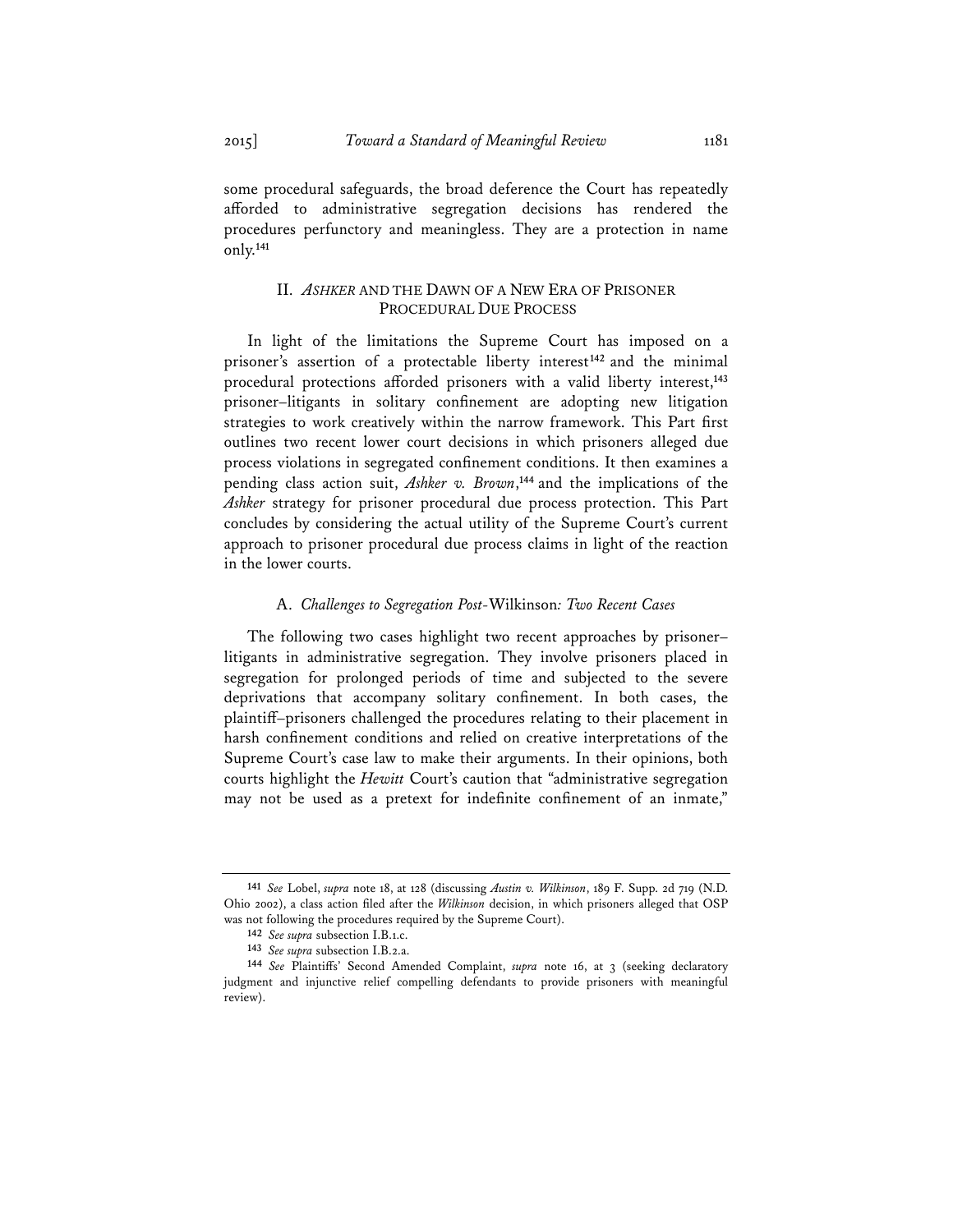some procedural safeguards, the broad deference the Court has repeatedly afforded to administrative segregation decisions has rendered the procedures perfunctory and meaningless. They are a protection in name only.[141]

## II. *ASHKER* AND THE DAWN OF A NEW ERA OF PRISONER PROCEDURAL DUE PROCESS

In light of the limitations the Supreme Court has imposed on a prisoner's assertion of a protectable liberty interest[142] and the minimal procedural protections afforded prisoners with a valid liberty interest,[143] prisoner–litigants in solitary confinement are adopting new litigation strategies to work creatively within the narrow framework. This Part first outlines two recent lower court decisions in which prisoners alleged due process violations in segregated confinement conditions. It then examines a pending class action suit, *Ashker v. Brown*,[144] and the implications of the *Ashker* strategy for prisoner procedural due process protection. This Part concludes by considering the actual utility of the Supreme Court's current approach to prisoner procedural due process claims in light of the reaction in the lower courts.

### A. *Challenges to Segregation Post-*Wilkinson*: Two Recent Cases*

The following two cases highlight two recent approaches by prisoner–litigants in administrative segregation. They involve prisoners placed in segregation for prolonged periods of time and subjected to the severe deprivations that accompany solitary confinement. In both cases, the plaintiff–prisoners challenged the procedures relating to their placement in harsh confinement conditions and relied on creative interpretations of the Supreme Court's case law to make their arguments. In their opinions, both courts highlight the *Hewitt* Court's caution that "administrative segregation may not be used as a pretext for indefinite confinement of an inmate,"

---

[141] *See* Lobel, *supra* note 18, at 128 (discussing *Austin v. Wilkinson*, 189 F. Supp. 2d 719 (N.D. Ohio 2002), a class action filed after the *Wilkinson* decision, in which prisoners alleged that OSP was not following the procedures required by the Supreme Court).

[142] *See supra* subsection I.B.1.c.

[143] *See supra* subsection I.B.2.a.

[144] *See* Plaintiffs' Second Amended Complaint, *supra* note 16, at 3 (seeking declaratory judgment and injunctive relief compelling defendants to provide prisoners with meaningful review).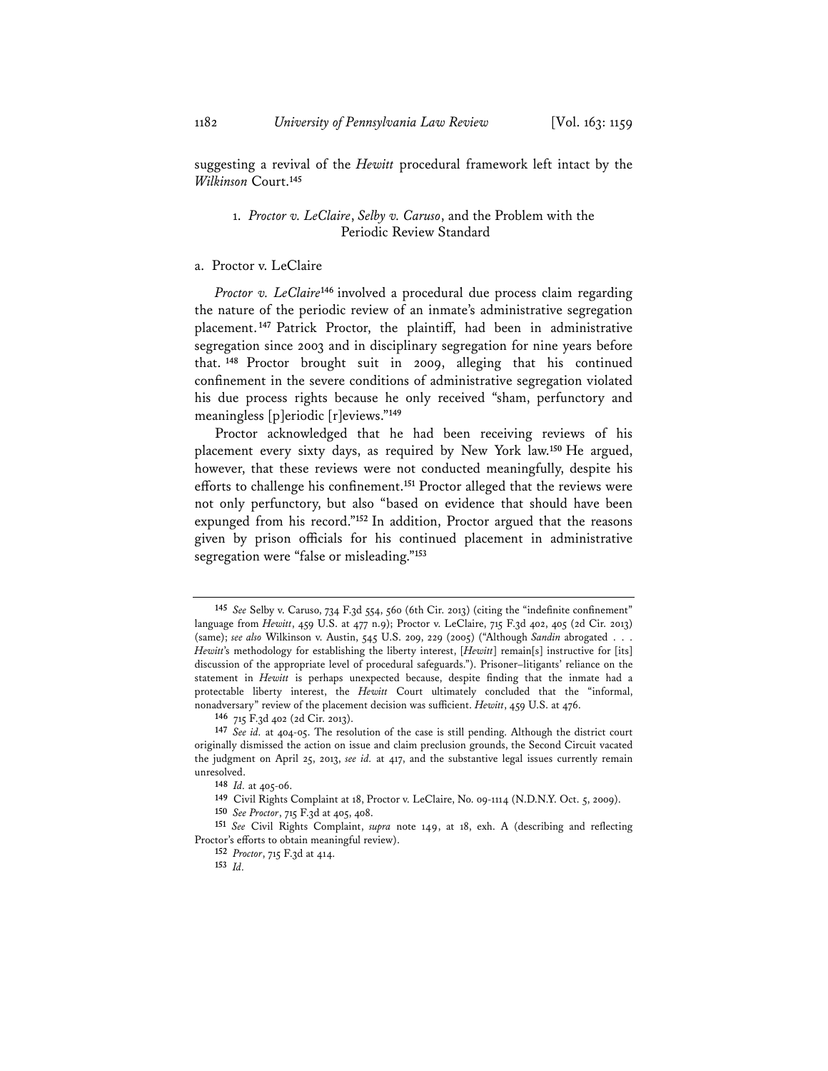suggesting a revival of the *Hewitt* procedural framework left intact by the *Wilkinson* Court.[145]

### 1. *Proctor v. LeClaire*, *Selby v. Caruso*, and the Problem with the Periodic Review Standard

#### a. Proctor v. LeClaire

*Proctor v. LeClaire*[146] involved a procedural due process claim regarding the nature of the periodic review of an inmate's administrative segregation placement.[147] Patrick Proctor, the plaintiff, had been in administrative segregation since 2003 and in disciplinary segregation for nine years before that.[148] Proctor brought suit in 2009, alleging that his continued confinement in the severe conditions of administrative segregation violated his due process rights because he only received "sham, perfunctory and meaningless [p]eriodic [r]eviews."[149]

Proctor acknowledged that he had been receiving reviews of his placement every sixty days, as required by New York law.[150] He argued, however, that these reviews were not conducted meaningfully, despite his efforts to challenge his confinement.[151] Proctor alleged that the reviews were not only perfunctory, but also "based on evidence that should have been expunged from his record."[152] In addition, Proctor argued that the reasons given by prison officials for his continued placement in administrative segregation were "false or misleading."[153]

---

[145] *See* Selby v. Caruso, 734 F.3d 554, 560 (6th Cir. 2013) (citing the "indefinite confinement" language from *Hewitt*, 459 U.S. at 477 n.9); Proctor v. LeClaire, 715 F.3d 402, 405 (2d Cir. 2013) (same); *see also* Wilkinson v. Austin, 545 U.S. 209, 229 (2005) ("Although *Sandin* abrogated . . . *Hewitt*'s methodology for establishing the liberty interest, [*Hewitt*] remain[s] instructive for [its] discussion of the appropriate level of procedural safeguards."). Prisoner–litigants' reliance on the statement in *Hewitt* is perhaps unexpected because, despite finding that the inmate had a protectable liberty interest, the *Hewitt* Court ultimately concluded that the "informal, nonadversary" review of the placement decision was sufficient. *Hewitt*, 459 U.S. at 476.

[146] 715 F.3d 402 (2d Cir. 2013).

[147] *See id.* at 404-05. The resolution of the case is still pending. Although the district court originally dismissed the action on issue and claim preclusion grounds, the Second Circuit vacated the judgment on April 25, 2013, *see id.* at 417, and the substantive legal issues currently remain unresolved.

[148] *Id.* at 405-06.

[149] Civil Rights Complaint at 18, Proctor v. LeClaire, No. 09-1114 (N.D.N.Y. Oct. 5, 2009).

[150] *See Proctor*, 715 F.3d at 405, 408.

[151] *See* Civil Rights Complaint, *supra* note 149, at 18, exh. A (describing and reflecting Proctor's efforts to obtain meaningful review).

[152] *Proctor*, 715 F.3d at 414.

[153] *Id.*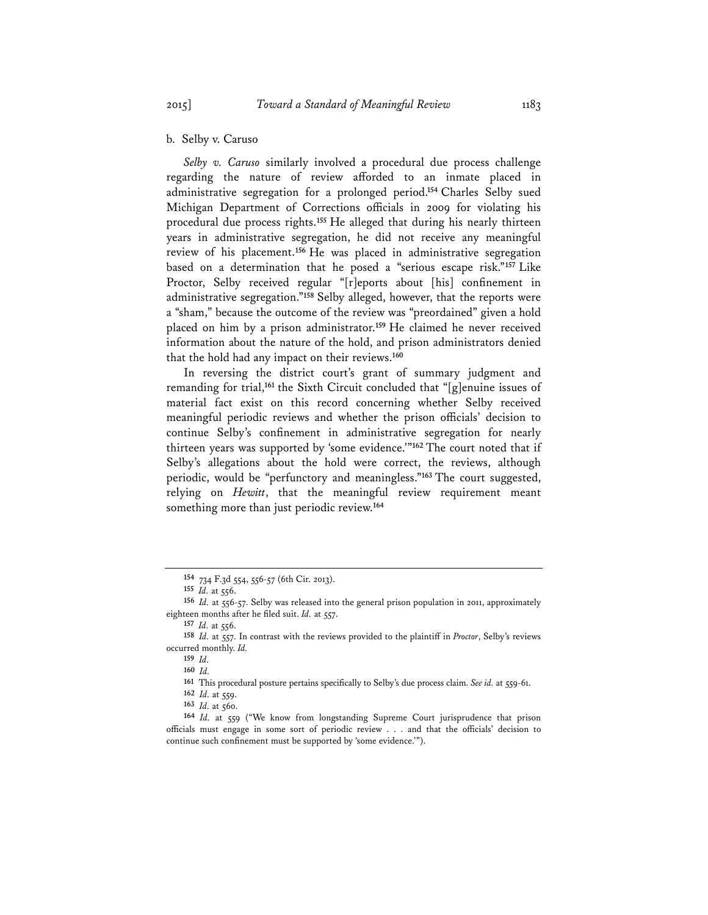### b. Selby v. Caruso

*Selby v. Caruso* similarly involved a procedural due process challenge regarding the nature of review afforded to an inmate placed in administrative segregation for a prolonged period.[154] Charles Selby sued Michigan Department of Corrections officials in 2009 for violating his procedural due process rights.[155] He alleged that during his nearly thirteen years in administrative segregation, he did not receive any meaningful review of his placement.[156] He was placed in administrative segregation based on a determination that he posed a "serious escape risk."[157] Like Proctor, Selby received regular "[r]eports about [his] confinement in administrative segregation."[158] Selby alleged, however, that the reports were a "sham," because the outcome of the review was "preordained" given a hold placed on him by a prison administrator.[159] He claimed he never received information about the nature of the hold, and prison administrators denied that the hold had any impact on their reviews.[160]

In reversing the district court's grant of summary judgment and remanding for trial,[161] the Sixth Circuit concluded that "[g]enuine issues of material fact exist on this record concerning whether Selby received meaningful periodic reviews and whether the prison officials' decision to continue Selby's confinement in administrative segregation for nearly thirteen years was supported by 'some evidence.'"[162] The court noted that if Selby's allegations about the hold were correct, the reviews, although periodic, would be "perfunctory and meaningless."[163] The court suggested, relying on *Hewitt*, that the meaningful review requirement meant something more than just periodic review.[164]

---

[154] 734 F.3d 554, 556-57 (6th Cir. 2013).

[155] *Id.* at 556.

[156] *Id.* at 556-57. Selby was released into the general prison population in 2011, approximately eighteen months after he filed suit. *Id.* at 557.

[157] *Id.* at 556.

[158] *Id.* at 557. In contrast with the reviews provided to the plaintiff in *Proctor*, Selby's reviews occurred monthly. *Id.*

[159] *Id.*

[160] *Id.*

[161] This procedural posture pertains specifically to Selby's due process claim. *See id.* at 559-61.

[162] *Id.* at 559.

[163] *Id.* at 560.

[164] *Id.* at 559 ("We know from longstanding Supreme Court jurisprudence that prison officials must engage in some sort of periodic review . . . and that the officials' decision to continue such confinement must be supported by 'some evidence.'").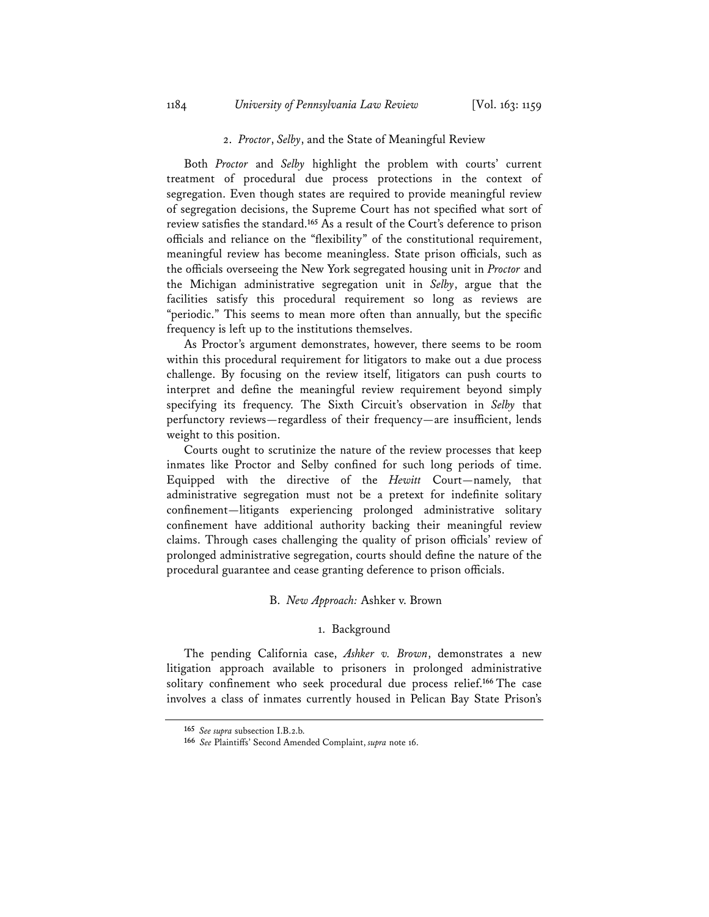### 2. *Proctor*, *Selby*, and the State of Meaningful Review

Both *Proctor* and *Selby* highlight the problem with courts' current treatment of procedural due process protections in the context of segregation. Even though states are required to provide meaningful review of segregation decisions, the Supreme Court has not specified what sort of review satisfies the standard.[165] As a result of the Court's deference to prison officials and reliance on the "flexibility" of the constitutional requirement, meaningful review has become meaningless. State prison officials, such as the officials overseeing the New York segregated housing unit in *Proctor* and the Michigan administrative segregation unit in *Selby*, argue that the facilities satisfy this procedural requirement so long as reviews are "periodic." This seems to mean more often than annually, but the specific frequency is left up to the institutions themselves.

As Proctor's argument demonstrates, however, there seems to be room within this procedural requirement for litigators to make out a due process challenge. By focusing on the review itself, litigators can push courts to interpret and define the meaningful review requirement beyond simply specifying its frequency. The Sixth Circuit's observation in *Selby* that perfunctory reviews—regardless of their frequency—are insufficient, lends weight to this position.

Courts ought to scrutinize the nature of the review processes that keep inmates like Proctor and Selby confined for such long periods of time. Equipped with the directive of the *Hewitt* Court—namely, that administrative segregation must not be a pretext for indefinite solitary confinement—litigants experiencing prolonged administrative solitary confinement have additional authority backing their meaningful review claims. Through cases challenging the quality of prison officials' review of prolonged administrative segregation, courts should define the nature of the procedural guarantee and cease granting deference to prison officials.

## B. *New Approach:* Ashker v. Brown

### 1. Background

The pending California case, *Ashker v. Brown*, demonstrates a new litigation approach available to prisoners in prolonged administrative solitary confinement who seek procedural due process relief.[166] The case involves a class of inmates currently housed in Pelican Bay State Prison's

---

[165] *See supra* subsection I.B.2.b.

[166] *See* Plaintiffs' Second Amended Complaint, *supra* note 16.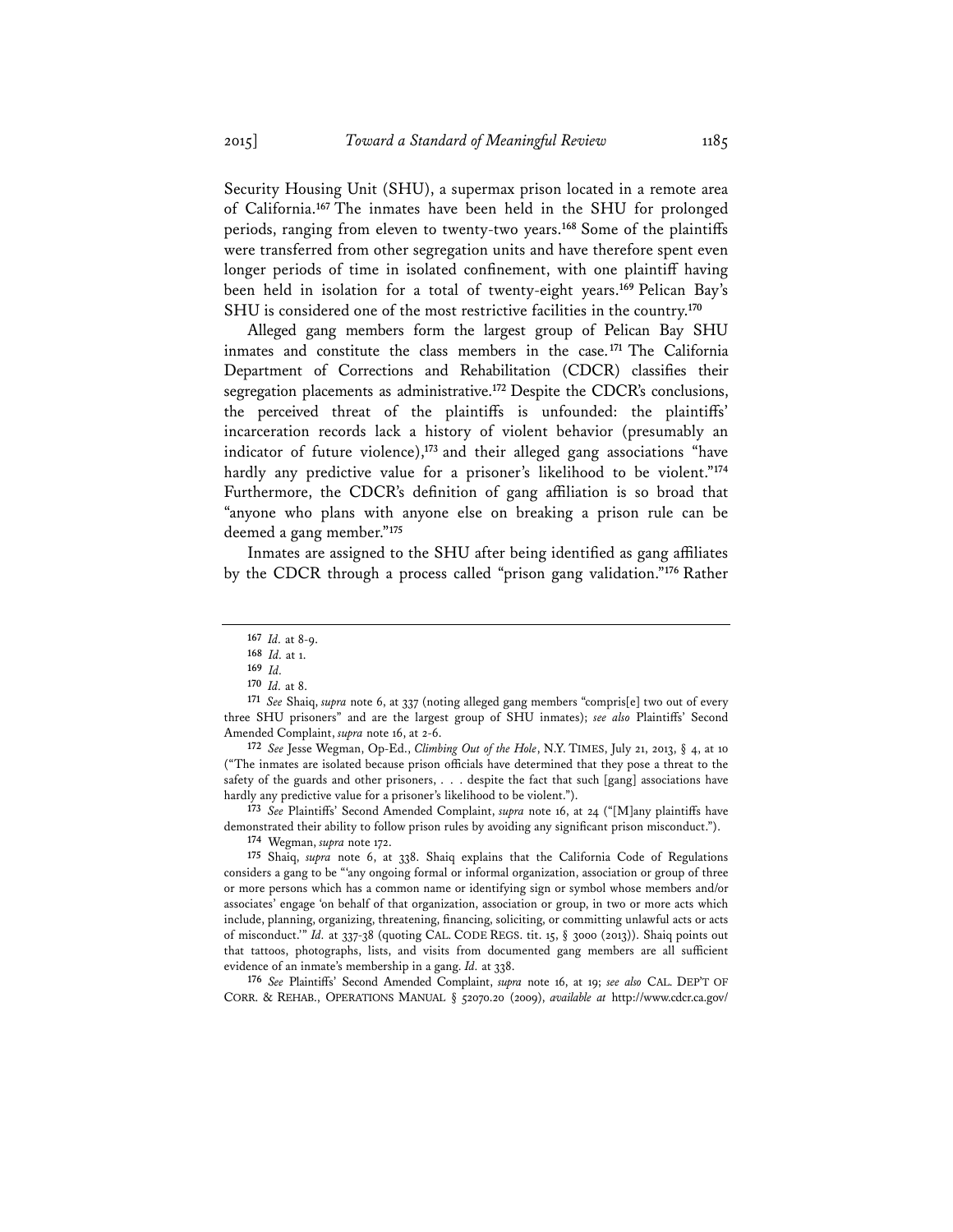Security Housing Unit (SHU), a supermax prison located in a remote area of California.[167] The inmates have been held in the SHU for prolonged periods, ranging from eleven to twenty-two years.[168] Some of the plaintiffs were transferred from other segregation units and have therefore spent even longer periods of time in isolated confinement, with one plaintiff having been held in isolation for a total of twenty-eight years.[169] Pelican Bay's SHU is considered one of the most restrictive facilities in the country.[170]

Alleged gang members form the largest group of Pelican Bay SHU inmates and constitute the class members in the case.[171] The California Department of Corrections and Rehabilitation (CDCR) classifies their segregation placements as administrative.[172] Despite the CDCR's conclusions, the perceived threat of the plaintiffs is unfounded: the plaintiffs' incarceration records lack a history of violent behavior (presumably an indicator of future violence),[173] and their alleged gang associations "have hardly any predictive value for a prisoner's likelihood to be violent."[174] Furthermore, the CDCR's definition of gang affiliation is so broad that "anyone who plans with anyone else on breaking a prison rule can be deemed a gang member."[175]

Inmates are assigned to the SHU after being identified as gang affiliates by the CDCR through a process called "prison gang validation."[176] Rather

---

**167** *Id.* at 8-9.

**168** *Id.* at 1.

**169** *Id.*

**170** *Id.* at 8.

**171** *See* Shaiq, *supra* note 6, at 337 (noting alleged gang members "compris[e] two out of every three SHU prisoners" and are the largest group of SHU inmates); *see also* Plaintiffs' Second Amended Complaint, *supra* note 16, at 2-6.

**172** *See* Jesse Wegman, Op-Ed., *Climbing Out of the Hole*, N.Y. TIMES, July 21, 2013, § 4, at 10 ("The inmates are isolated because prison officials have determined that they pose a threat to the safety of the guards and other prisoners, . . . despite the fact that such [gang] associations have hardly any predictive value for a prisoner's likelihood to be violent.").

**173** *See* Plaintiffs' Second Amended Complaint, *supra* note 16, at 24 ("[M]any plaintiffs have demonstrated their ability to follow prison rules by avoiding any significant prison misconduct.").

**174** Wegman, *supra* note 172.

**175** Shaiq, *supra* note 6, at 338. Shaiq explains that the California Code of Regulations considers a gang to be "'any ongoing formal or informal organization, association or group of three or more persons which has a common name or identifying sign or symbol whose members and/or associates' engage 'on behalf of that organization, association or group, in two or more acts which include, planning, organizing, threatening, financing, soliciting, or committing unlawful acts or acts of misconduct.'" *Id.* at 337-38 (quoting CAL. CODE REGS. tit. 15, § 3000 (2013)). Shaiq points out that tattoos, photographs, lists, and visits from documented gang members are all sufficient evidence of an inmate's membership in a gang. *Id.* at 338.

**176** *See* Plaintiffs' Second Amended Complaint, *supra* note 16, at 19; *see also* CAL. DEP'T OF CORR. & REHAB., OPERATIONS MANUAL § 52070.20 (2009), *available at* http://www.cdcr.ca.gov/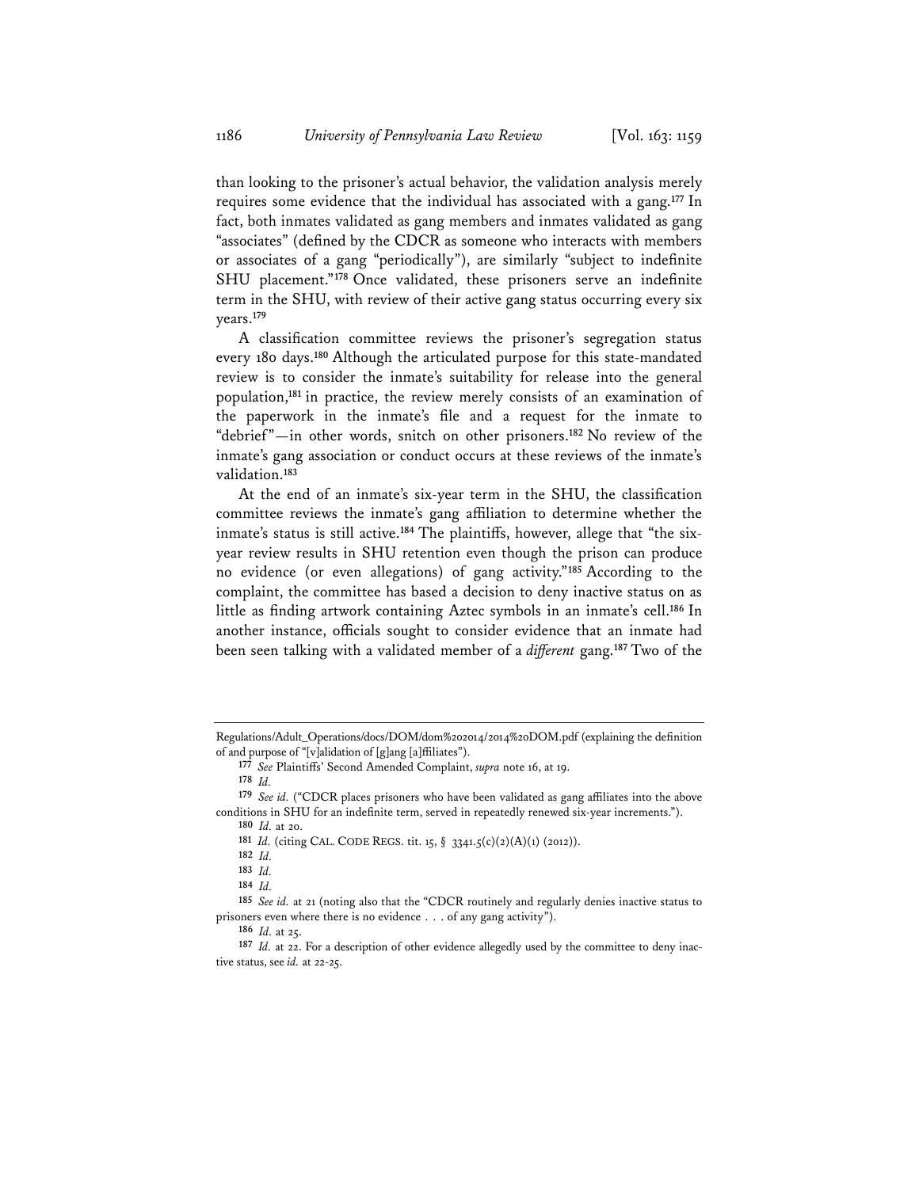than looking to the prisoner's actual behavior, the validation analysis merely requires some evidence that the individual has associated with a gang.[177] In fact, both inmates validated as gang members and inmates validated as gang "associates" (defined by the CDCR as someone who interacts with members or associates of a gang "periodically"), are similarly "subject to indefinite SHU placement."[178] Once validated, these prisoners serve an indefinite term in the SHU, with review of their active gang status occurring every six years.[179]

A classification committee reviews the prisoner's segregation status every 180 days.[180] Although the articulated purpose for this state-mandated review is to consider the inmate's suitability for release into the general population,[181] in practice, the review merely consists of an examination of the paperwork in the inmate's file and a request for the inmate to "debrief"—in other words, snitch on other prisoners.[182] No review of the inmate's gang association or conduct occurs at these reviews of the inmate's validation.[183]

At the end of an inmate's six-year term in the SHU, the classification committee reviews the inmate's gang affiliation to determine whether the inmate's status is still active.[184] The plaintiffs, however, allege that "the six-year review results in SHU retention even though the prison can produce no evidence (or even allegations) of gang activity."[185] According to the complaint, the committee has based a decision to deny inactive status on as little as finding artwork containing Aztec symbols in an inmate's cell.[186] In another instance, officials sought to consider evidence that an inmate had been seen talking with a validated member of a *different* gang.[187] Two of the

---

Regulations/Adult_Operations/docs/DOM/dom%202014/2014%20DOM.pdf (explaining the definition of and purpose of "[v]alidation of [g]ang [a]ffiliates").

[177] *See* Plaintiffs' Second Amended Complaint, *supra* note 16, at 19.

[178] *Id.*

[179] *See id.* ("CDCR places prisoners who have been validated as gang affiliates into the above conditions in SHU for an indefinite term, served in repeatedly renewed six-year increments.").

[180] *Id.* at 20.

[181] *Id.* (citing CAL. CODE REGS. tit. 15, § 3341.5(c)(2)(A)(1) (2012)).

[182] *Id.*

[183] *Id.*

[184] *Id.*

[185] *See id.* at 21 (noting also that the "CDCR routinely and regularly denies inactive status to prisoners even where there is no evidence . . . of any gang activity").

[186] *Id.* at 25.

[187] *Id.* at 22. For a description of other evidence allegedly used by the committee to deny inactive status, see *id.* at 22-25.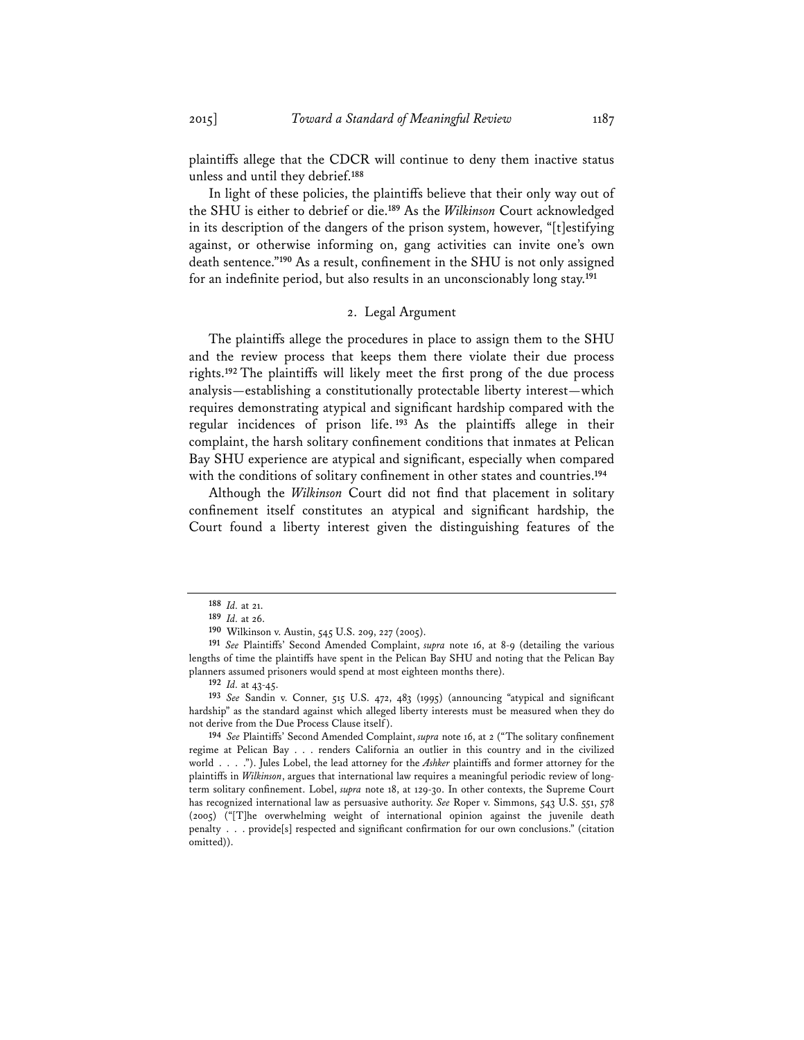plaintiffs allege that the CDCR will continue to deny them inactive status unless and until they debrief.[188]

In light of these policies, the plaintiffs believe that their only way out of the SHU is either to debrief or die.[189] As the *Wilkinson* Court acknowledged in its description of the dangers of the prison system, however, "[t]estifying against, or otherwise informing on, gang activities can invite one's own death sentence."[190] As a result, confinement in the SHU is not only assigned for an indefinite period, but also results in an unconscionably long stay.[191]

### 2. Legal Argument

The plaintiffs allege the procedures in place to assign them to the SHU and the review process that keeps them there violate their due process rights.[192] The plaintiffs will likely meet the first prong of the due process analysis—establishing a constitutionally protectable liberty interest—which requires demonstrating atypical and significant hardship compared with the regular incidences of prison life.[193] As the plaintiffs allege in their complaint, the harsh solitary confinement conditions that inmates at Pelican Bay SHU experience are atypical and significant, especially when compared with the conditions of solitary confinement in other states and countries.[194]

Although the *Wilkinson* Court did not find that placement in solitary confinement itself constitutes an atypical and significant hardship, the Court found a liberty interest given the distinguishing features of the

---

188 *Id.* at 21.

189 *Id.* at 26.

190 Wilkinson v. Austin, 545 U.S. 209, 227 (2005).

191 *See* Plaintiffs' Second Amended Complaint, *supra* note 16, at 8-9 (detailing the various lengths of time the plaintiffs have spent in the Pelican Bay SHU and noting that the Pelican Bay planners assumed prisoners would spend at most eighteen months there).

192 *Id.* at 43-45.

193 *See* Sandin v. Conner, 515 U.S. 472, 483 (1995) (announcing "atypical and significant hardship" as the standard against which alleged liberty interests must be measured when they do not derive from the Due Process Clause itself).

194 *See* Plaintiffs' Second Amended Complaint, *supra* note 16, at 2 ("The solitary confinement regime at Pelican Bay . . . renders California an outlier in this country and in the civilized world . . . ."). Jules Lobel, the lead attorney for the *Ashker* plaintiffs and former attorney for the plaintiffs in *Wilkinson*, argues that international law requires a meaningful periodic review of long-term solitary confinement. Lobel, *supra* note 18, at 129-30. In other contexts, the Supreme Court has recognized international law as persuasive authority. *See* Roper v. Simmons, 543 U.S. 551, 578 (2005) ("[T]he overwhelming weight of international opinion against the juvenile death penalty . . . provide[s] respected and significant confirmation for our own conclusions." (citation omitted)).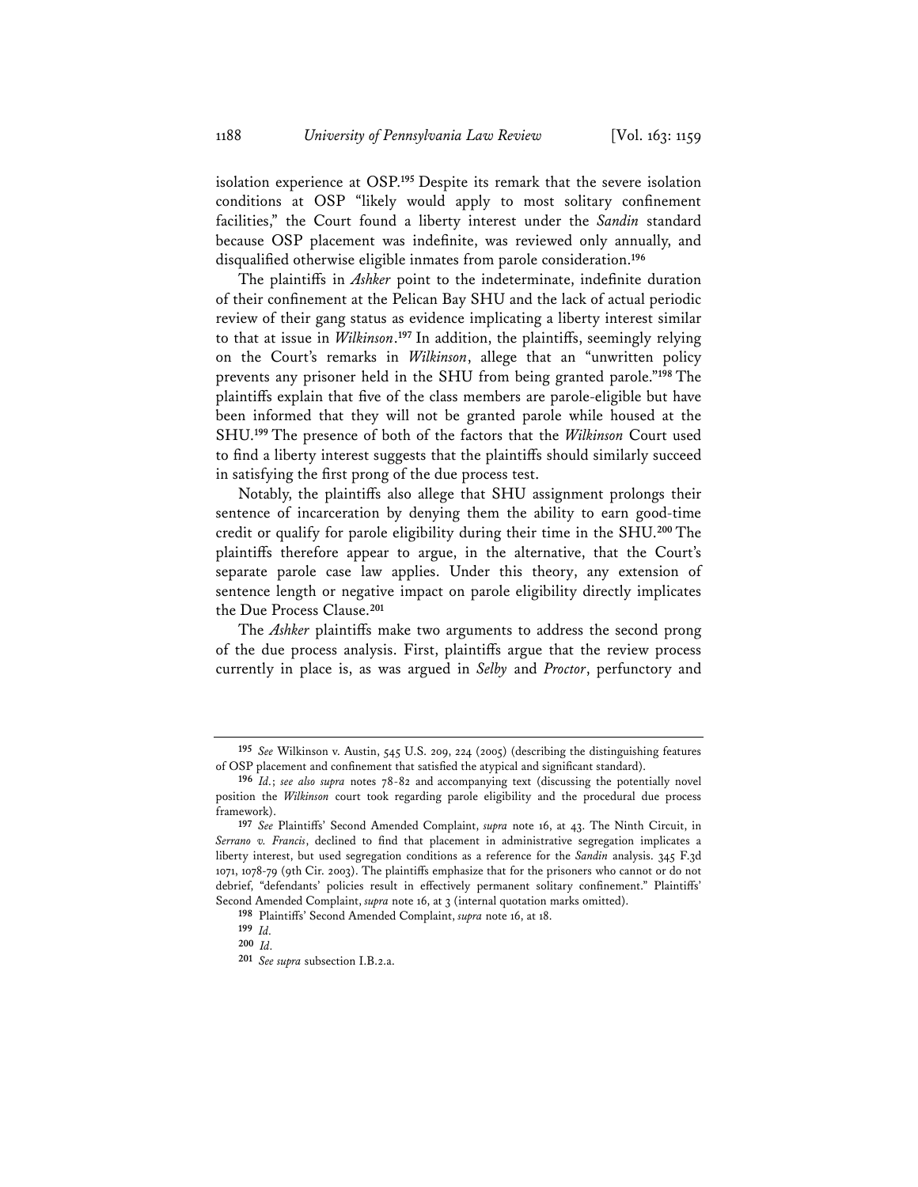isolation experience at OSP.[195] Despite its remark that the severe isolation conditions at OSP "likely would apply to most solitary confinement facilities," the Court found a liberty interest under the *Sandin* standard because OSP placement was indefinite, was reviewed only annually, and disqualified otherwise eligible inmates from parole consideration.[196]

The plaintiffs in *Ashker* point to the indeterminate, indefinite duration of their confinement at the Pelican Bay SHU and the lack of actual periodic review of their gang status as evidence implicating a liberty interest similar to that at issue in *Wilkinson*.[197] In addition, the plaintiffs, seemingly relying on the Court's remarks in *Wilkinson*, allege that an "unwritten policy prevents any prisoner held in the SHU from being granted parole."[198] The plaintiffs explain that five of the class members are parole-eligible but have been informed that they will not be granted parole while housed at the SHU.[199] The presence of both of the factors that the *Wilkinson* Court used to find a liberty interest suggests that the plaintiffs should similarly succeed in satisfying the first prong of the due process test.

Notably, the plaintiffs also allege that SHU assignment prolongs their sentence of incarceration by denying them the ability to earn good-time credit or qualify for parole eligibility during their time in the SHU.[200] The plaintiffs therefore appear to argue, in the alternative, that the Court's separate parole case law applies. Under this theory, any extension of sentence length or negative impact on parole eligibility directly implicates the Due Process Clause.[201]

The *Ashker* plaintiffs make two arguments to address the second prong of the due process analysis. First, plaintiffs argue that the review process currently in place is, as was argued in *Selby* and *Proctor*, perfunctory and

---

195 *See* Wilkinson v. Austin, 545 U.S. 209, 224 (2005) (describing the distinguishing features of OSP placement and confinement that satisfied the atypical and significant standard).

196 *Id.*; *see also supra* notes 78-82 and accompanying text (discussing the potentially novel position the *Wilkinson* court took regarding parole eligibility and the procedural due process framework).

197 *See* Plaintiffs' Second Amended Complaint, *supra* note 16, at 43. The Ninth Circuit, in *Serrano v. Francis*, declined to find that placement in administrative segregation implicates a liberty interest, but used segregation conditions as a reference for the *Sandin* analysis. 345 F.3d 1071, 1078-79 (9th Cir. 2003). The plaintiffs emphasize that for the prisoners who cannot or do not debrief, "defendants' policies result in effectively permanent solitary confinement." Plaintiffs' Second Amended Complaint, *supra* note 16, at 3 (internal quotation marks omitted).

198 Plaintiffs' Second Amended Complaint, *supra* note 16, at 18.

199 *Id.*

200 *Id.*

201 *See supra* subsection I.B.2.a.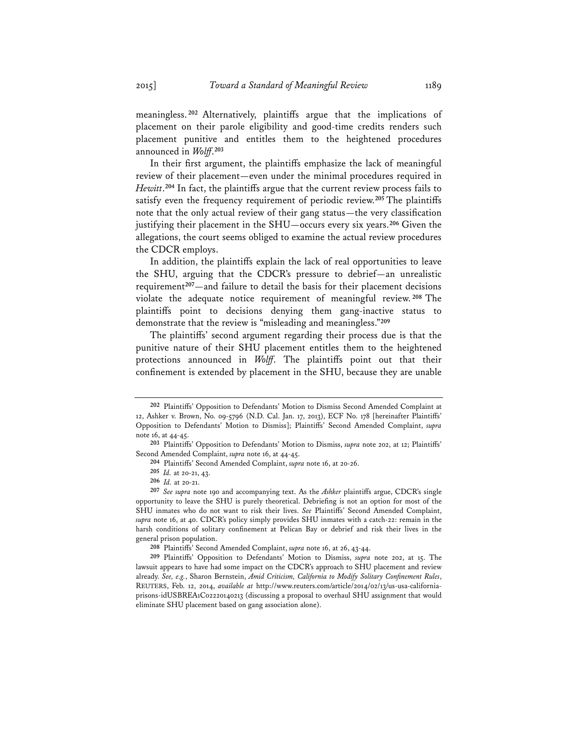meaningless.[202] Alternatively, plaintiffs argue that the implications of placement on their parole eligibility and good-time credits renders such placement punitive and entitles them to the heightened procedures announced in *Wolff*.[203]

In their first argument, the plaintiffs emphasize the lack of meaningful review of their placement—even under the minimal procedures required in *Hewitt*.[204] In fact, the plaintiffs argue that the current review process fails to satisfy even the frequency requirement of periodic review.[205] The plaintiffs note that the only actual review of their gang status—the very classification justifying their placement in the SHU—occurs every six years.[206] Given the allegations, the court seems obliged to examine the actual review procedures the CDCR employs.

In addition, the plaintiffs explain the lack of real opportunities to leave the SHU, arguing that the CDCR's pressure to debrief—an unrealistic requirement[207]—and failure to detail the basis for their placement decisions violate the adequate notice requirement of meaningful review.[208] The plaintiffs point to decisions denying them gang-inactive status to demonstrate that the review is "misleading and meaningless."[209]

The plaintiffs' second argument regarding their process due is that the punitive nature of their SHU placement entitles them to the heightened protections announced in *Wolff*. The plaintiffs point out that their confinement is extended by placement in the SHU, because they are unable

---

[202] Plaintiffs' Opposition to Defendants' Motion to Dismiss Second Amended Complaint at 12, Ashker v. Brown, No. 09-5796 (N.D. Cal. Jan. 17, 2013), ECF No. 178 [hereinafter Plaintiffs' Opposition to Defendants' Motion to Dismiss]; Plaintiffs' Second Amended Complaint, *supra* note 16, at 44-45.

[203] Plaintiffs' Opposition to Defendants' Motion to Dismiss, *supra* note 202, at 12; Plaintiffs' Second Amended Complaint, *supra* note 16, at 44-45.

[204] Plaintiffs' Second Amended Complaint, *supra* note 16, at 20-26.

[205] *Id.* at 20-21, 43.

[206] *Id.* at 20-21.

[207] *See supra* note 190 and accompanying text. As the *Ashker* plaintiffs argue, CDCR's single opportunity to leave the SHU is purely theoretical. Debriefing is not an option for most of the SHU inmates who do not want to risk their lives. *See* Plaintiffs' Second Amended Complaint, *supra* note 16, at 40. CDCR's policy simply provides SHU inmates with a catch-22: remain in the harsh conditions of solitary confinement at Pelican Bay or debrief and risk their lives in the general prison population.

[208] Plaintiffs' Second Amended Complaint, *supra* note 16, at 26, 43-44.

[209] Plaintiffs' Opposition to Defendants' Motion to Dismiss, *supra* note 202, at 15. The lawsuit appears to have had some impact on the CDCR's approach to SHU placement and review already. *See, e.g.*, Sharon Bernstein, *Amid Criticism, California to Modify Solitary Confinement Rules*, REUTERS, Feb. 12, 2014, *available at* http://www.reuters.com/article/2014/02/13/us-usa-california-prisons-idUSBREA1C02220140213 (discussing a proposal to overhaul SHU assignment that would eliminate SHU placement based on gang association alone).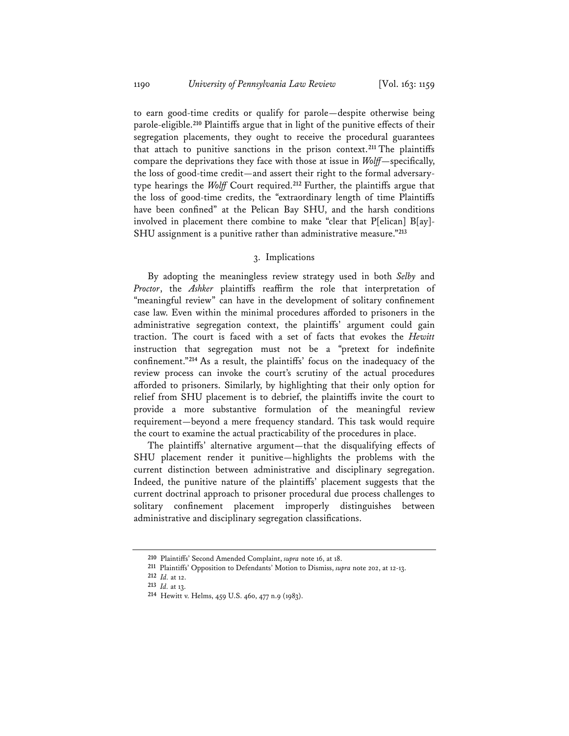to earn good-time credits or qualify for parole—despite otherwise being parole-eligible.[210] Plaintiffs argue that in light of the punitive effects of their segregation placements, they ought to receive the procedural guarantees that attach to punitive sanctions in the prison context.[211] The plaintiffs compare the deprivations they face with those at issue in *Wolff*—specifically, the loss of good-time credit—and assert their right to the formal adversary-type hearings the *Wolff* Court required.[212] Further, the plaintiffs argue that the loss of good-time credits, the "extraordinary length of time Plaintiffs have been confined" at the Pelican Bay SHU, and the harsh conditions involved in placement there combine to make "clear that P[elican] B[ay]-SHU assignment is a punitive rather than administrative measure."[213]

### 3. Implications

By adopting the meaningless review strategy used in both *Selby* and *Proctor*, the *Ashker* plaintiffs reaffirm the role that interpretation of "meaningful review" can have in the development of solitary confinement case law. Even within the minimal procedures afforded to prisoners in the administrative segregation context, the plaintiffs' argument could gain traction. The court is faced with a set of facts that evokes the *Hewitt* instruction that segregation must not be a "pretext for indefinite confinement."[214] As a result, the plaintiffs' focus on the inadequacy of the review process can invoke the court's scrutiny of the actual procedures afforded to prisoners. Similarly, by highlighting that their only option for relief from SHU placement is to debrief, the plaintiffs invite the court to provide a more substantive formulation of the meaningful review requirement—beyond a mere frequency standard. This task would require the court to examine the actual practicability of the procedures in place.

The plaintiffs' alternative argument—that the disqualifying effects of SHU placement render it punitive—highlights the problems with the current distinction between administrative and disciplinary segregation. Indeed, the punitive nature of the plaintiffs' placement suggests that the current doctrinal approach to prisoner procedural due process challenges to solitary confinement placement improperly distinguishes between administrative and disciplinary segregation classifications.

---

[210] Plaintiffs' Second Amended Complaint, *supra* note 16, at 18.

[211] Plaintiffs' Opposition to Defendants' Motion to Dismiss, *supra* note 202, at 12-13.

[212] *Id.* at 12.

[213] *Id.* at 13.

[214] Hewitt v. Helms, 459 U.S. 460, 477 n.9 (1983).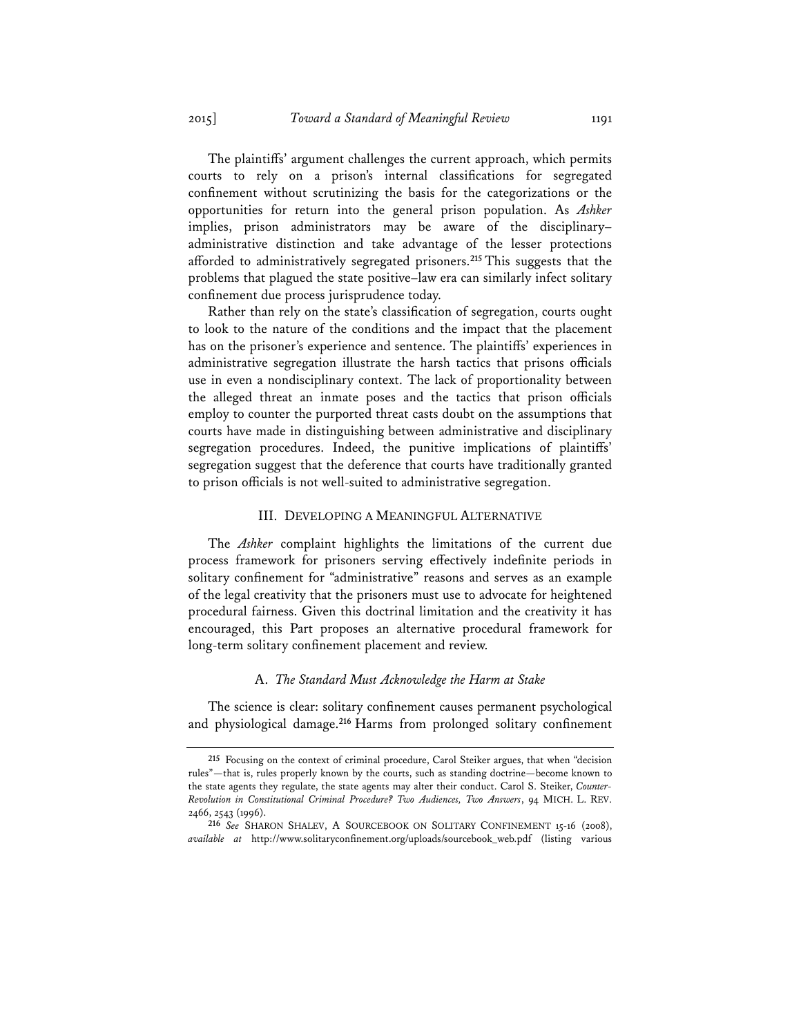The plaintiffs' argument challenges the current approach, which permits courts to rely on a prison's internal classifications for segregated confinement without scrutinizing the basis for the categorizations or the opportunities for return into the general prison population. As *Ashker* implies, prison administrators may be aware of the disciplinary–administrative distinction and take advantage of the lesser protections afforded to administratively segregated prisoners.[215] This suggests that the problems that plagued the state positive–law era can similarly infect solitary confinement due process jurisprudence today.

Rather than rely on the state's classification of segregation, courts ought to look to the nature of the conditions and the impact that the placement has on the prisoner's experience and sentence. The plaintiffs' experiences in administrative segregation illustrate the harsh tactics that prisons officials use in even a nondisciplinary context. The lack of proportionality between the alleged threat an inmate poses and the tactics that prison officials employ to counter the purported threat casts doubt on the assumptions that courts have made in distinguishing between administrative and disciplinary segregation procedures. Indeed, the punitive implications of plaintiffs' segregation suggest that the deference that courts have traditionally granted to prison officials is not well-suited to administrative segregation.

## III. DEVELOPING A MEANINGFUL ALTERNATIVE

The *Ashker* complaint highlights the limitations of the current due process framework for prisoners serving effectively indefinite periods in solitary confinement for "administrative" reasons and serves as an example of the legal creativity that the prisoners must use to advocate for heightened procedural fairness. Given this doctrinal limitation and the creativity it has encouraged, this Part proposes an alternative procedural framework for long-term solitary confinement placement and review.

### A. *The Standard Must Acknowledge the Harm at Stake*

The science is clear: solitary confinement causes permanent psychological and physiological damage.[216] Harms from prolonged solitary confinement

---

[215] Focusing on the context of criminal procedure, Carol Steiker argues, that when "decision rules"—that is, rules properly known by the courts, such as standing doctrine—become known to the state agents they regulate, the state agents may alter their conduct. Carol S. Steiker, *Counter-Revolution in Constitutional Criminal Procedure? Two Audiences, Two Answers*, 94 MICH. L. REV. 2466, 2543 (1996).

[216] *See* SHARON SHALEV, A SOURCEBOOK ON SOLITARY CONFINEMENT 15-16 (2008), *available at* http://www.solitaryconfinement.org/uploads/sourcebook_web.pdf (listing various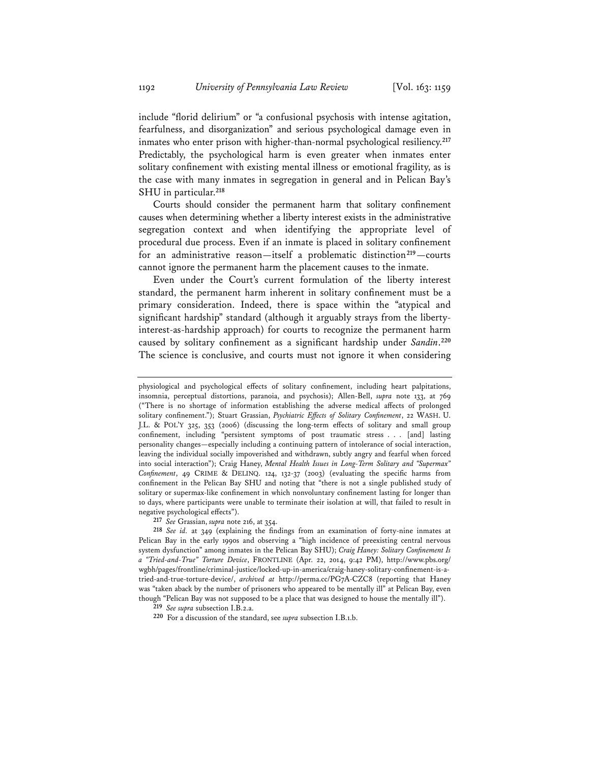include "florid delirium" or "a confusional psychosis with intense agitation, fearfulness, and disorganization" and serious psychological damage even in inmates who enter prison with higher-than-normal psychological resiliency.[217] Predictably, the psychological harm is even greater when inmates enter solitary confinement with existing mental illness or emotional fragility, as is the case with many inmates in segregation in general and in Pelican Bay's SHU in particular.[218]

Courts should consider the permanent harm that solitary confinement causes when determining whether a liberty interest exists in the administrative segregation context and when identifying the appropriate level of procedural due process. Even if an inmate is placed in solitary confinement for an administrative reason—itself a problematic distinction[219]—courts cannot ignore the permanent harm the placement causes to the inmate.

Even under the Court's current formulation of the liberty interest standard, the permanent harm inherent in solitary confinement must be a primary consideration. Indeed, there is space within the "atypical and significant hardship" standard (although it arguably strays from the liberty-interest-as-hardship approach) for courts to recognize the permanent harm caused by solitary confinement as a significant hardship under *Sandin*.[220] The science is conclusive, and courts must not ignore it when considering

---

physiological and psychological effects of solitary confinement, including heart palpitations, insomnia, perceptual distortions, paranoia, and psychosis); Allen-Bell, *supra* note 133, at 769 ("There is no shortage of information establishing the adverse medical affects of prolonged solitary confinement."); Stuart Grassian, *Psychiatric Effects of Solitary Confinement*, 22 WASH. U. J.L. & POL'Y 325, 353 (2006) (discussing the long-term effects of solitary and small group confinement, including "persistent symptoms of post traumatic stress . . . [and] lasting personality changes—especially including a continuing pattern of intolerance of social interaction, leaving the individual socially impoverished and withdrawn, subtly angry and fearful when forced into social interaction"); Craig Haney, *Mental Health Issues in Long-Term Solitary and "Supermax" Confinement*, 49 CRIME & DELINQ. 124, 132-37 (2003) (evaluating the specific harms from confinement in the Pelican Bay SHU and noting that "there is not a single published study of solitary or supermax-like confinement in which nonvoluntary confinement lasting for longer than 10 days, where participants were unable to terminate their isolation at will, that failed to result in negative psychological effects").

[217] *See* Grassian, *supra* note 216, at 354.

[218] *See id.* at 349 (explaining the findings from an examination of forty-nine inmates at Pelican Bay in the early 1990s and observing a "high incidence of preexisting central nervous system dysfunction" among inmates in the Pelican Bay SHU); *Craig Haney: Solitary Confinement Is a "Tried-and-True" Torture Device*, FRONTLINE (Apr. 22, 2014, 9:42 PM), http://www.pbs.org/wgbh/pages/frontline/criminal-justice/locked-up-in-america/craig-haney-solitary-confinement-is-a-tried-and-true-torture-device/, *archived at* http://perma.cc/PG7A-CZC8 (reporting that Haney was "taken aback by the number of prisoners who appeared to be mentally ill" at Pelican Bay, even though "Pelican Bay was not supposed to be a place that was designed to house the mentally ill").

[219] *See supra* subsection I.B.2.a.

[220] For a discussion of the standard, see *supra* subsection I.B.1.b.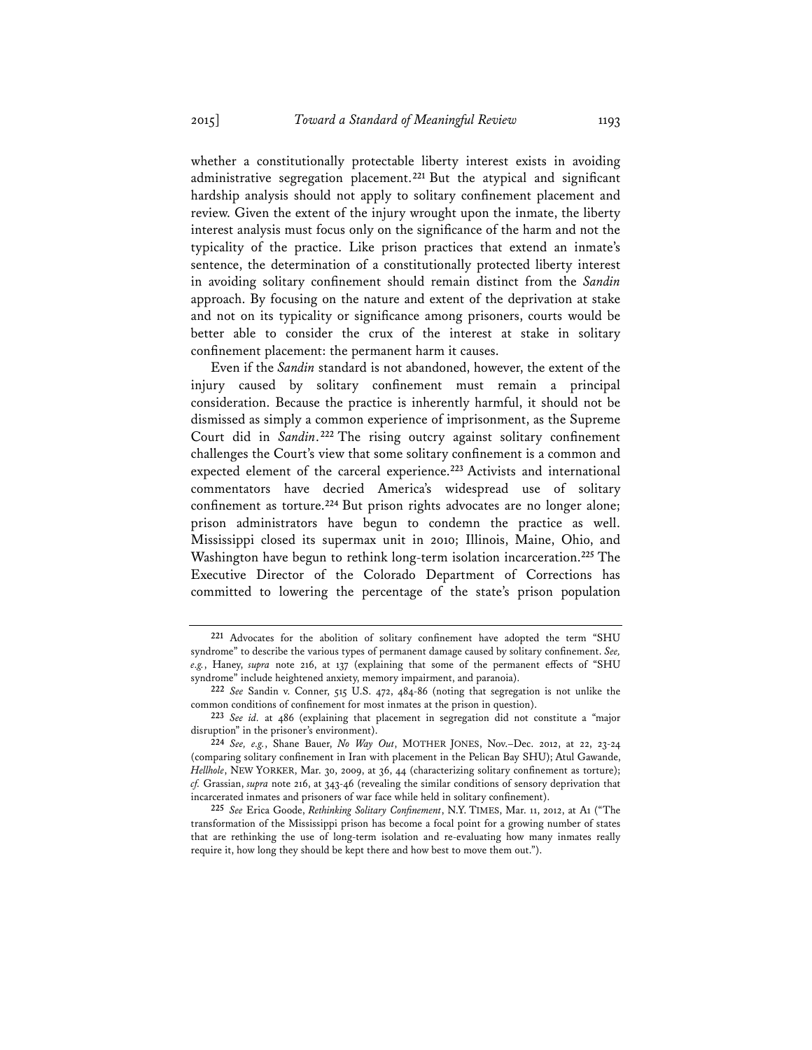whether a constitutionally protectable liberty interest exists in avoiding administrative segregation placement.[221] But the atypical and significant hardship analysis should not apply to solitary confinement placement and review. Given the extent of the injury wrought upon the inmate, the liberty interest analysis must focus only on the significance of the harm and not the typicality of the practice. Like prison practices that extend an inmate's sentence, the determination of a constitutionally protected liberty interest in avoiding solitary confinement should remain distinct from the *Sandin* approach. By focusing on the nature and extent of the deprivation at stake and not on its typicality or significance among prisoners, courts would be better able to consider the crux of the interest at stake in solitary confinement placement: the permanent harm it causes.

Even if the *Sandin* standard is not abandoned, however, the extent of the injury caused by solitary confinement must remain a principal consideration. Because the practice is inherently harmful, it should not be dismissed as simply a common experience of imprisonment, as the Supreme Court did in *Sandin*.[222] The rising outcry against solitary confinement challenges the Court's view that some solitary confinement is a common and expected element of the carceral experience.[223] Activists and international commentators have decried America's widespread use of solitary confinement as torture.[224] But prison rights advocates are no longer alone; prison administrators have begun to condemn the practice as well. Mississippi closed its supermax unit in 2010; Illinois, Maine, Ohio, and Washington have begun to rethink long-term isolation incarceration.[225] The Executive Director of the Colorado Department of Corrections has committed to lowering the percentage of the state's prison population

---

[221] Advocates for the abolition of solitary confinement have adopted the term "SHU syndrome" to describe the various types of permanent damage caused by solitary confinement. *See, e.g.*, Haney, *supra* note 216, at 137 (explaining that some of the permanent effects of "SHU syndrome" include heightened anxiety, memory impairment, and paranoia).

[222] *See* Sandin v. Conner, 515 U.S. 472, 484-86 (noting that segregation is not unlike the common conditions of confinement for most inmates at the prison in question).

[223] *See id.* at 486 (explaining that placement in segregation did not constitute a "major disruption" in the prisoner's environment).

[224] *See, e.g.*, Shane Bauer, *No Way Out*, MOTHER JONES, Nov.–Dec. 2012, at 22, 23-24 (comparing solitary confinement in Iran with placement in the Pelican Bay SHU); Atul Gawande, *Hellhole*, NEW YORKER, Mar. 30, 2009, at 36, 44 (characterizing solitary confinement as torture); *cf.* Grassian, *supra* note 216, at 343-46 (revealing the similar conditions of sensory deprivation that incarcerated inmates and prisoners of war face while held in solitary confinement).

[225] *See* Erica Goode, *Rethinking Solitary Confinement*, N.Y. TIMES, Mar. 11, 2012, at A1 ("The transformation of the Mississippi prison has become a focal point for a growing number of states that are rethinking the use of long-term isolation and re-evaluating how many inmates really require it, how long they should be kept there and how best to move them out.").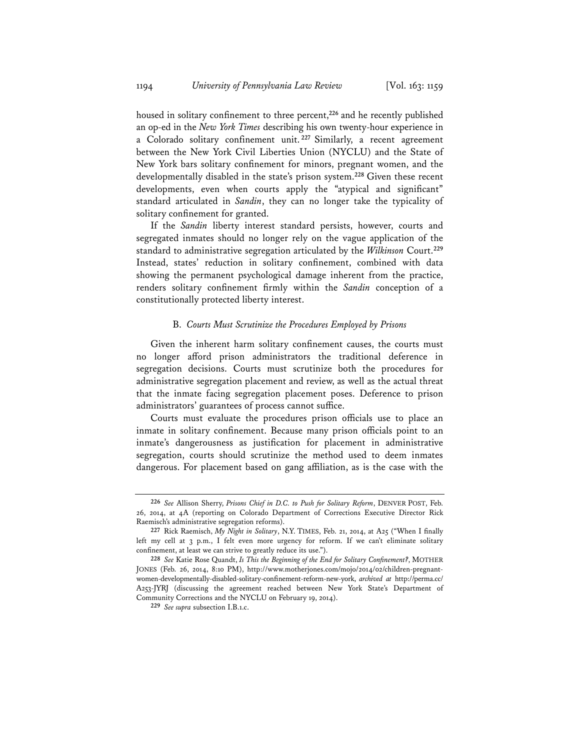housed in solitary confinement to three percent,[226] and he recently published an op-ed in the *New York Times* describing his own twenty-hour experience in a Colorado solitary confinement unit.[227] Similarly, a recent agreement between the New York Civil Liberties Union (NYCLU) and the State of New York bars solitary confinement for minors, pregnant women, and the developmentally disabled in the state's prison system.[228] Given these recent developments, even when courts apply the "atypical and significant" standard articulated in *Sandin*, they can no longer take the typicality of solitary confinement for granted.

If the *Sandin* liberty interest standard persists, however, courts and segregated inmates should no longer rely on the vague application of the standard to administrative segregation articulated by the *Wilkinson* Court.[229] Instead, states' reduction in solitary confinement, combined with data showing the permanent psychological damage inherent from the practice, renders solitary confinement firmly within the *Sandin* conception of a constitutionally protected liberty interest.

### B. *Courts Must Scrutinize the Procedures Employed by Prisons*

Given the inherent harm solitary confinement causes, the courts must no longer afford prison administrators the traditional deference in segregation decisions. Courts must scrutinize both the procedures for administrative segregation placement and review, as well as the actual threat that the inmate facing segregation placement poses. Deference to prison administrators' guarantees of process cannot suffice.

Courts must evaluate the procedures prison officials use to place an inmate in solitary confinement. Because many prison officials point to an inmate's dangerousness as justification for placement in administrative segregation, courts should scrutinize the method used to deem inmates dangerous. For placement based on gang affiliation, as is the case with the

---

226 *See* Allison Sherry, *Prisons Chief in D.C. to Push for Solitary Reform*, DENVER POST, Feb. 26, 2014, at 4A (reporting on Colorado Department of Corrections Executive Director Rick Raemisch's administrative segregation reforms).

227 Rick Raemisch, *My Night in Solitary*, N.Y. TIMES, Feb. 21, 2014, at A25 ("When I finally left my cell at 3 p.m., I felt even more urgency for reform. If we can't eliminate solitary confinement, at least we can strive to greatly reduce its use.").

228 *See* Katie Rose Quandt, *Is This the Beginning of the End for Solitary Confinement?*, MOTHER JONES (Feb. 26, 2014, 8:10 PM), http://www.motherjones.com/mojo/2014/02/children-pregnant-women-developmentally-disabled-solitary-confinement-reform-new-york, *archived at* http://perma.cc/A253-JYRJ (discussing the agreement reached between New York State's Department of Community Corrections and the NYCLU on February 19, 2014).

229 *See supra* subsection I.B.1.c.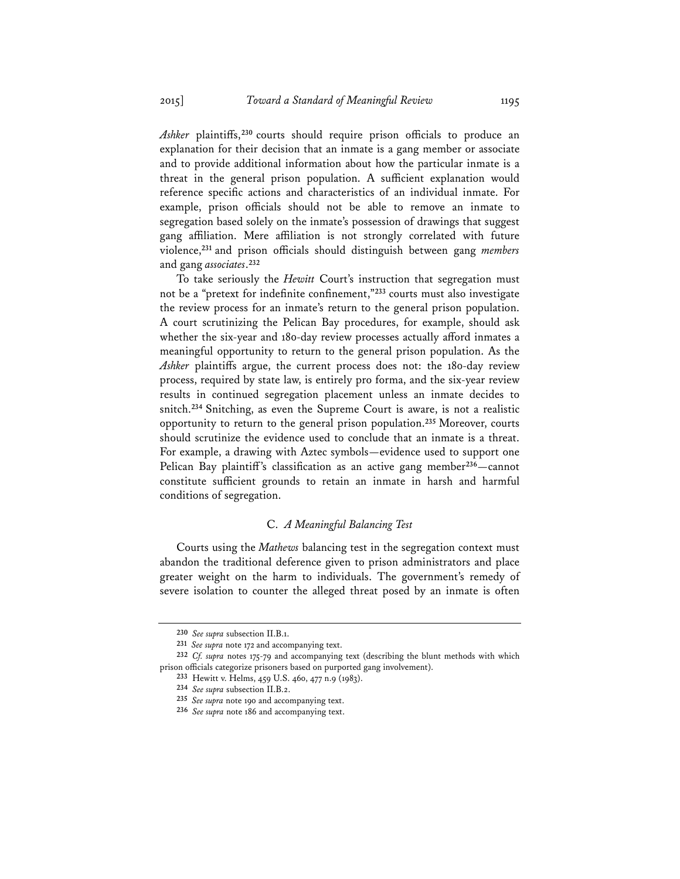*Ashker* plaintiffs,[230] courts should require prison officials to produce an explanation for their decision that an inmate is a gang member or associate and to provide additional information about how the particular inmate is a threat in the general prison population. A sufficient explanation would reference specific actions and characteristics of an individual inmate. For example, prison officials should not be able to remove an inmate to segregation based solely on the inmate's possession of drawings that suggest gang affiliation. Mere affiliation is not strongly correlated with future violence,[231] and prison officials should distinguish between gang *members* and gang *associates*.[232]

To take seriously the *Hewitt* Court's instruction that segregation must not be a "pretext for indefinite confinement,"[233] courts must also investigate the review process for an inmate's return to the general prison population. A court scrutinizing the Pelican Bay procedures, for example, should ask whether the six-year and 180-day review processes actually afford inmates a meaningful opportunity to return to the general prison population. As the *Ashker* plaintiffs argue, the current process does not: the 180-day review process, required by state law, is entirely pro forma, and the six-year review results in continued segregation placement unless an inmate decides to snitch.[234] Snitching, as even the Supreme Court is aware, is not a realistic opportunity to return to the general prison population.[235] Moreover, courts should scrutinize the evidence used to conclude that an inmate is a threat. For example, a drawing with Aztec symbols—evidence used to support one Pelican Bay plaintiff's classification as an active gang member[236]—cannot constitute sufficient grounds to retain an inmate in harsh and harmful conditions of segregation.

### C. *A Meaningful Balancing Test*

Courts using the *Mathews* balancing test in the segregation context must abandon the traditional deference given to prison administrators and place greater weight on the harm to individuals. The government's remedy of severe isolation to counter the alleged threat posed by an inmate is often

---

230 *See supra* subsection II.B.1.

231 *See supra* note 172 and accompanying text.

232 *Cf. supra* notes 175-79 and accompanying text (describing the blunt methods with which prison officials categorize prisoners based on purported gang involvement).

233 Hewitt v. Helms, 459 U.S. 460, 477 n.9 (1983).

234 *See supra* subsection II.B.2.

235 *See supra* note 190 and accompanying text.

236 *See supra* note 186 and accompanying text.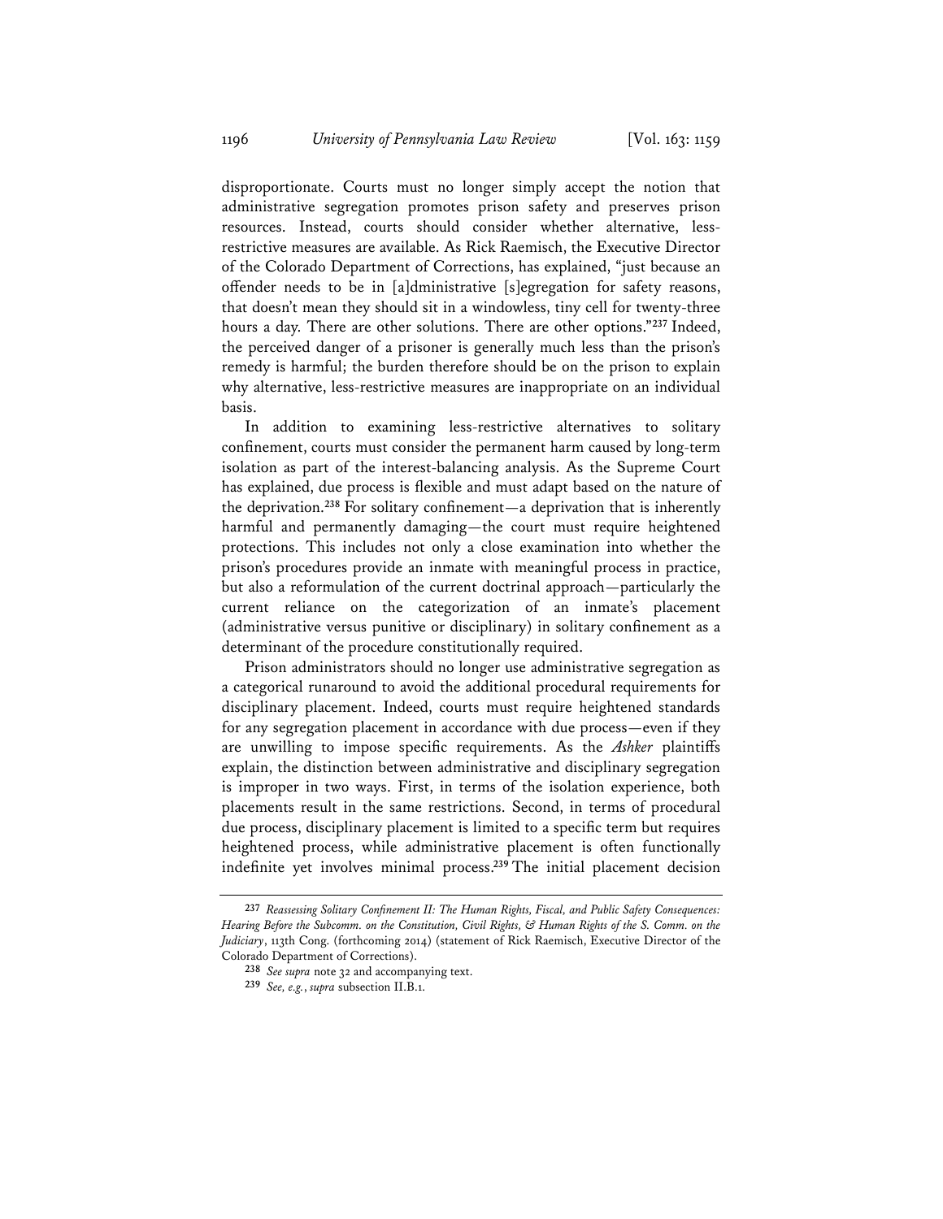disproportionate. Courts must no longer simply accept the notion that administrative segregation promotes prison safety and preserves prison resources. Instead, courts should consider whether alternative, less-restrictive measures are available. As Rick Raemisch, the Executive Director of the Colorado Department of Corrections, has explained, "just because an offender needs to be in [a]dministrative [s]egregation for safety reasons, that doesn't mean they should sit in a windowless, tiny cell for twenty-three hours a day. There are other solutions. There are other options."[237] Indeed, the perceived danger of a prisoner is generally much less than the prison's remedy is harmful; the burden therefore should be on the prison to explain why alternative, less-restrictive measures are inappropriate on an individual basis.

In addition to examining less-restrictive alternatives to solitary confinement, courts must consider the permanent harm caused by long-term isolation as part of the interest-balancing analysis. As the Supreme Court has explained, due process is flexible and must adapt based on the nature of the deprivation.[238] For solitary confinement—a deprivation that is inherently harmful and permanently damaging—the court must require heightened protections. This includes not only a close examination into whether the prison's procedures provide an inmate with meaningful process in practice, but also a reformulation of the current doctrinal approach—particularly the current reliance on the categorization of an inmate's placement (administrative versus punitive or disciplinary) in solitary confinement as a determinant of the procedure constitutionally required.

Prison administrators should no longer use administrative segregation as a categorical runaround to avoid the additional procedural requirements for disciplinary placement. Indeed, courts must require heightened standards for any segregation placement in accordance with due process—even if they are unwilling to impose specific requirements. As the *Ashker* plaintiffs explain, the distinction between administrative and disciplinary segregation is improper in two ways. First, in terms of the isolation experience, both placements result in the same restrictions. Second, in terms of procedural due process, disciplinary placement is limited to a specific term but requires heightened process, while administrative placement is often functionally indefinite yet involves minimal process.[239] The initial placement decision

---

237 *Reassessing Solitary Confinement II: The Human Rights, Fiscal, and Public Safety Consequences: Hearing Before the Subcomm. on the Constitution, Civil Rights, & Human Rights of the S. Comm. on the Judiciary*, 113th Cong. (forthcoming 2014) (statement of Rick Raemisch, Executive Director of the Colorado Department of Corrections).

238 *See supra* note 32 and accompanying text.

239 *See, e.g.*, *supra* subsection II.B.1.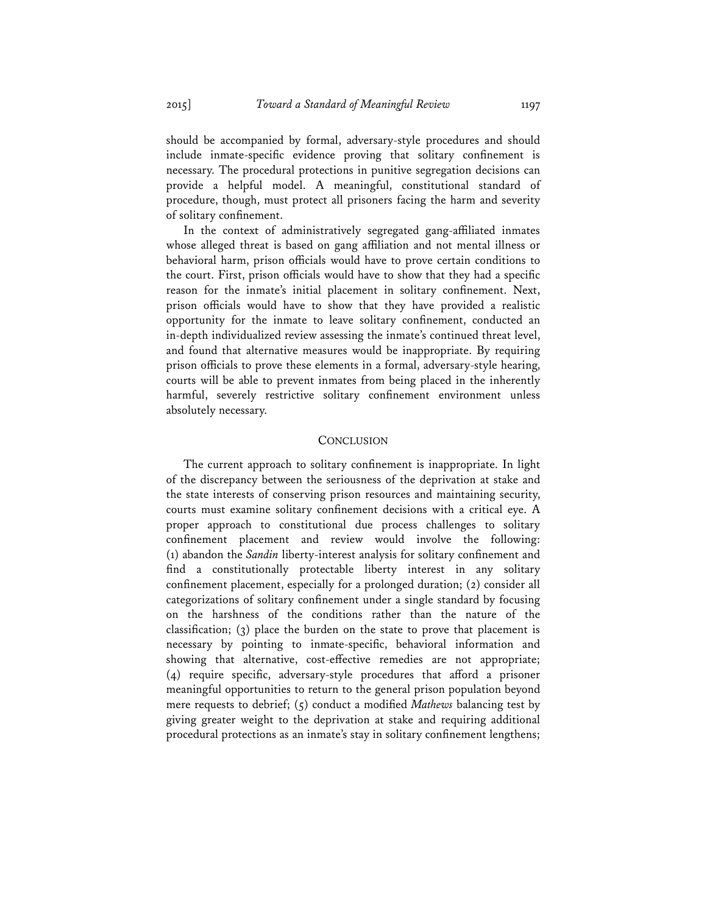should be accompanied by formal, adversary-style procedures and should include inmate-specific evidence proving that solitary confinement is necessary. The procedural protections in punitive segregation decisions can provide a helpful model. A meaningful, constitutional standard of procedure, though, must protect all prisoners facing the harm and severity of solitary confinement.

In the context of administratively segregated gang-affiliated inmates whose alleged threat is based on gang affiliation and not mental illness or behavioral harm, prison officials would have to prove certain conditions to the court. First, prison officials would have to show that they had a specific reason for the inmate's initial placement in solitary confinement. Next, prison officials would have to show that they have provided a realistic opportunity for the inmate to leave solitary confinement, conducted an in-depth individualized review assessing the inmate's continued threat level, and found that alternative measures would be inappropriate. By requiring prison officials to prove these elements in a formal, adversary-style hearing, courts will be able to prevent inmates from being placed in the inherently harmful, severely restrictive solitary confinement environment unless absolutely necessary.

## CONCLUSION

The current approach to solitary confinement is inappropriate. In light of the discrepancy between the seriousness of the deprivation at stake and the state interests of conserving prison resources and maintaining security, courts must examine solitary confinement decisions with a critical eye. A proper approach to constitutional due process challenges to solitary confinement placement and review would involve the following: (1) abandon the *Sandin* liberty-interest analysis for solitary confinement and find a constitutionally protectable liberty interest in any solitary confinement placement, especially for a prolonged duration; (2) consider all categorizations of solitary confinement under a single standard by focusing on the harshness of the conditions rather than the nature of the classification; (3) place the burden on the state to prove that placement is necessary by pointing to inmate-specific, behavioral information and showing that alternative, cost-effective remedies are not appropriate; (4) require specific, adversary-style procedures that afford a prisoner meaningful opportunities to return to the general prison population beyond mere requests to debrief; (5) conduct a modified *Mathews* balancing test by giving greater weight to the deprivation at stake and requiring additional procedural protections as an inmate's stay in solitary confinement lengthens;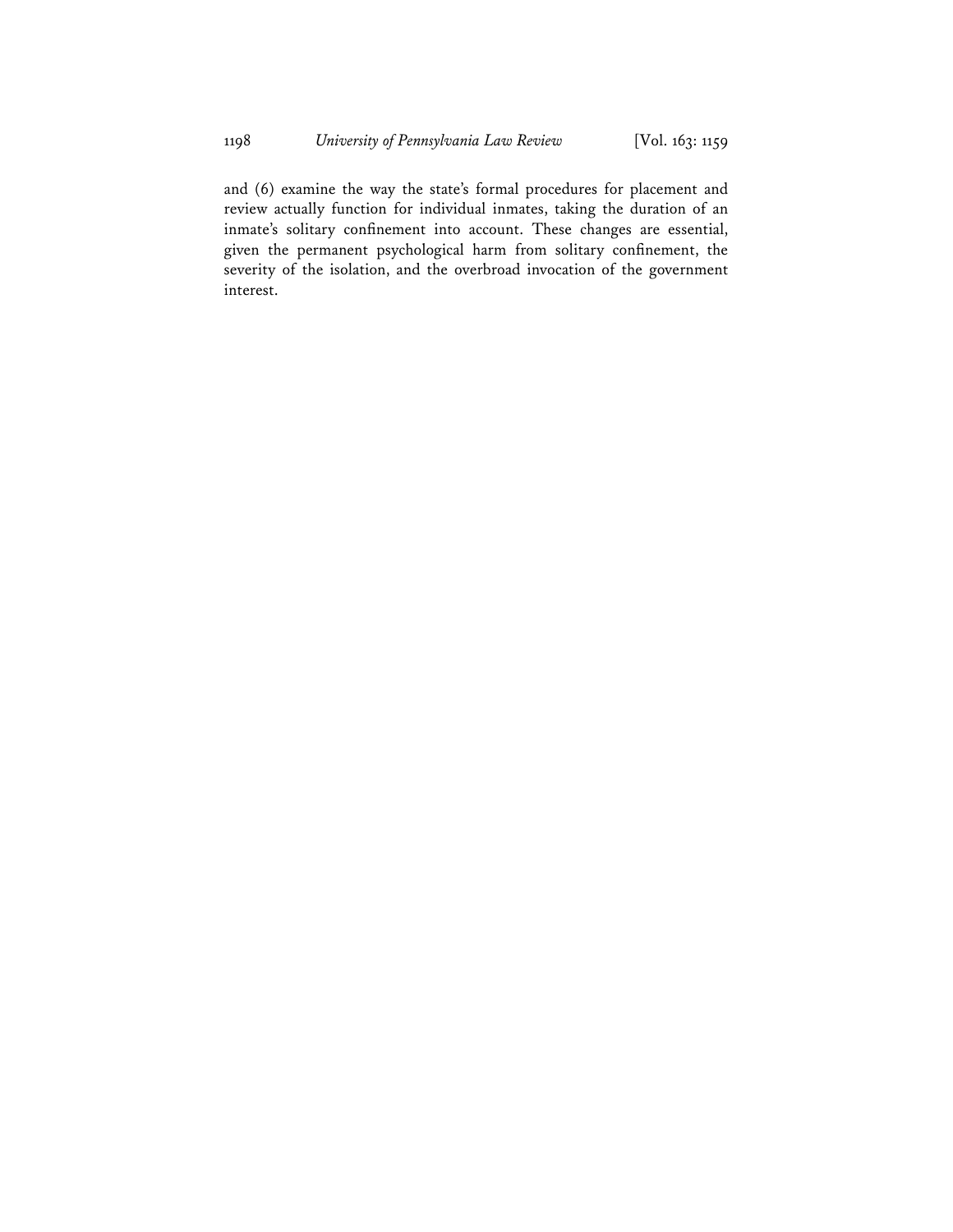and (6) examine the way the state's formal procedures for placement and review actually function for individual inmates, taking the duration of an inmate's solitary confinement into account. These changes are essential, given the permanent psychological harm from solitary confinement, the severity of the isolation, and the overbroad invocation of the government interest.